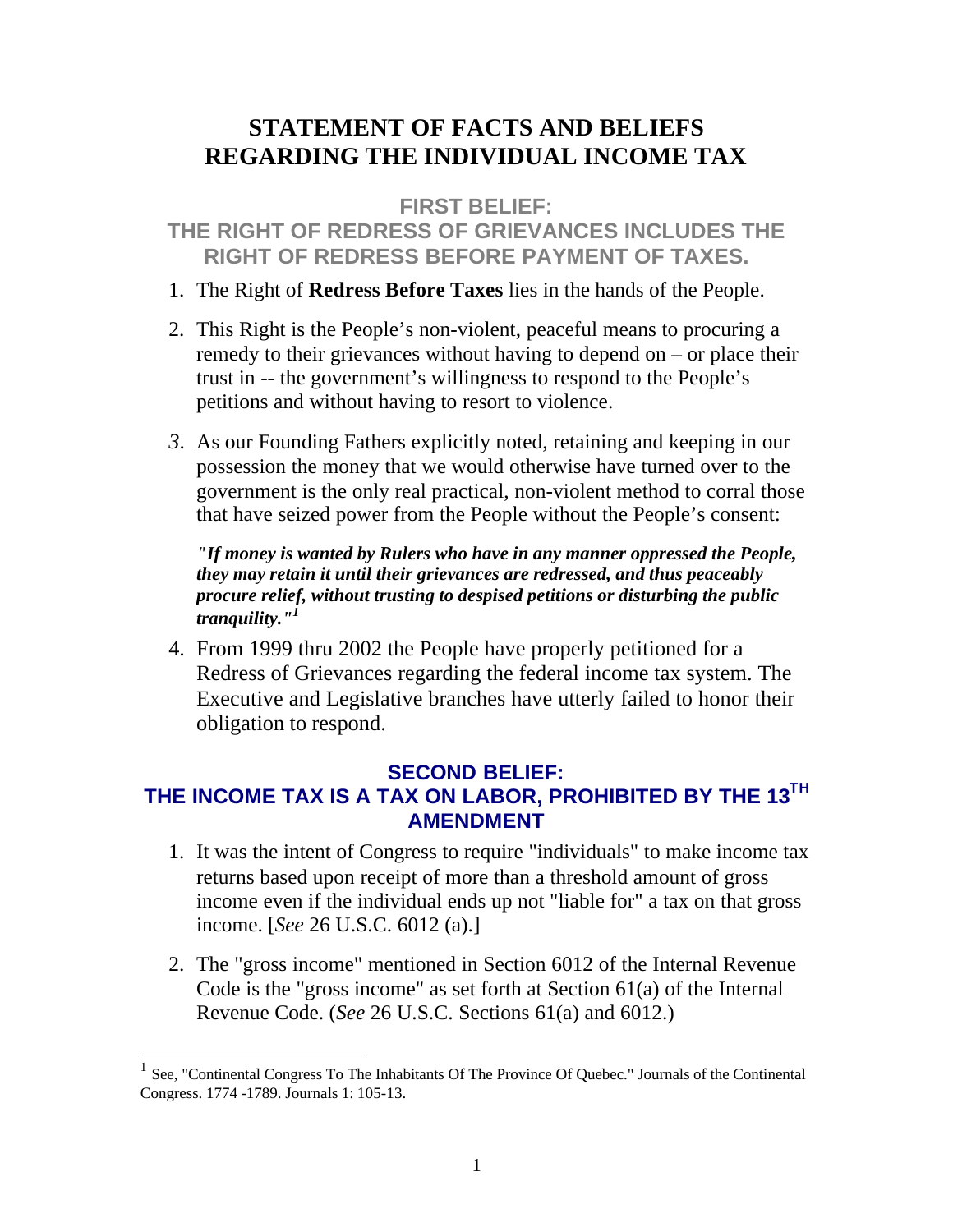# STATEMENT OF FACTS AND BELIEFS REGARDING THE INDIVIDUAL INCOME TAX

## FIRST BELIEF: THE RIGHT OF REDRESS OF GRIEVANCES INCLUDES THE RIGHT OF REDRESS BEFORE PAYMENT OF TAXES.

1. The Right of **Redress Before Taxes** lies in the hands of the People.

2. This Right is the People's non-violent, peaceful means to procuring a remedy to their grievances without having to depend on – or place their trust in -- the government's willingness to respond to the People's petitions and without having to resort to violence.

3. As our Founding Fathers explicitly noted, retaining and keeping in our possession the money that we would otherwise have turned over to the government is the only real practical, non-violent method to corral those that have seized power from the People without the People's consent:

   ***"If money is wanted by Rulers who have in any manner oppressed the People, they may retain it until their grievances are redressed, and thus peaceably procure relief, without trusting to despised petitions or disturbing the public tranquility."[1]***

4. From 1999 thru 2002 the People have properly petitioned for a Redress of Grievances regarding the federal income tax system. The Executive and Legislative branches have utterly failed to honor their obligation to respond.

## SECOND BELIEF: THE INCOME TAX IS A TAX ON LABOR, PROHIBITED BY THE 13TH AMENDMENT

1. It was the intent of Congress to require "individuals" to make income tax returns based upon receipt of more than a threshold amount of gross income even if the individual ends up not "liable for" a tax on that gross income. [*See* 26 U.S.C. 6012 (a).]

2. The "gross income" mentioned in Section 6012 of the Internal Revenue Code is the "gross income" as set forth at Section 61(a) of the Internal Revenue Code. (*See* 26 U.S.C. Sections 61(a) and 6012.)

---

[1] See, "Continental Congress To The Inhabitants Of The Province Of Quebec." Journals of the Continental Congress. 1774 -1789. Journals 1: 105-13.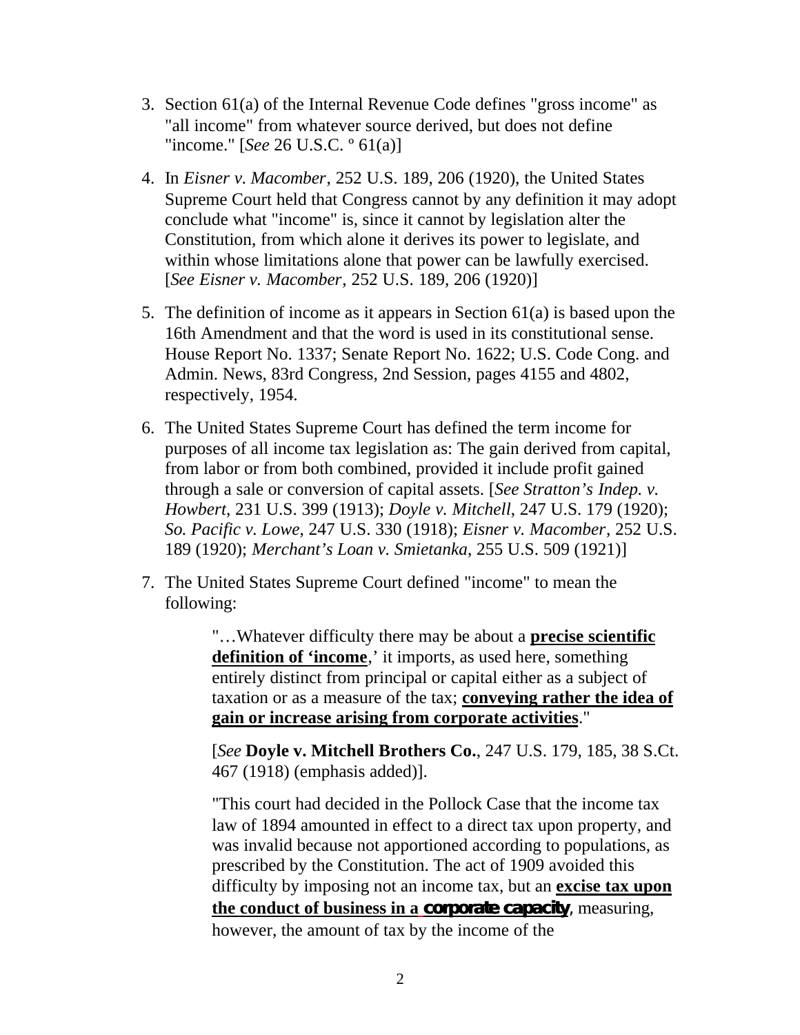3. Section 61(a) of the Internal Revenue Code defines "gross income" as "all income" from whatever source derived, but does not define "income." [*See* 26 U.S.C. º 61(a)]

4. In *Eisner v. Macomber*, 252 U.S. 189, 206 (1920), the United States Supreme Court held that Congress cannot by any definition it may adopt conclude what "income" is, since it cannot by legislation alter the Constitution, from which alone it derives its power to legislate, and within whose limitations alone that power can be lawfully exercised. [*See Eisner v. Macomber*, 252 U.S. 189, 206 (1920)]

5. The definition of income as it appears in Section 61(a) is based upon the 16th Amendment and that the word is used in its constitutional sense. House Report No. 1337; Senate Report No. 1622; U.S. Code Cong. and Admin. News, 83rd Congress, 2nd Session, pages 4155 and 4802, respectively, 1954.

6. The United States Supreme Court has defined the term income for purposes of all income tax legislation as: The gain derived from capital, from labor or from both combined, provided it include profit gained through a sale or conversion of capital assets. [*See Stratton's Indep. v. Howbert*, 231 U.S. 399 (1913); *Doyle v. Mitchell*, 247 U.S. 179 (1920); *So. Pacific v. Lowe*, 247 U.S. 330 (1918); *Eisner v. Macomber*, 252 U.S. 189 (1920); *Merchant's Loan v. Smietanka*, 255 U.S. 509 (1921)]

7. The United States Supreme Court defined "income" to mean the following:

> "…Whatever difficulty there may be about a **<u>precise scientific definition of 'income</u>**,' it imports, as used here, something entirely distinct from principal or capital either as a subject of taxation or as a measure of the tax; **<u>conveying rather the idea of gain or increase arising from corporate activities</u>**."
>
> [*See* **Doyle v. Mitchell Brothers Co.**, 247 U.S. 179, 185, 38 S.Ct. 467 (1918) (emphasis added)].
>
> "This court had decided in the Pollock Case that the income tax law of 1894 amounted in effect to a direct tax upon property, and was invalid because not apportioned according to populations, as prescribed by the Constitution. The act of 1909 avoided this difficulty by imposing not an income tax, but an **<u>excise tax upon the conduct of business in a corporate capacity</u>**, measuring, however, the amount of tax by the income of the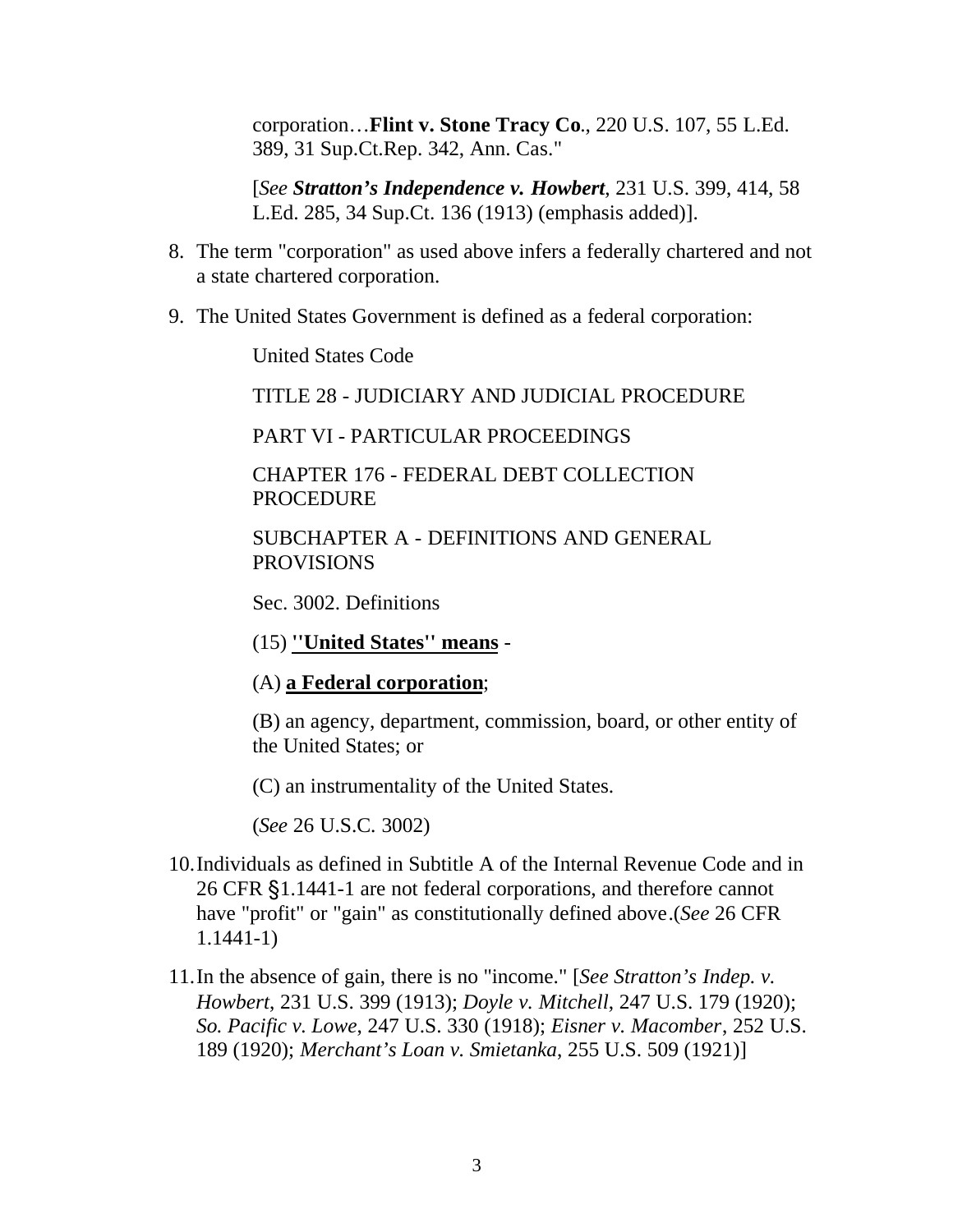> corporation…**Flint v. Stone Tracy Co**., 220 U.S. 107, 55 L.Ed. 389, 31 Sup.Ct.Rep. 342, Ann. Cas."
>
> [*See* ***Stratton's Independence v. Howbert***, 231 U.S. 399, 414, 58 L.Ed. 285, 34 Sup.Ct. 136 (1913) (emphasis added)].

8. The term "corporation" as used above infers a federally chartered and not a state chartered corporation.

9. The United States Government is defined as a federal corporation:

   > United States Code
   >
   > TITLE 28 - JUDICIARY AND JUDICIAL PROCEDURE
   >
   > PART VI - PARTICULAR PROCEEDINGS
   >
   > CHAPTER 176 - FEDERAL DEBT COLLECTION PROCEDURE
   >
   > SUBCHAPTER A - DEFINITIONS AND GENERAL PROVISIONS
   >
   > Sec. 3002. Definitions
   >
   > (15) <u>**''United States'' means**</u> -
   >
   > (A) <u>**a Federal corporation**</u>;
   >
   > (B) an agency, department, commission, board, or other entity of the United States; or
   >
   > (C) an instrumentality of the United States.
   >
   > (*See* 26 U.S.C. 3002)

10. Individuals as defined in Subtitle A of the Internal Revenue Code and in 26 CFR §1.1441-1 are not federal corporations, and therefore cannot have "profit" or "gain" as constitutionally defined above.(*See* 26 CFR 1.1441-1)

11. In the absence of gain, there is no "income." [*See Stratton's Indep. v. Howbert*, 231 U.S. 399 (1913); *Doyle v. Mitchell*, 247 U.S. 179 (1920); *So. Pacific v. Lowe*, 247 U.S. 330 (1918); *Eisner v. Macomber*, 252 U.S. 189 (1920); *Merchant's Loan v. Smietanka*, 255 U.S. 509 (1921)]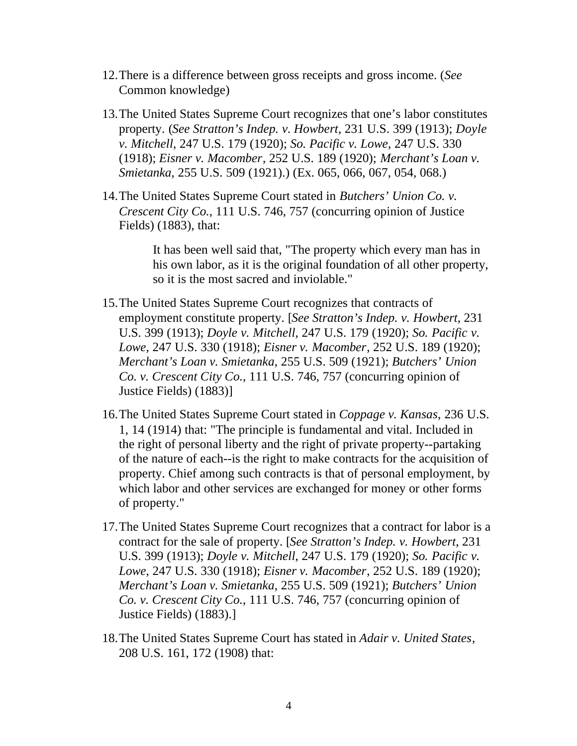12. There is a difference between gross receipts and gross income. (*See* Common knowledge)

13. The United States Supreme Court recognizes that one's labor constitutes property. (*See Stratton's Indep. v. Howbert*, 231 U.S. 399 (1913); *Doyle v. Mitchell*, 247 U.S. 179 (1920); *So. Pacific v. Lowe*, 247 U.S. 330 (1918); *Eisner v. Macomber*, 252 U.S. 189 (1920); *Merchant's Loan v. Smietanka*, 255 U.S. 509 (1921).) (Ex. 065, 066, 067, 054, 068.)

14. The United States Supreme Court stated in *Butchers' Union Co. v. Crescent City Co.*, 111 U.S. 746, 757 (concurring opinion of Justice Fields) (1883), that:

    > It has been well said that, "The property which every man has in his own labor, as it is the original foundation of all other property, so it is the most sacred and inviolable."

15. The United States Supreme Court recognizes that contracts of employment constitute property. [*See Stratton's Indep. v. Howbert*, 231 U.S. 399 (1913); *Doyle v. Mitchell*, 247 U.S. 179 (1920); *So. Pacific v. Lowe*, 247 U.S. 330 (1918); *Eisner v. Macomber*, 252 U.S. 189 (1920); *Merchant's Loan v. Smietanka*, 255 U.S. 509 (1921); *Butchers' Union Co. v. Crescent City Co.*, 111 U.S. 746, 757 (concurring opinion of Justice Fields) (1883)]

16. The United States Supreme Court stated in *Coppage v. Kansas*, 236 U.S. 1, 14 (1914) that: "The principle is fundamental and vital. Included in the right of personal liberty and the right of private property--partaking of the nature of each--is the right to make contracts for the acquisition of property. Chief among such contracts is that of personal employment, by which labor and other services are exchanged for money or other forms of property."

17. The United States Supreme Court recognizes that a contract for labor is a contract for the sale of property. [*See Stratton's Indep. v. Howbert*, 231 U.S. 399 (1913); *Doyle v. Mitchell*, 247 U.S. 179 (1920); *So. Pacific v. Lowe*, 247 U.S. 330 (1918); *Eisner v. Macomber*, 252 U.S. 189 (1920); *Merchant's Loan v. Smietanka*, 255 U.S. 509 (1921); *Butchers' Union Co. v. Crescent City Co.*, 111 U.S. 746, 757 (concurring opinion of Justice Fields) (1883).]

18. The United States Supreme Court has stated in *Adair v. United States*, 208 U.S. 161, 172 (1908) that: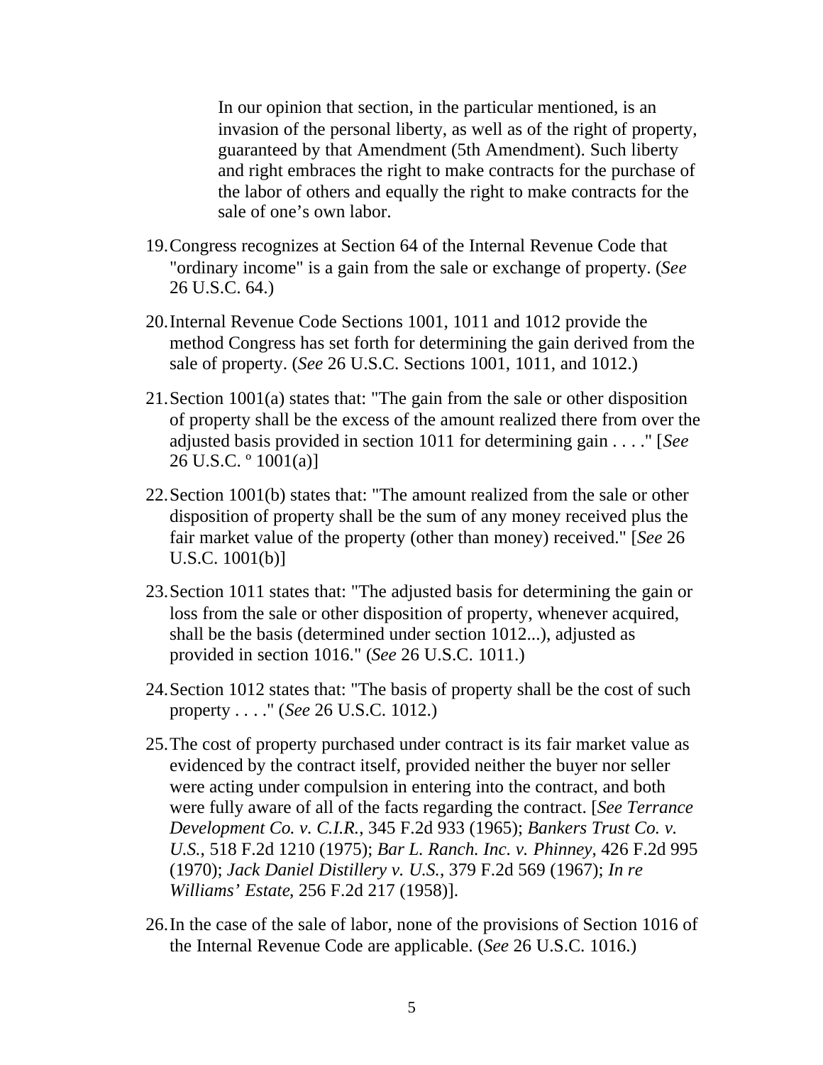> In our opinion that section, in the particular mentioned, is an invasion of the personal liberty, as well as of the right of property, guaranteed by that Amendment (5th Amendment). Such liberty and right embraces the right to make contracts for the purchase of the labor of others and equally the right to make contracts for the sale of one's own labor.

19. Congress recognizes at Section 64 of the Internal Revenue Code that "ordinary income" is a gain from the sale or exchange of property. (*See* 26 U.S.C. 64.)

20. Internal Revenue Code Sections 1001, 1011 and 1012 provide the method Congress has set forth for determining the gain derived from the sale of property. (*See* 26 U.S.C. Sections 1001, 1011, and 1012.)

21. Section 1001(a) states that: "The gain from the sale or other disposition of property shall be the excess of the amount realized there from over the adjusted basis provided in section 1011 for determining gain . . . ." [*See* 26 U.S.C. º 1001(a)]

22. Section 1001(b) states that: "The amount realized from the sale or other disposition of property shall be the sum of any money received plus the fair market value of the property (other than money) received." [*See* 26 U.S.C. 1001(b)]

23. Section 1011 states that: "The adjusted basis for determining the gain or loss from the sale or other disposition of property, whenever acquired, shall be the basis (determined under section 1012...), adjusted as provided in section 1016." (*See* 26 U.S.C. 1011.)

24. Section 1012 states that: "The basis of property shall be the cost of such property . . . ." (*See* 26 U.S.C. 1012.)

25. The cost of property purchased under contract is its fair market value as evidenced by the contract itself, provided neither the buyer nor seller were acting under compulsion in entering into the contract, and both were fully aware of all of the facts regarding the contract. [*See Terrance Development Co. v. C.I.R.*, 345 F.2d 933 (1965); *Bankers Trust Co. v. U.S.*, 518 F.2d 1210 (1975); *Bar L. Ranch. Inc. v. Phinney*, 426 F.2d 995 (1970); *Jack Daniel Distillery v. U.S.*, 379 F.2d 569 (1967); *In re Williams' Estate*, 256 F.2d 217 (1958)].

26. In the case of the sale of labor, none of the provisions of Section 1016 of the Internal Revenue Code are applicable. (*See* 26 U.S.C. 1016.)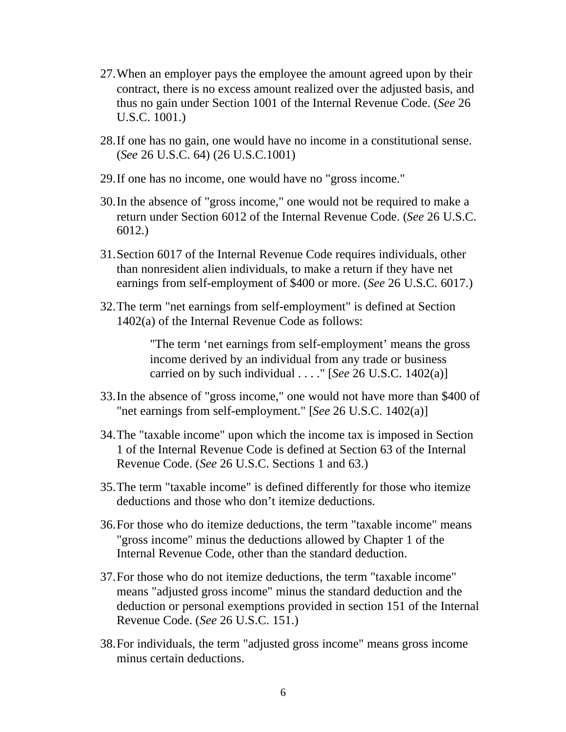27. When an employer pays the employee the amount agreed upon by their contract, there is no excess amount realized over the adjusted basis, and thus no gain under Section 1001 of the Internal Revenue Code. (*See* 26 U.S.C. 1001.)

28. If one has no gain, one would have no income in a constitutional sense. (*See* 26 U.S.C. 64) (26 U.S.C.1001)

29. If one has no income, one would have no "gross income."

30. In the absence of "gross income," one would not be required to make a return under Section 6012 of the Internal Revenue Code. (*See* 26 U.S.C. 6012.)

31. Section 6017 of the Internal Revenue Code requires individuals, other than nonresident alien individuals, to make a return if they have net earnings from self-employment of $400 or more. (*See* 26 U.S.C. 6017.)

32. The term "net earnings from self-employment" is defined at Section 1402(a) of the Internal Revenue Code as follows:

    > "The term 'net earnings from self-employment' means the gross income derived by an individual from any trade or business carried on by such individual . . . ." [*See* 26 U.S.C. 1402(a)]

33. In the absence of "gross income," one would not have more than $400 of "net earnings from self-employment." [*See* 26 U.S.C. 1402(a)]

34. The "taxable income" upon which the income tax is imposed in Section 1 of the Internal Revenue Code is defined at Section 63 of the Internal Revenue Code. (*See* 26 U.S.C. Sections 1 and 63.)

35. The term "taxable income" is defined differently for those who itemize deductions and those who don't itemize deductions.

36. For those who do itemize deductions, the term "taxable income" means "gross income" minus the deductions allowed by Chapter 1 of the Internal Revenue Code, other than the standard deduction.

37. For those who do not itemize deductions, the term "taxable income" means "adjusted gross income" minus the standard deduction and the deduction or personal exemptions provided in section 151 of the Internal Revenue Code. (*See* 26 U.S.C. 151.)

38. For individuals, the term "adjusted gross income" means gross income minus certain deductions.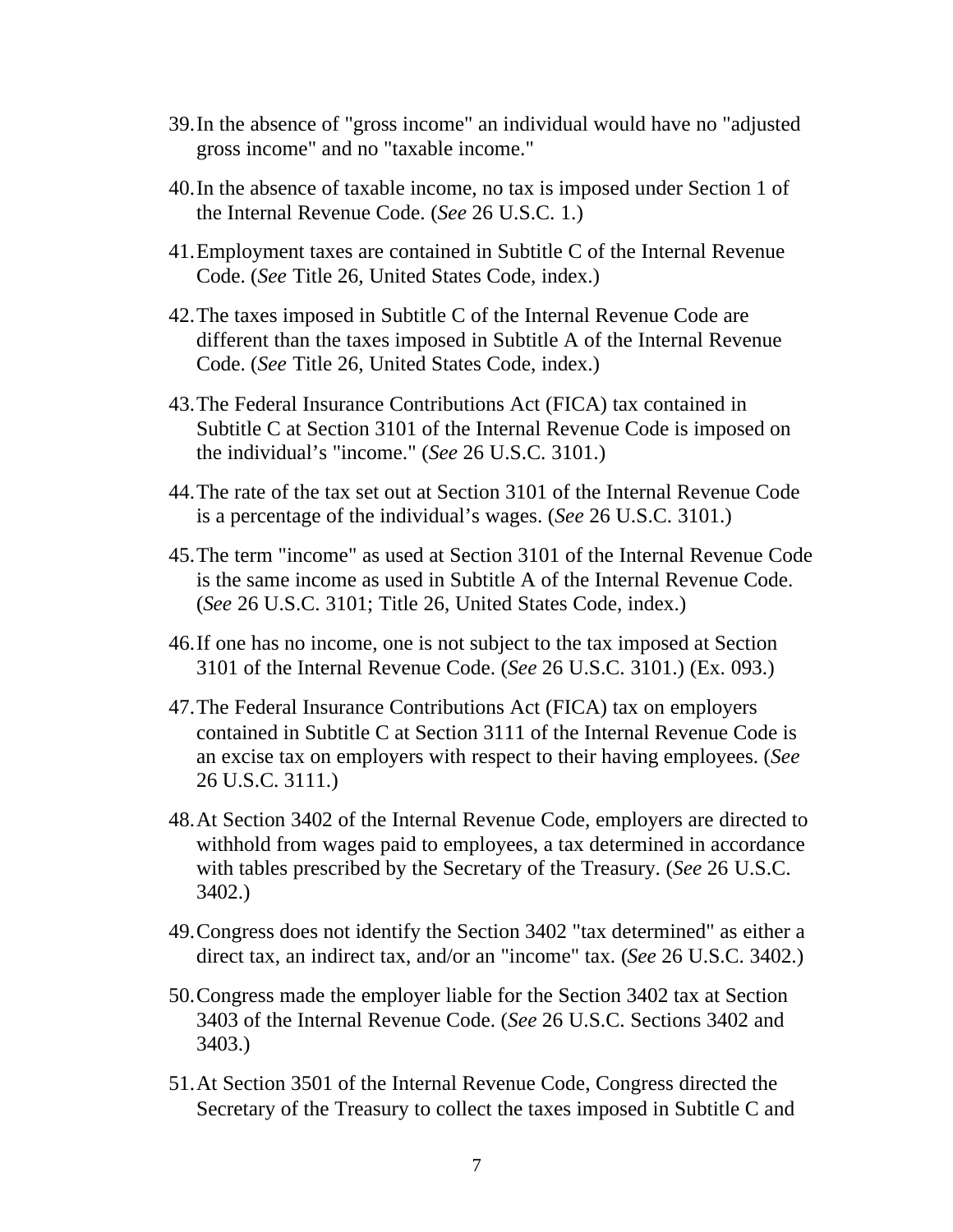39. In the absence of "gross income" an individual would have no "adjusted gross income" and no "taxable income."

40. In the absence of taxable income, no tax is imposed under Section 1 of the Internal Revenue Code. (*See* 26 U.S.C. 1.)

41. Employment taxes are contained in Subtitle C of the Internal Revenue Code. (*See* Title 26, United States Code, index.)

42. The taxes imposed in Subtitle C of the Internal Revenue Code are different than the taxes imposed in Subtitle A of the Internal Revenue Code. (*See* Title 26, United States Code, index.)

43. The Federal Insurance Contributions Act (FICA) tax contained in Subtitle C at Section 3101 of the Internal Revenue Code is imposed on the individual's "income." (*See* 26 U.S.C. 3101.)

44. The rate of the tax set out at Section 3101 of the Internal Revenue Code is a percentage of the individual's wages. (*See* 26 U.S.C. 3101.)

45. The term "income" as used at Section 3101 of the Internal Revenue Code is the same income as used in Subtitle A of the Internal Revenue Code. (*See* 26 U.S.C. 3101; Title 26, United States Code, index.)

46. If one has no income, one is not subject to the tax imposed at Section 3101 of the Internal Revenue Code. (*See* 26 U.S.C. 3101.) (Ex. 093.)

47. The Federal Insurance Contributions Act (FICA) tax on employers contained in Subtitle C at Section 3111 of the Internal Revenue Code is an excise tax on employers with respect to their having employees. (*See* 26 U.S.C. 3111.)

48. At Section 3402 of the Internal Revenue Code, employers are directed to withhold from wages paid to employees, a tax determined in accordance with tables prescribed by the Secretary of the Treasury. (*See* 26 U.S.C. 3402.)

49. Congress does not identify the Section 3402 "tax determined" as either a direct tax, an indirect tax, and/or an "income" tax. (*See* 26 U.S.C. 3402.)

50. Congress made the employer liable for the Section 3402 tax at Section 3403 of the Internal Revenue Code. (*See* 26 U.S.C. Sections 3402 and 3403.)

51. At Section 3501 of the Internal Revenue Code, Congress directed the Secretary of the Treasury to collect the taxes imposed in Subtitle C and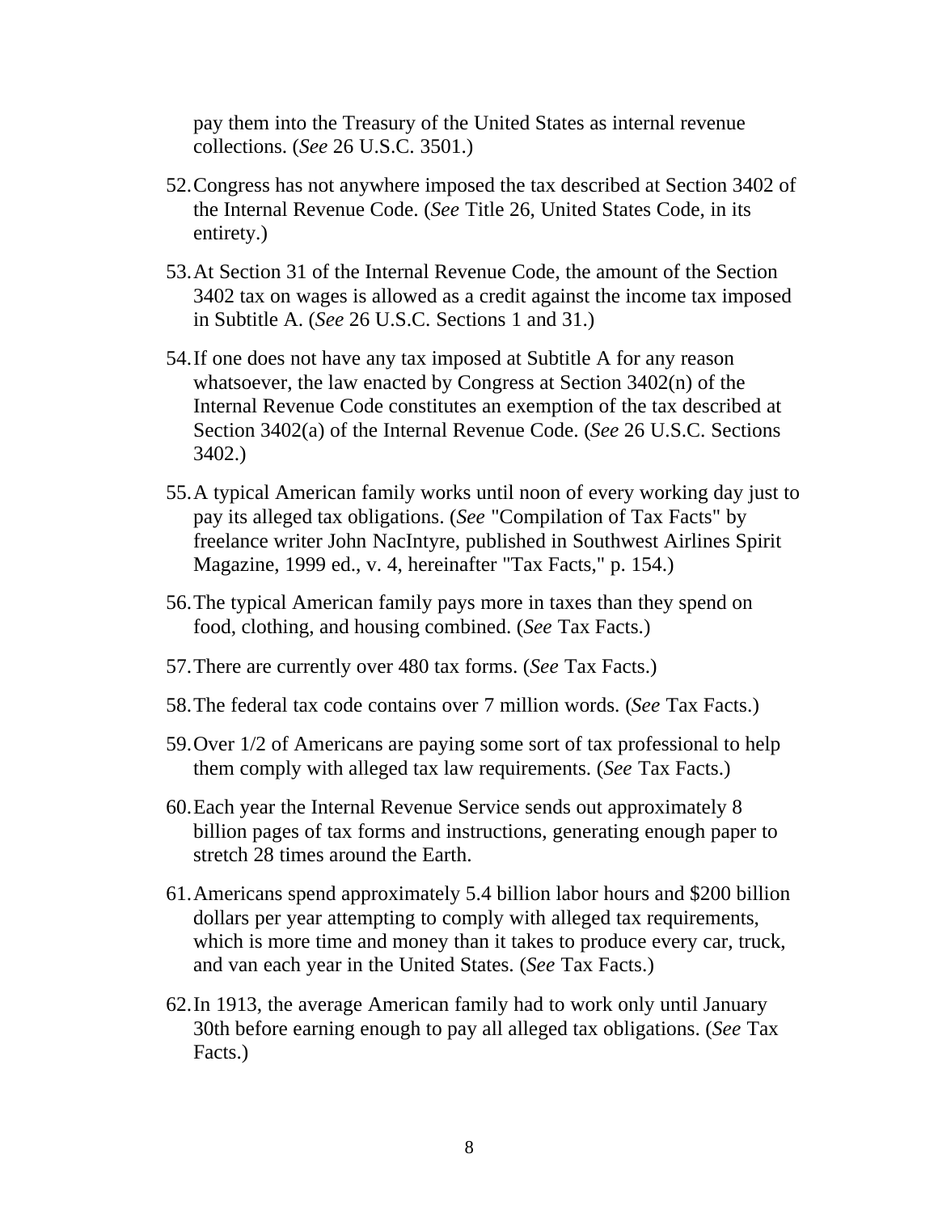pay them into the Treasury of the United States as internal revenue collections. (*See* 26 U.S.C. 3501.)

52. Congress has not anywhere imposed the tax described at Section 3402 of the Internal Revenue Code. (*See* Title 26, United States Code, in its entirety.)

53. At Section 31 of the Internal Revenue Code, the amount of the Section 3402 tax on wages is allowed as a credit against the income tax imposed in Subtitle A. (*See* 26 U.S.C. Sections 1 and 31.)

54. If one does not have any tax imposed at Subtitle A for any reason whatsoever, the law enacted by Congress at Section 3402(n) of the Internal Revenue Code constitutes an exemption of the tax described at Section 3402(a) of the Internal Revenue Code. (*See* 26 U.S.C. Sections 3402.)

55. A typical American family works until noon of every working day just to pay its alleged tax obligations. (*See* "Compilation of Tax Facts" by freelance writer John NacIntyre, published in Southwest Airlines Spirit Magazine, 1999 ed., v. 4, hereinafter "Tax Facts," p. 154.)

56. The typical American family pays more in taxes than they spend on food, clothing, and housing combined. (*See* Tax Facts.)

57. There are currently over 480 tax forms. (*See* Tax Facts.)

58. The federal tax code contains over 7 million words. (*See* Tax Facts.)

59. Over 1/2 of Americans are paying some sort of tax professional to help them comply with alleged tax law requirements. (*See* Tax Facts.)

60. Each year the Internal Revenue Service sends out approximately 8 billion pages of tax forms and instructions, generating enough paper to stretch 28 times around the Earth.

61. Americans spend approximately 5.4 billion labor hours and $200 billion dollars per year attempting to comply with alleged tax requirements, which is more time and money than it takes to produce every car, truck, and van each year in the United States. (*See* Tax Facts.)

62. In 1913, the average American family had to work only until January 30th before earning enough to pay all alleged tax obligations. (*See* Tax Facts.)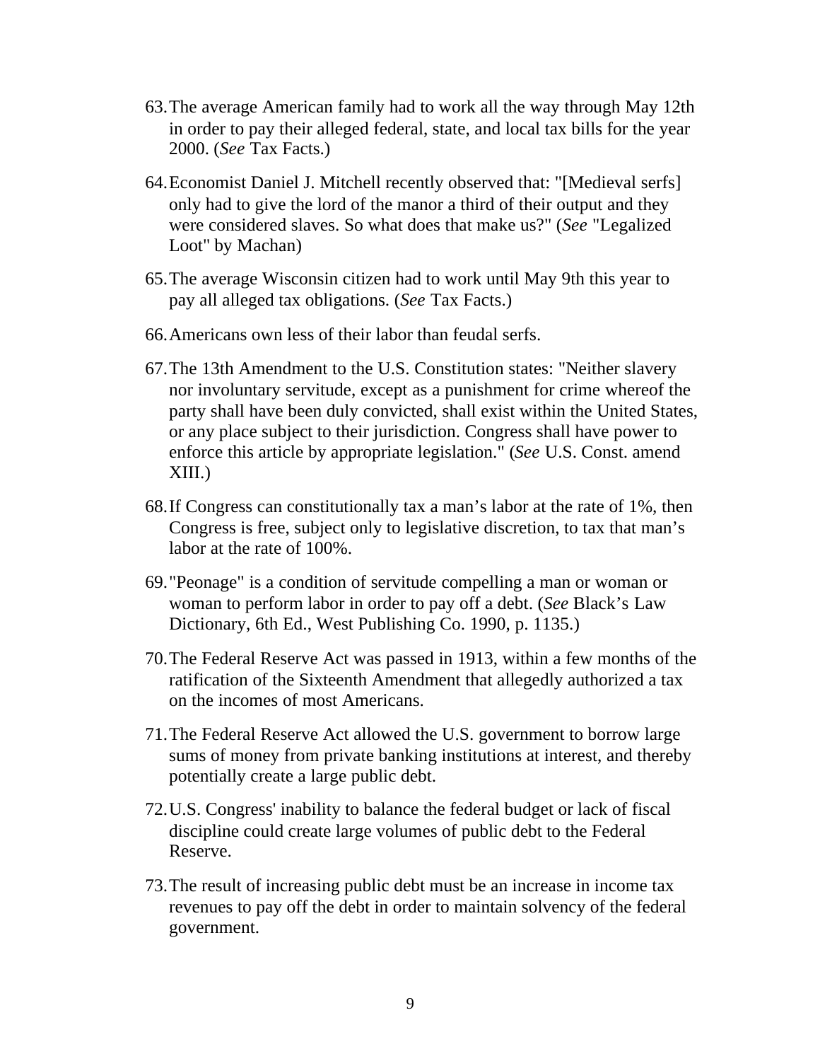63. The average American family had to work all the way through May 12th in order to pay their alleged federal, state, and local tax bills for the year 2000. (*See* Tax Facts.)

64. Economist Daniel J. Mitchell recently observed that: "[Medieval serfs] only had to give the lord of the manor a third of their output and they were considered slaves. So what does that make us?" (*See* "Legalized Loot" by Machan)

65. The average Wisconsin citizen had to work until May 9th this year to pay all alleged tax obligations. (*See* Tax Facts.)

66. Americans own less of their labor than feudal serfs.

67. The 13th Amendment to the U.S. Constitution states: "Neither slavery nor involuntary servitude, except as a punishment for crime whereof the party shall have been duly convicted, shall exist within the United States, or any place subject to their jurisdiction. Congress shall have power to enforce this article by appropriate legislation." (*See* U.S. Const. amend XIII.)

68. If Congress can constitutionally tax a man's labor at the rate of 1%, then Congress is free, subject only to legislative discretion, to tax that man's labor at the rate of 100%.

69. "Peonage" is a condition of servitude compelling a man or woman or woman to perform labor in order to pay off a debt. (*See* Black's Law Dictionary, 6th Ed., West Publishing Co. 1990, p. 1135.)

70. The Federal Reserve Act was passed in 1913, within a few months of the ratification of the Sixteenth Amendment that allegedly authorized a tax on the incomes of most Americans.

71. The Federal Reserve Act allowed the U.S. government to borrow large sums of money from private banking institutions at interest, and thereby potentially create a large public debt.

72. U.S. Congress' inability to balance the federal budget or lack of fiscal discipline could create large volumes of public debt to the Federal Reserve.

73. The result of increasing public debt must be an increase in income tax revenues to pay off the debt in order to maintain solvency of the federal government.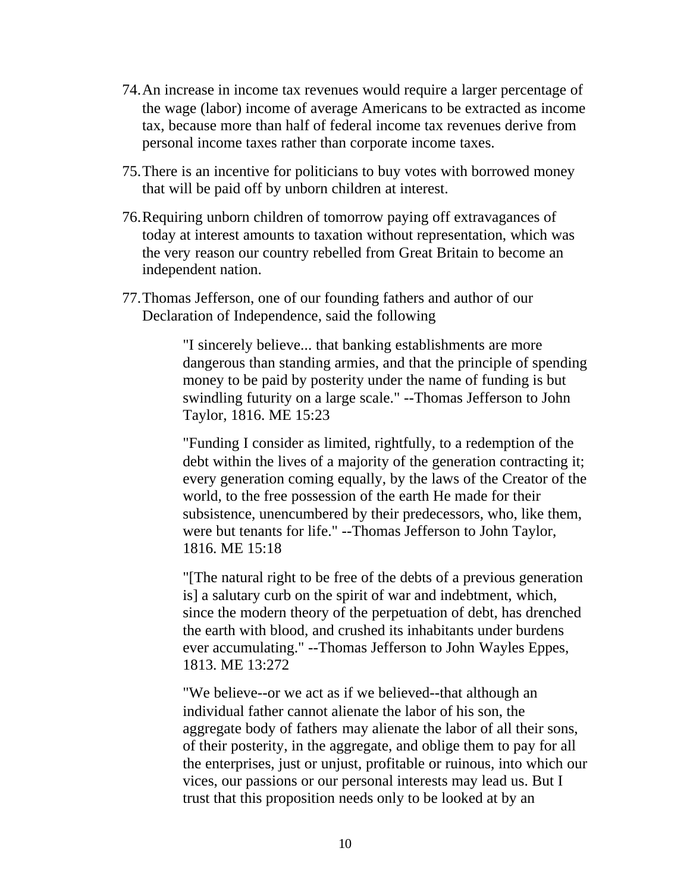74. An increase in income tax revenues would require a larger percentage of the wage (labor) income of average Americans to be extracted as income tax, because more than half of federal income tax revenues derive from personal income taxes rather than corporate income taxes.

75. There is an incentive for politicians to buy votes with borrowed money that will be paid off by unborn children at interest.

76. Requiring unborn children of tomorrow paying off extravagances of today at interest amounts to taxation without representation, which was the very reason our country rebelled from Great Britain to become an independent nation.

77. Thomas Jefferson, one of our founding fathers and author of our Declaration of Independence, said the following

    > "I sincerely believe... that banking establishments are more dangerous than standing armies, and that the principle of spending money to be paid by posterity under the name of funding is but swindling futurity on a large scale." --Thomas Jefferson to John Taylor, 1816. ME 15:23
    >
    > "Funding I consider as limited, rightfully, to a redemption of the debt within the lives of a majority of the generation contracting it; every generation coming equally, by the laws of the Creator of the world, to the free possession of the earth He made for their subsistence, unencumbered by their predecessors, who, like them, were but tenants for life." --Thomas Jefferson to John Taylor, 1816. ME 15:18
    >
    > "[The natural right to be free of the debts of a previous generation is] a salutary curb on the spirit of war and indebtment, which, since the modern theory of the perpetuation of debt, has drenched the earth with blood, and crushed its inhabitants under burdens ever accumulating." --Thomas Jefferson to John Wayles Eppes, 1813. ME 13:272
    >
    > "We believe--or we act as if we believed--that although an individual father cannot alienate the labor of his son, the aggregate body of fathers may alienate the labor of all their sons, of their posterity, in the aggregate, and oblige them to pay for all the enterprises, just or unjust, profitable or ruinous, into which our vices, our passions or our personal interests may lead us. But I trust that this proposition needs only to be looked at by an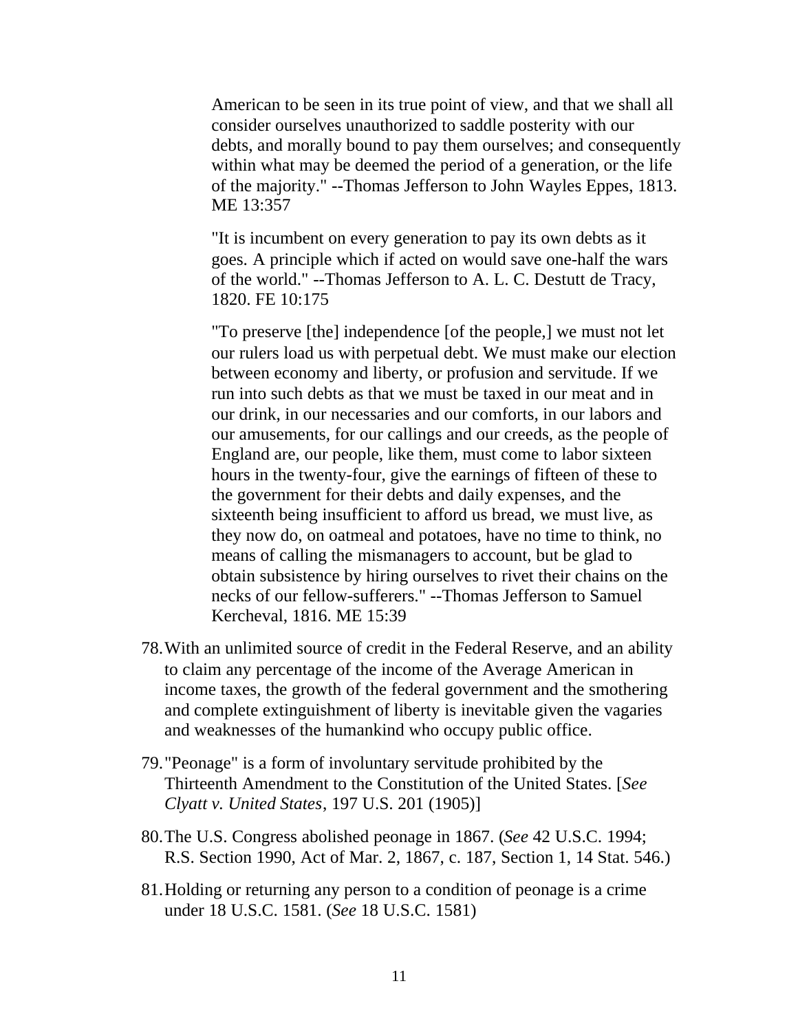> American to be seen in its true point of view, and that we shall all consider ourselves unauthorized to saddle posterity with our debts, and morally bound to pay them ourselves; and consequently within what may be deemed the period of a generation, or the life of the majority." --Thomas Jefferson to John Wayles Eppes, 1813. ME 13:357
>
> "It is incumbent on every generation to pay its own debts as it goes. A principle which if acted on would save one-half the wars of the world." --Thomas Jefferson to A. L. C. Destutt de Tracy, 1820. FE 10:175
>
> "To preserve [the] independence [of the people,] we must not let our rulers load us with perpetual debt. We must make our election between economy and liberty, or profusion and servitude. If we run into such debts as that we must be taxed in our meat and in our drink, in our necessaries and our comforts, in our labors and our amusements, for our callings and our creeds, as the people of England are, our people, like them, must come to labor sixteen hours in the twenty-four, give the earnings of fifteen of these to the government for their debts and daily expenses, and the sixteenth being insufficient to afford us bread, we must live, as they now do, on oatmeal and potatoes, have no time to think, no means of calling the mismanagers to account, but be glad to obtain subsistence by hiring ourselves to rivet their chains on the necks of our fellow-sufferers." --Thomas Jefferson to Samuel Kercheval, 1816. ME 15:39

78. With an unlimited source of credit in the Federal Reserve, and an ability to claim any percentage of the income of the Average American in income taxes, the growth of the federal government and the smothering and complete extinguishment of liberty is inevitable given the vagaries and weaknesses of the humankind who occupy public office.

79. "Peonage" is a form of involuntary servitude prohibited by the Thirteenth Amendment to the Constitution of the United States. [*See Clyatt v. United States*, 197 U.S. 201 (1905)]

80. The U.S. Congress abolished peonage in 1867. (*See* 42 U.S.C. 1994; R.S. Section 1990, Act of Mar. 2, 1867, c. 187, Section 1, 14 Stat. 546.)

81. Holding or returning any person to a condition of peonage is a crime under 18 U.S.C. 1581. (*See* 18 U.S.C. 1581)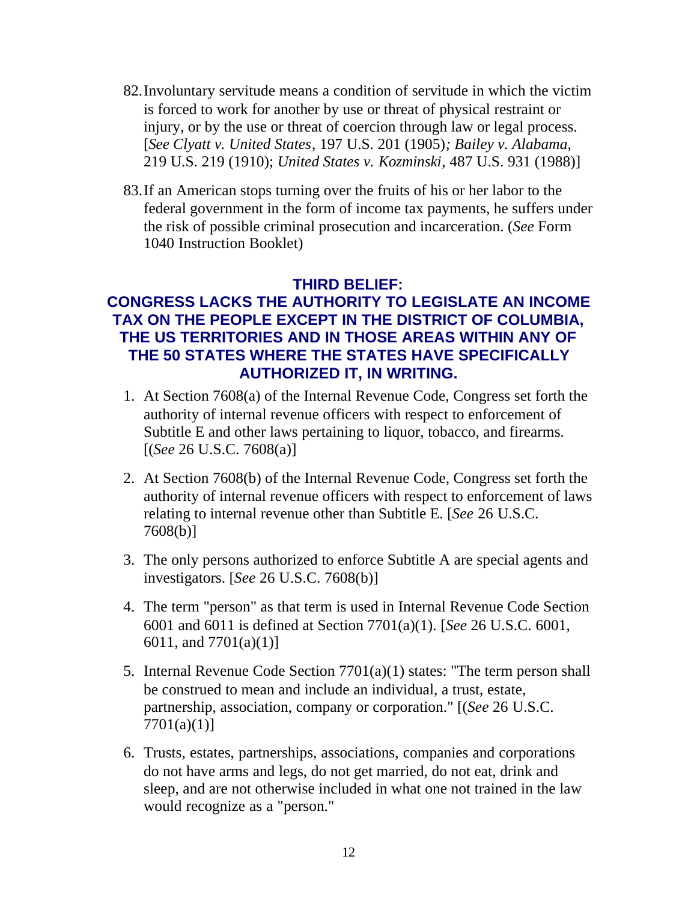82. Involuntary servitude means a condition of servitude in which the victim is forced to work for another by use or threat of physical restraint or injury, or by the use or threat of coercion through law or legal process. [*See Clyatt v. United States*, 197 U.S. 201 (1905)*; Bailey v. Alabama*, 219 U.S. 219 (1910); *United States v. Kozminski*, 487 U.S. 931 (1988)]

83. If an American stops turning over the fruits of his or her labor to the federal government in the form of income tax payments, he suffers under the risk of possible criminal prosecution and incarceration. (*See* Form 1040 Instruction Booklet)

## THIRD BELIEF: CONGRESS LACKS THE AUTHORITY TO LEGISLATE AN INCOME TAX ON THE PEOPLE EXCEPT IN THE DISTRICT OF COLUMBIA, THE US TERRITORIES AND IN THOSE AREAS WITHIN ANY OF THE 50 STATES WHERE THE STATES HAVE SPECIFICALLY AUTHORIZED IT, IN WRITING.

1. At Section 7608(a) of the Internal Revenue Code, Congress set forth the authority of internal revenue officers with respect to enforcement of Subtitle E and other laws pertaining to liquor, tobacco, and firearms. [(*See* 26 U.S.C. 7608(a)]

2. At Section 7608(b) of the Internal Revenue Code, Congress set forth the authority of internal revenue officers with respect to enforcement of laws relating to internal revenue other than Subtitle E. [*See* 26 U.S.C. 7608(b)]

3. The only persons authorized to enforce Subtitle A are special agents and investigators. [*See* 26 U.S.C. 7608(b)]

4. The term "person" as that term is used in Internal Revenue Code Section 6001 and 6011 is defined at Section 7701(a)(1). [*See* 26 U.S.C. 6001, 6011, and 7701(a)(1)]

5. Internal Revenue Code Section 7701(a)(1) states: "The term person shall be construed to mean and include an individual, a trust, estate, partnership, association, company or corporation." [(*See* 26 U.S.C. 7701(a)(1)]

6. Trusts, estates, partnerships, associations, companies and corporations do not have arms and legs, do not get married, do not eat, drink and sleep, and are not otherwise included in what one not trained in the law would recognize as a "person."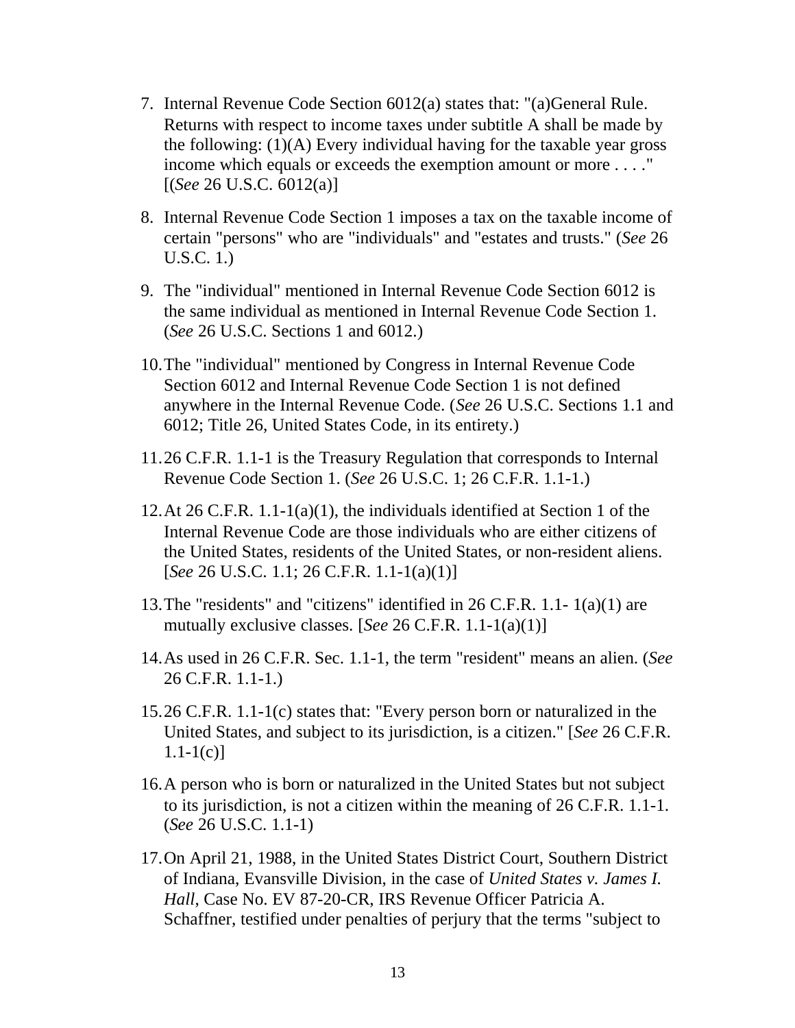7. Internal Revenue Code Section 6012(a) states that: "(a)General Rule. Returns with respect to income taxes under subtitle A shall be made by the following: (1)(A) Every individual having for the taxable year gross income which equals or exceeds the exemption amount or more . . . ." [(*See* 26 U.S.C. 6012(a)]

8. Internal Revenue Code Section 1 imposes a tax on the taxable income of certain "persons" who are "individuals" and "estates and trusts." (*See* 26 U.S.C. 1.)

9. The "individual" mentioned in Internal Revenue Code Section 6012 is the same individual as mentioned in Internal Revenue Code Section 1. (*See* 26 U.S.C. Sections 1 and 6012.)

10. The "individual" mentioned by Congress in Internal Revenue Code Section 6012 and Internal Revenue Code Section 1 is not defined anywhere in the Internal Revenue Code. (*See* 26 U.S.C. Sections 1.1 and 6012; Title 26, United States Code, in its entirety.)

11. 26 C.F.R. 1.1-1 is the Treasury Regulation that corresponds to Internal Revenue Code Section 1. (*See* 26 U.S.C. 1; 26 C.F.R. 1.1-1.)

12. At 26 C.F.R. 1.1-1(a)(1), the individuals identified at Section 1 of the Internal Revenue Code are those individuals who are either citizens of the United States, residents of the United States, or non-resident aliens. [*See* 26 U.S.C. 1.1; 26 C.F.R. 1.1-1(a)(1)]

13. The "residents" and "citizens" identified in 26 C.F.R. 1.1- 1(a)(1) are mutually exclusive classes. [*See* 26 C.F.R. 1.1-1(a)(1)]

14. As used in 26 C.F.R. Sec. 1.1-1, the term "resident" means an alien. (*See* 26 C.F.R. 1.1-1.)

15. 26 C.F.R. 1.1-1(c) states that: "Every person born or naturalized in the United States, and subject to its jurisdiction, is a citizen." [*See* 26 C.F.R. 1.1-1(c)]

16. A person who is born or naturalized in the United States but not subject to its jurisdiction, is not a citizen within the meaning of 26 C.F.R. 1.1-1. (*See* 26 U.S.C. 1.1-1)

17. On April 21, 1988, in the United States District Court, Southern District of Indiana, Evansville Division, in the case of *United States v. James I. Hall*, Case No. EV 87-20-CR, IRS Revenue Officer Patricia A. Schaffner, testified under penalties of perjury that the terms "subject to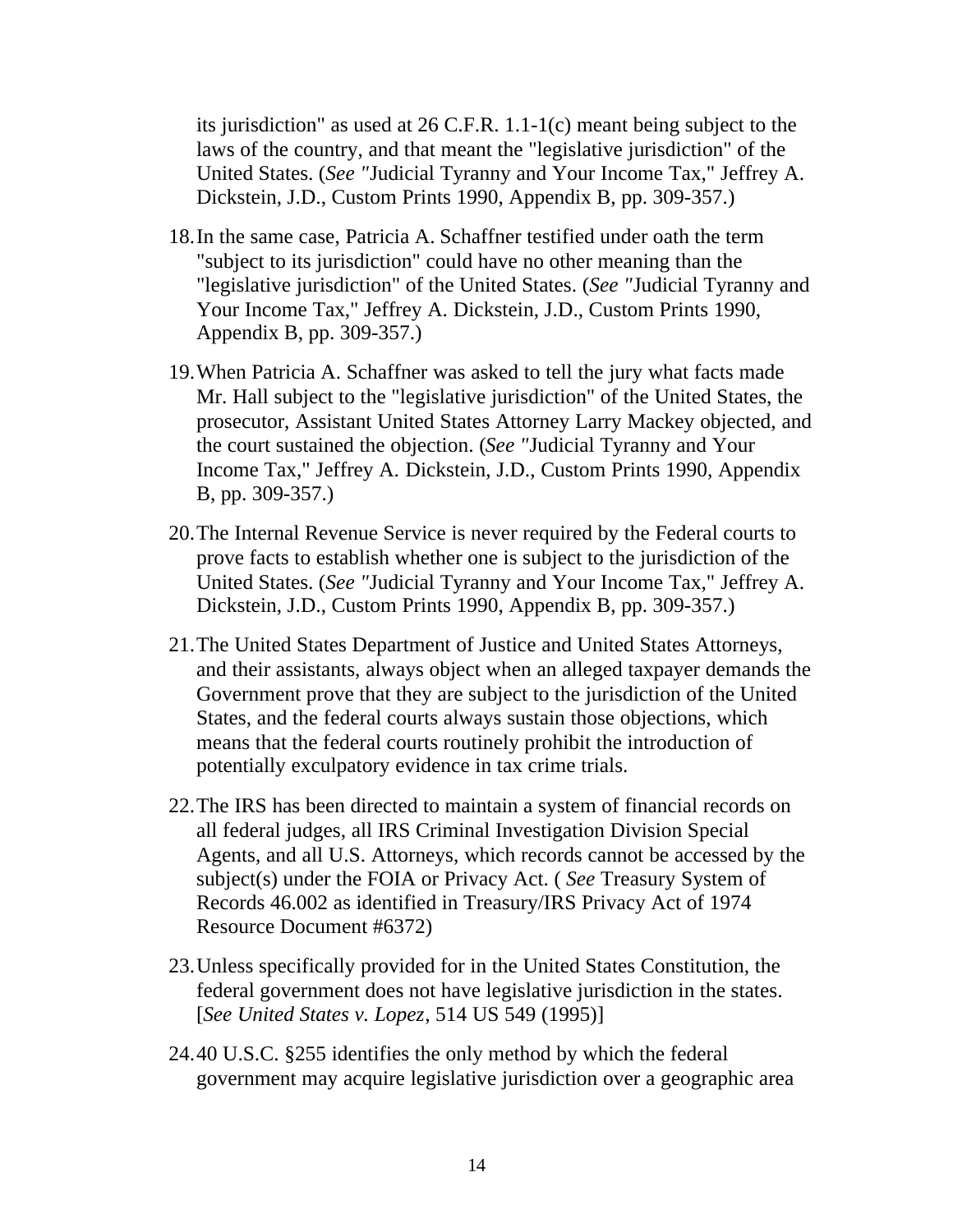its jurisdiction" as used at 26 C.F.R. 1.1-1(c) meant being subject to the laws of the country, and that meant the "legislative jurisdiction" of the United States. (*See* "Judicial Tyranny and Your Income Tax," Jeffrey A. Dickstein, J.D., Custom Prints 1990, Appendix B, pp. 309-357.)

18. In the same case, Patricia A. Schaffner testified under oath the term "subject to its jurisdiction" could have no other meaning than the "legislative jurisdiction" of the United States. (*See* "Judicial Tyranny and Your Income Tax," Jeffrey A. Dickstein, J.D., Custom Prints 1990, Appendix B, pp. 309-357.)

19. When Patricia A. Schaffner was asked to tell the jury what facts made Mr. Hall subject to the "legislative jurisdiction" of the United States, the prosecutor, Assistant United States Attorney Larry Mackey objected, and the court sustained the objection. (*See* "Judicial Tyranny and Your Income Tax," Jeffrey A. Dickstein, J.D., Custom Prints 1990, Appendix B, pp. 309-357.)

20. The Internal Revenue Service is never required by the Federal courts to prove facts to establish whether one is subject to the jurisdiction of the United States. (*See* "Judicial Tyranny and Your Income Tax," Jeffrey A. Dickstein, J.D., Custom Prints 1990, Appendix B, pp. 309-357.)

21. The United States Department of Justice and United States Attorneys, and their assistants, always object when an alleged taxpayer demands the Government prove that they are subject to the jurisdiction of the United States, and the federal courts always sustain those objections, which means that the federal courts routinely prohibit the introduction of potentially exculpatory evidence in tax crime trials.

22. The IRS has been directed to maintain a system of financial records on all federal judges, all IRS Criminal Investigation Division Special Agents, and all U.S. Attorneys, which records cannot be accessed by the subject(s) under the FOIA or Privacy Act. ( *See* Treasury System of Records 46.002 as identified in Treasury/IRS Privacy Act of 1974 Resource Document #6372)

23. Unless specifically provided for in the United States Constitution, the federal government does not have legislative jurisdiction in the states. [*See United States v. Lopez*, 514 US 549 (1995)]

24. 40 U.S.C. §255 identifies the only method by which the federal government may acquire legislative jurisdiction over a geographic area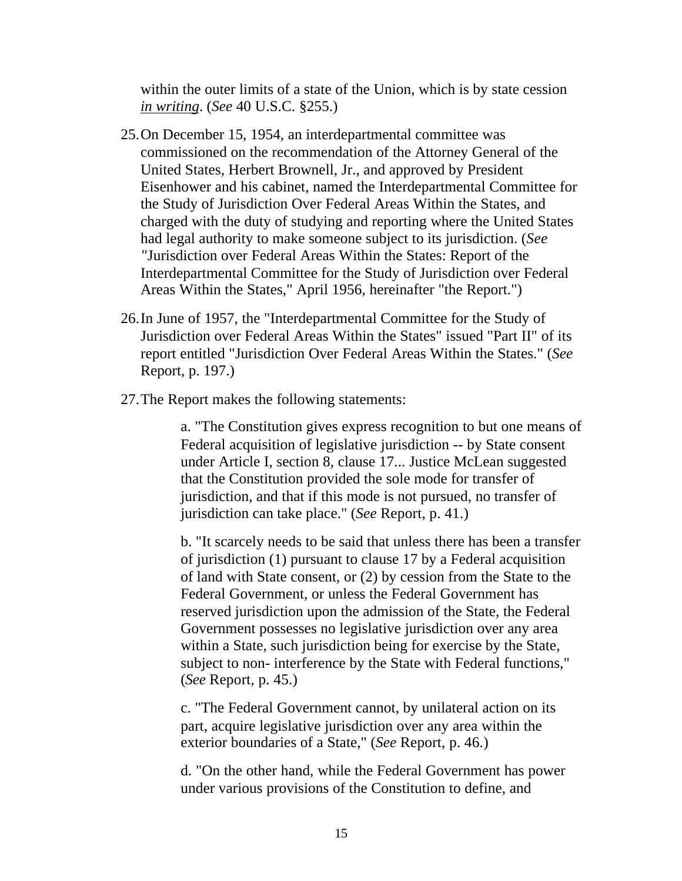within the outer limits of a state of the Union, which is by state cession *in writing*. (*See* 40 U.S.C. §255.)

25. On December 15, 1954, an interdepartmental committee was commissioned on the recommendation of the Attorney General of the United States, Herbert Brownell, Jr., and approved by President Eisenhower and his cabinet, named the Interdepartmental Committee for the Study of Jurisdiction Over Federal Areas Within the States, and charged with the duty of studying and reporting where the United States had legal authority to make someone subject to its jurisdiction. (*See "*Jurisdiction over Federal Areas Within the States: Report of the Interdepartmental Committee for the Study of Jurisdiction over Federal Areas Within the States," April 1956, hereinafter "the Report.")

26. In June of 1957, the "Interdepartmental Committee for the Study of Jurisdiction over Federal Areas Within the States" issued "Part II" of its report entitled "Jurisdiction Over Federal Areas Within the States." (*See* Report, p. 197.)

27. The Report makes the following statements:

    a. "The Constitution gives express recognition to but one means of Federal acquisition of legislative jurisdiction -- by State consent under Article I, section 8, clause 17... Justice McLean suggested that the Constitution provided the sole mode for transfer of jurisdiction, and that if this mode is not pursued, no transfer of jurisdiction can take place." (*See* Report, p. 41.)

    b. "It scarcely needs to be said that unless there has been a transfer of jurisdiction (1) pursuant to clause 17 by a Federal acquisition of land with State consent, or (2) by cession from the State to the Federal Government, or unless the Federal Government has reserved jurisdiction upon the admission of the State, the Federal Government possesses no legislative jurisdiction over any area within a State, such jurisdiction being for exercise by the State, subject to non- interference by the State with Federal functions," (*See* Report, p. 45.)

    c. "The Federal Government cannot, by unilateral action on its part, acquire legislative jurisdiction over any area within the exterior boundaries of a State," (*See* Report, p. 46.)

    d. "On the other hand, while the Federal Government has power under various provisions of the Constitution to define, and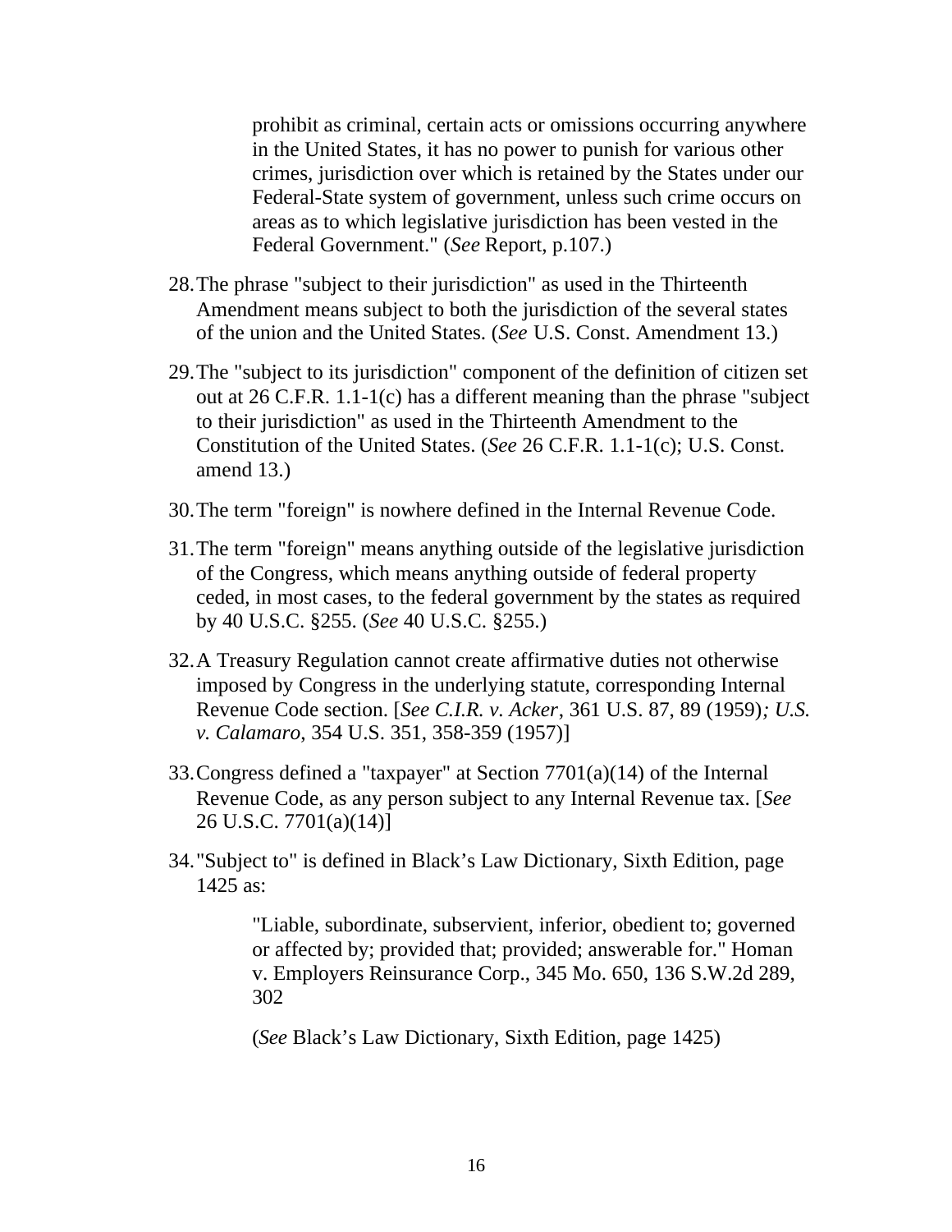> prohibit as criminal, certain acts or omissions occurring anywhere in the United States, it has no power to punish for various other crimes, jurisdiction over which is retained by the States under our Federal-State system of government, unless such crime occurs on areas as to which legislative jurisdiction has been vested in the Federal Government." (*See* Report, p.107.)

28. The phrase "subject to their jurisdiction" as used in the Thirteenth Amendment means subject to both the jurisdiction of the several states of the union and the United States. (*See* U.S. Const. Amendment 13.)

29. The "subject to its jurisdiction" component of the definition of citizen set out at 26 C.F.R. 1.1-1(c) has a different meaning than the phrase "subject to their jurisdiction" as used in the Thirteenth Amendment to the Constitution of the United States. (*See* 26 C.F.R. 1.1-1(c); U.S. Const. amend 13.)

30. The term "foreign" is nowhere defined in the Internal Revenue Code.

31. The term "foreign" means anything outside of the legislative jurisdiction of the Congress, which means anything outside of federal property ceded, in most cases, to the federal government by the states as required by 40 U.S.C. §255. (*See* 40 U.S.C. §255.)

32. A Treasury Regulation cannot create affirmative duties not otherwise imposed by Congress in the underlying statute, corresponding Internal Revenue Code section. [*See C.I.R. v. Acker*, 361 U.S. 87, 89 (1959)*; U.S. v. Calamaro*, 354 U.S. 351, 358-359 (1957)]

33. Congress defined a "taxpayer" at Section 7701(a)(14) of the Internal Revenue Code, as any person subject to any Internal Revenue tax. [*See* 26 U.S.C. 7701(a)(14)]

34. "Subject to" is defined in Black's Law Dictionary, Sixth Edition, page 1425 as:

> "Liable, subordinate, subservient, inferior, obedient to; governed or affected by; provided that; provided; answerable for." Homan v. Employers Reinsurance Corp., 345 Mo. 650, 136 S.W.2d 289, 302
>
> (*See* Black's Law Dictionary, Sixth Edition, page 1425)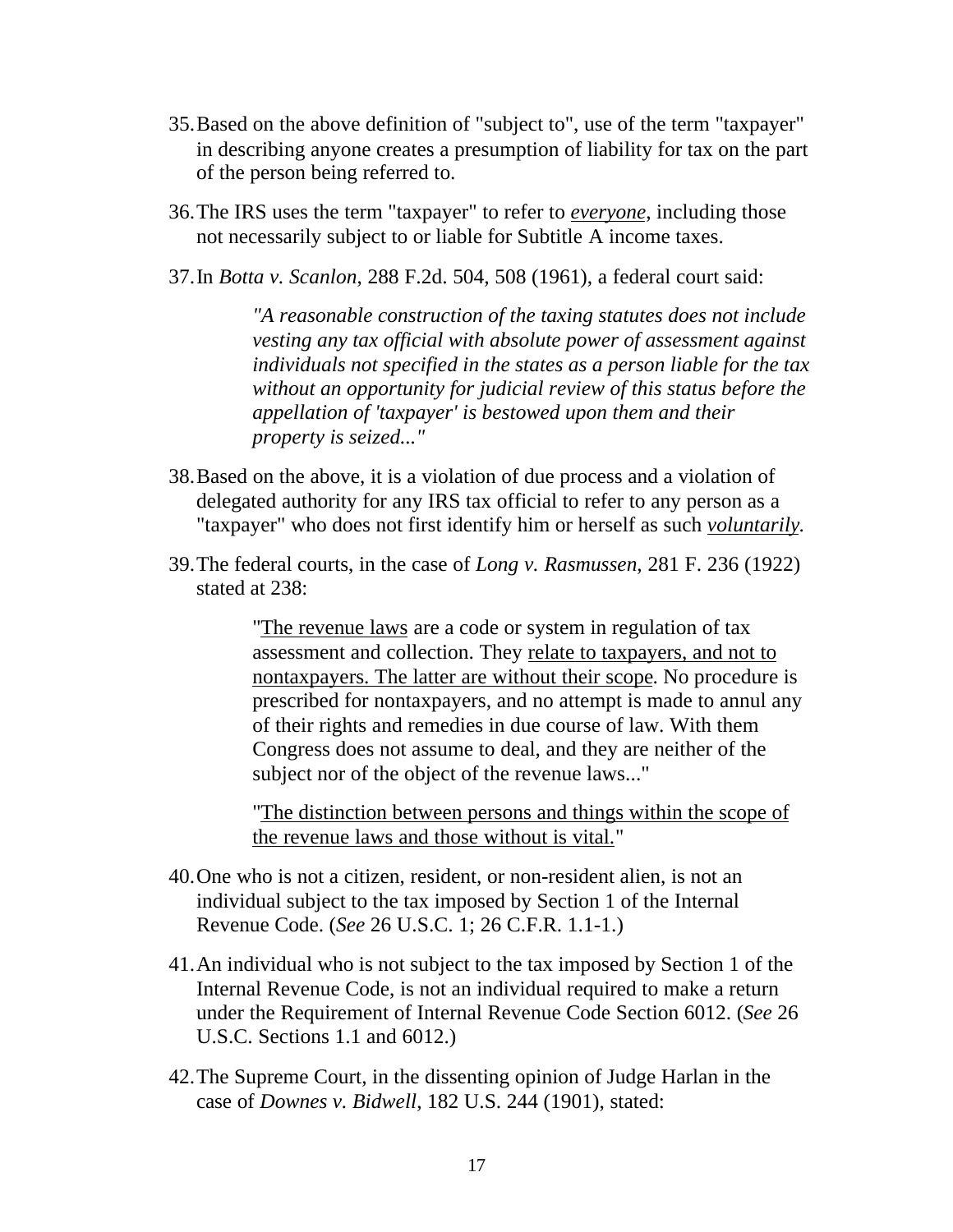35. Based on the above definition of "subject to", use of the term "taxpayer" in describing anyone creates a presumption of liability for tax on the part of the person being referred to.

36. The IRS uses the term "taxpayer" to refer to ***everyone***, including those not necessarily subject to or liable for Subtitle A income taxes.

37. In *Botta v. Scanlon*, 288 F.2d. 504, 508 (1961), a federal court said:

    > *"A reasonable construction of the taxing statutes does not include vesting any tax official with absolute power of assessment against individuals not specified in the states as a person liable for the tax without an opportunity for judicial review of this status before the appellation of 'taxpayer' is bestowed upon them and their property is seized..."*

38. Based on the above, it is a violation of due process and a violation of delegated authority for any IRS tax official to refer to any person as a "taxpayer" who does not first identify him or herself as such ***voluntarily***.

39. The federal courts, in the case of *Long v. Rasmussen*, 281 F. 236 (1922) stated at 238:

    > "The revenue laws are a code or system in regulation of tax assessment and collection. They relate to taxpayers, and not to nontaxpayers. The latter are without their scope. No procedure is prescribed for nontaxpayers, and no attempt is made to annul any of their rights and remedies in due course of law. With them Congress does not assume to deal, and they are neither of the subject nor of the object of the revenue laws..."
    >
    > "The distinction between persons and things within the scope of the revenue laws and those without is vital."

40. One who is not a citizen, resident, or non-resident alien, is not an individual subject to the tax imposed by Section 1 of the Internal Revenue Code. (*See* 26 U.S.C. 1; 26 C.F.R. 1.1-1.)

41. An individual who is not subject to the tax imposed by Section 1 of the Internal Revenue Code, is not an individual required to make a return under the Requirement of Internal Revenue Code Section 6012. (*See* 26 U.S.C. Sections 1.1 and 6012.)

42. The Supreme Court, in the dissenting opinion of Judge Harlan in the case of *Downes v. Bidwell*, 182 U.S. 244 (1901), stated: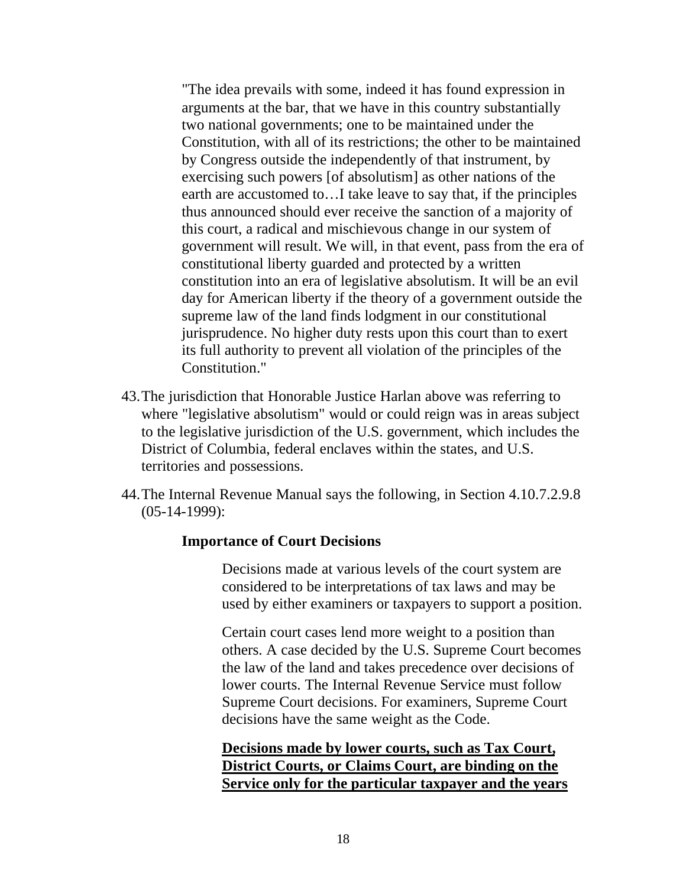> "The idea prevails with some, indeed it has found expression in arguments at the bar, that we have in this country substantially two national governments; one to be maintained under the Constitution, with all of its restrictions; the other to be maintained by Congress outside the independently of that instrument, by exercising such powers [of absolutism] as other nations of the earth are accustomed to…I take leave to say that, if the principles thus announced should ever receive the sanction of a majority of this court, a radical and mischievous change in our system of government will result. We will, in that event, pass from the era of constitutional liberty guarded and protected by a written constitution into an era of legislative absolutism. It will be an evil day for American liberty if the theory of a government outside the supreme law of the land finds lodgment in our constitutional jurisprudence. No higher duty rests upon this court than to exert its full authority to prevent all violation of the principles of the Constitution."

43. The jurisdiction that Honorable Justice Harlan above was referring to where "legislative absolutism" would or could reign was in areas subject to the legislative jurisdiction of the U.S. government, which includes the District of Columbia, federal enclaves within the states, and U.S. territories and possessions.

44. The Internal Revenue Manual says the following, in Section 4.10.7.2.9.8 (05-14-1999):

> **Importance of Court Decisions**
>
> > Decisions made at various levels of the court system are considered to be interpretations of tax laws and may be used by either examiners or taxpayers to support a position.
> >
> > Certain court cases lend more weight to a position than others. A case decided by the U.S. Supreme Court becomes the law of the land and takes precedence over decisions of lower courts. The Internal Revenue Service must follow Supreme Court decisions. For examiners, Supreme Court decisions have the same weight as the Code.
> >
> > **<u>Decisions made by lower courts, such as Tax Court, District Courts, or Claims Court, are binding on the Service only for the particular taxpayer and the years</u>**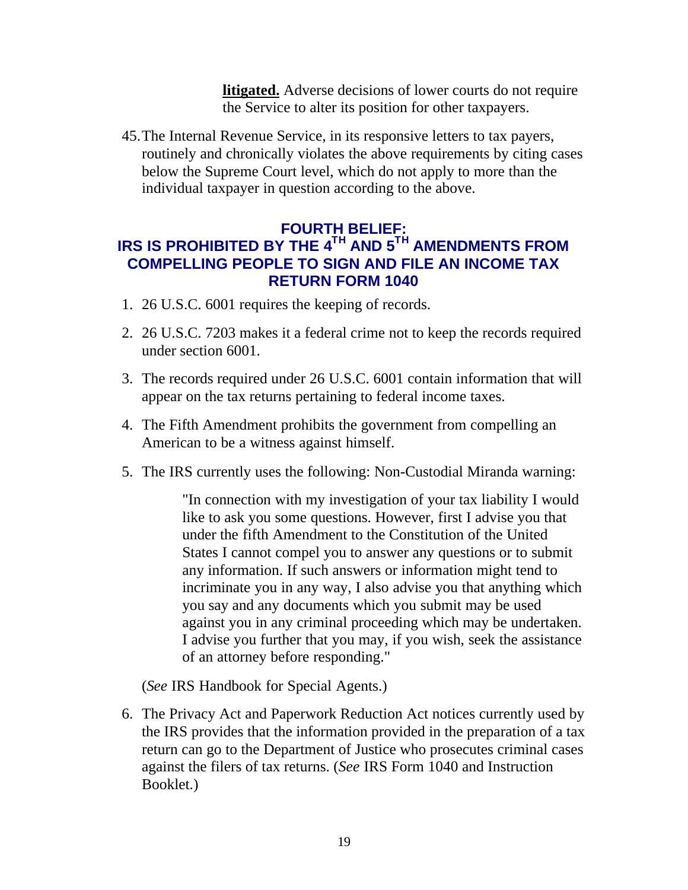**litigated.** Adverse decisions of lower courts do not require the Service to alter its position for other taxpayers.

45. The Internal Revenue Service, in its responsive letters to tax payers, routinely and chronically violates the above requirements by citing cases below the Supreme Court level, which do not apply to more than the individual taxpayer in question according to the above.

## FOURTH BELIEF: IRS IS PROHIBITED BY THE 4TH AND 5TH AMENDMENTS FROM COMPELLING PEOPLE TO SIGN AND FILE AN INCOME TAX RETURN FORM 1040

1. 26 U.S.C. 6001 requires the keeping of records.
2. 26 U.S.C. 7203 makes it a federal crime not to keep the records required under section 6001.
3. The records required under 26 U.S.C. 6001 contain information that will appear on the tax returns pertaining to federal income taxes.
4. The Fifth Amendment prohibits the government from compelling an American to be a witness against himself.
5. The IRS currently uses the following: Non-Custodial Miranda warning:

   > "In connection with my investigation of your tax liability I would like to ask you some questions. However, first I advise you that under the fifth Amendment to the Constitution of the United States I cannot compel you to answer any questions or to submit any information. If such answers or information might tend to incriminate you in any way, I also advise you that anything which you say and any documents which you submit may be used against you in any criminal proceeding which may be undertaken. I advise you further that you may, if you wish, seek the assistance of an attorney before responding."

   (*See* IRS Handbook for Special Agents.)

6. The Privacy Act and Paperwork Reduction Act notices currently used by the IRS provides that the information provided in the preparation of a tax return can go to the Department of Justice who prosecutes criminal cases against the filers of tax returns. (*See* IRS Form 1040 and Instruction Booklet.)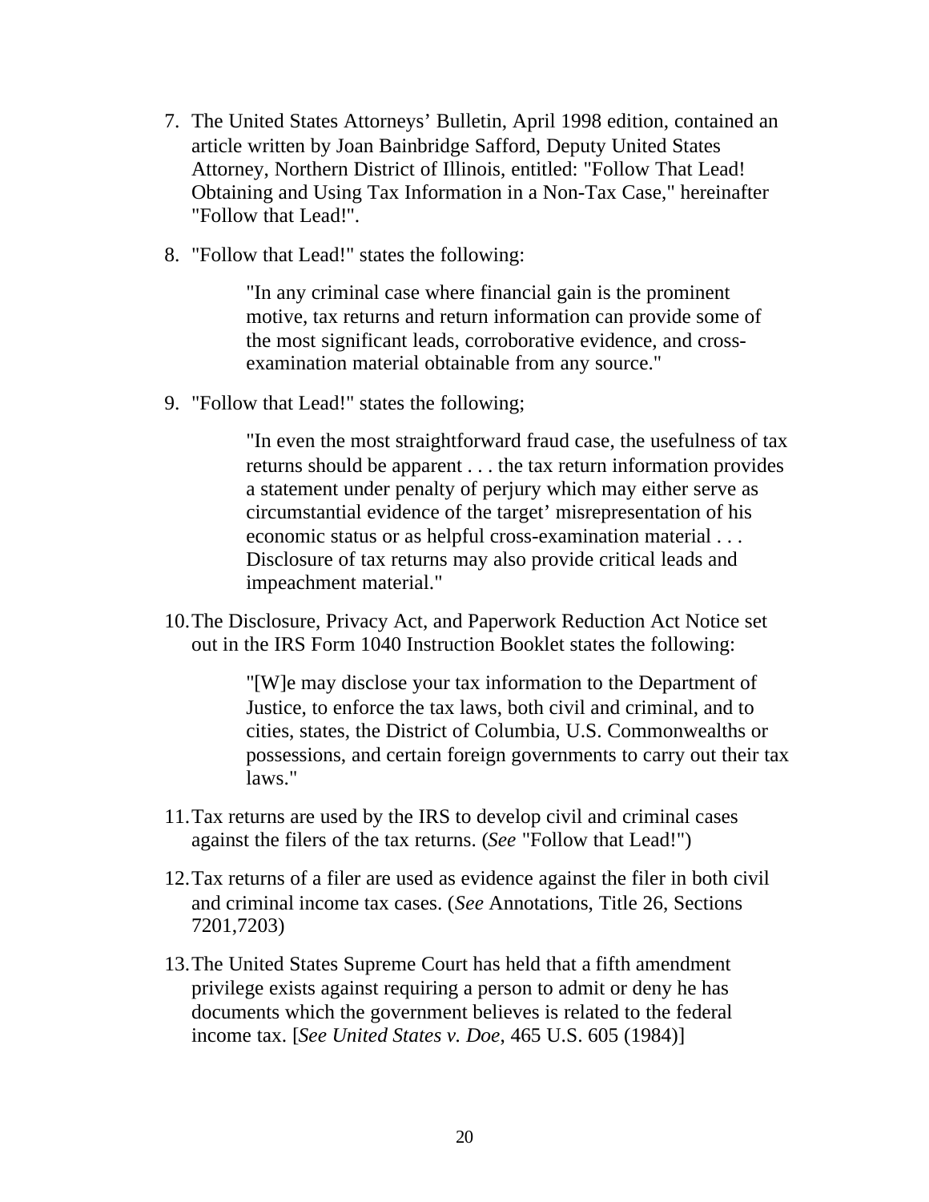7. The United States Attorneys' Bulletin, April 1998 edition, contained an article written by Joan Bainbridge Safford, Deputy United States Attorney, Northern District of Illinois, entitled: "Follow That Lead! Obtaining and Using Tax Information in a Non-Tax Case," hereinafter "Follow that Lead!".

8. "Follow that Lead!" states the following:

   > "In any criminal case where financial gain is the prominent motive, tax returns and return information can provide some of the most significant leads, corroborative evidence, and cross-examination material obtainable from any source."

9. "Follow that Lead!" states the following;

   > "In even the most straightforward fraud case, the usefulness of tax returns should be apparent . . . the tax return information provides a statement under penalty of perjury which may either serve as circumstantial evidence of the target' misrepresentation of his economic status or as helpful cross-examination material . . . Disclosure of tax returns may also provide critical leads and impeachment material."

10. The Disclosure, Privacy Act, and Paperwork Reduction Act Notice set out in the IRS Form 1040 Instruction Booklet states the following:

    > "[W]e may disclose your tax information to the Department of Justice, to enforce the tax laws, both civil and criminal, and to cities, states, the District of Columbia, U.S. Commonwealths or possessions, and certain foreign governments to carry out their tax laws."

11. Tax returns are used by the IRS to develop civil and criminal cases against the filers of the tax returns. (*See* "Follow that Lead!")

12. Tax returns of a filer are used as evidence against the filer in both civil and criminal income tax cases. (*See* Annotations, Title 26, Sections 7201,7203)

13. The United States Supreme Court has held that a fifth amendment privilege exists against requiring a person to admit or deny he has documents which the government believes is related to the federal income tax. [*See United States v. Doe*, 465 U.S. 605 (1984)]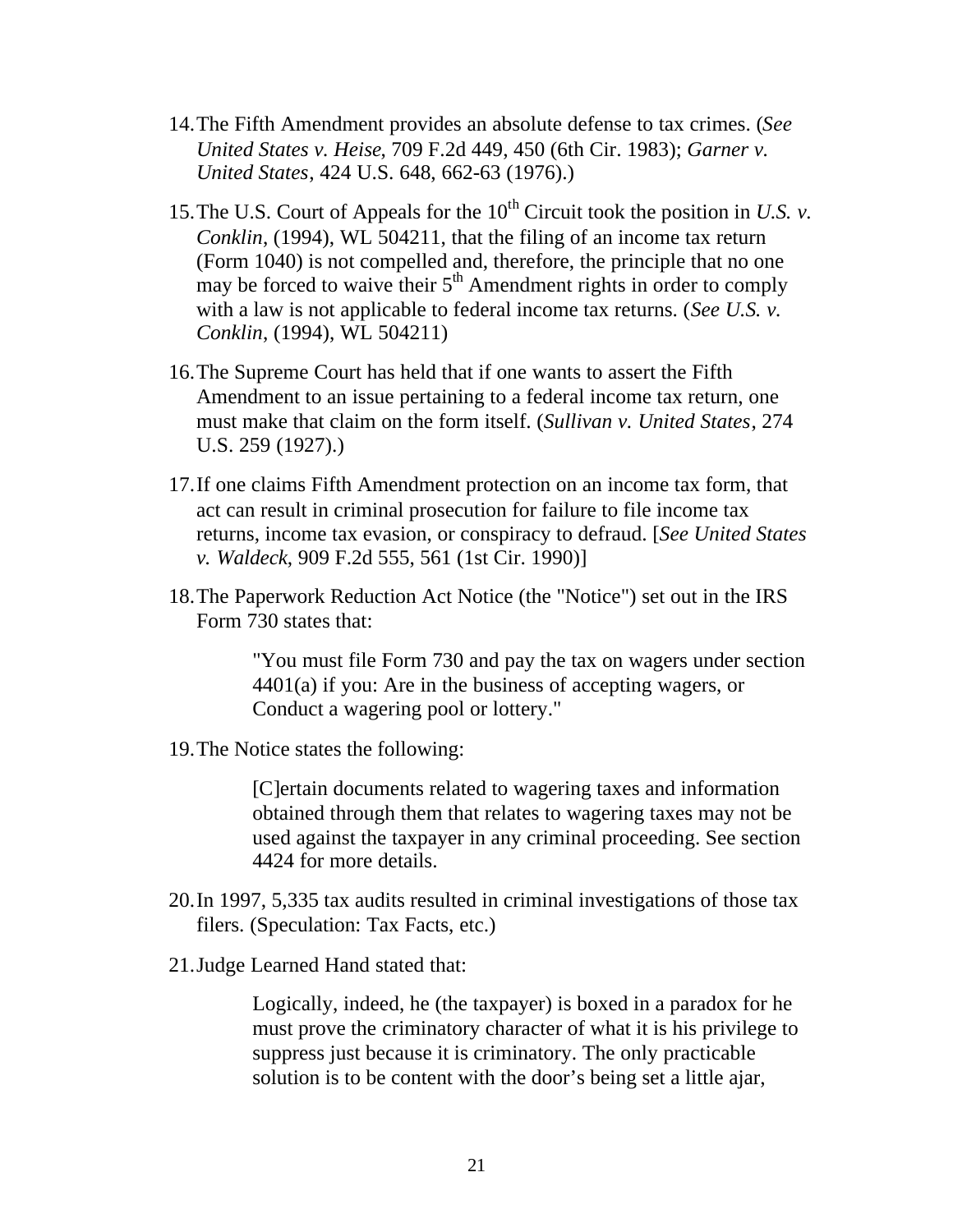14. The Fifth Amendment provides an absolute defense to tax crimes. (*See United States v. Heise*, 709 F.2d 449, 450 (6th Cir. 1983); *Garner v. United States*, 424 U.S. 648, 662-63 (1976).)

15. The U.S. Court of Appeals for the 10th Circuit took the position in *U.S. v. Conklin*, (1994), WL 504211, that the filing of an income tax return (Form 1040) is not compelled and, therefore, the principle that no one may be forced to waive their 5th Amendment rights in order to comply with a law is not applicable to federal income tax returns. (*See U.S. v. Conklin*, (1994), WL 504211)

16. The Supreme Court has held that if one wants to assert the Fifth Amendment to an issue pertaining to a federal income tax return, one must make that claim on the form itself. (*Sullivan v. United States*, 274 U.S. 259 (1927).)

17. If one claims Fifth Amendment protection on an income tax form, that act can result in criminal prosecution for failure to file income tax returns, income tax evasion, or conspiracy to defraud. [*See United States v. Waldeck*, 909 F.2d 555, 561 (1st Cir. 1990)]

18. The Paperwork Reduction Act Notice (the "Notice") set out in the IRS Form 730 states that:

    > "You must file Form 730 and pay the tax on wagers under section 4401(a) if you: Are in the business of accepting wagers, or Conduct a wagering pool or lottery."

19. The Notice states the following:

    > [C]ertain documents related to wagering taxes and information obtained through them that relates to wagering taxes may not be used against the taxpayer in any criminal proceeding. See section 4424 for more details.

20. In 1997, 5,335 tax audits resulted in criminal investigations of those tax filers. (Speculation: Tax Facts, etc.)

21. Judge Learned Hand stated that:

    > Logically, indeed, he (the taxpayer) is boxed in a paradox for he must prove the criminatory character of what it is his privilege to suppress just because it is criminatory. The only practicable solution is to be content with the door's being set a little ajar,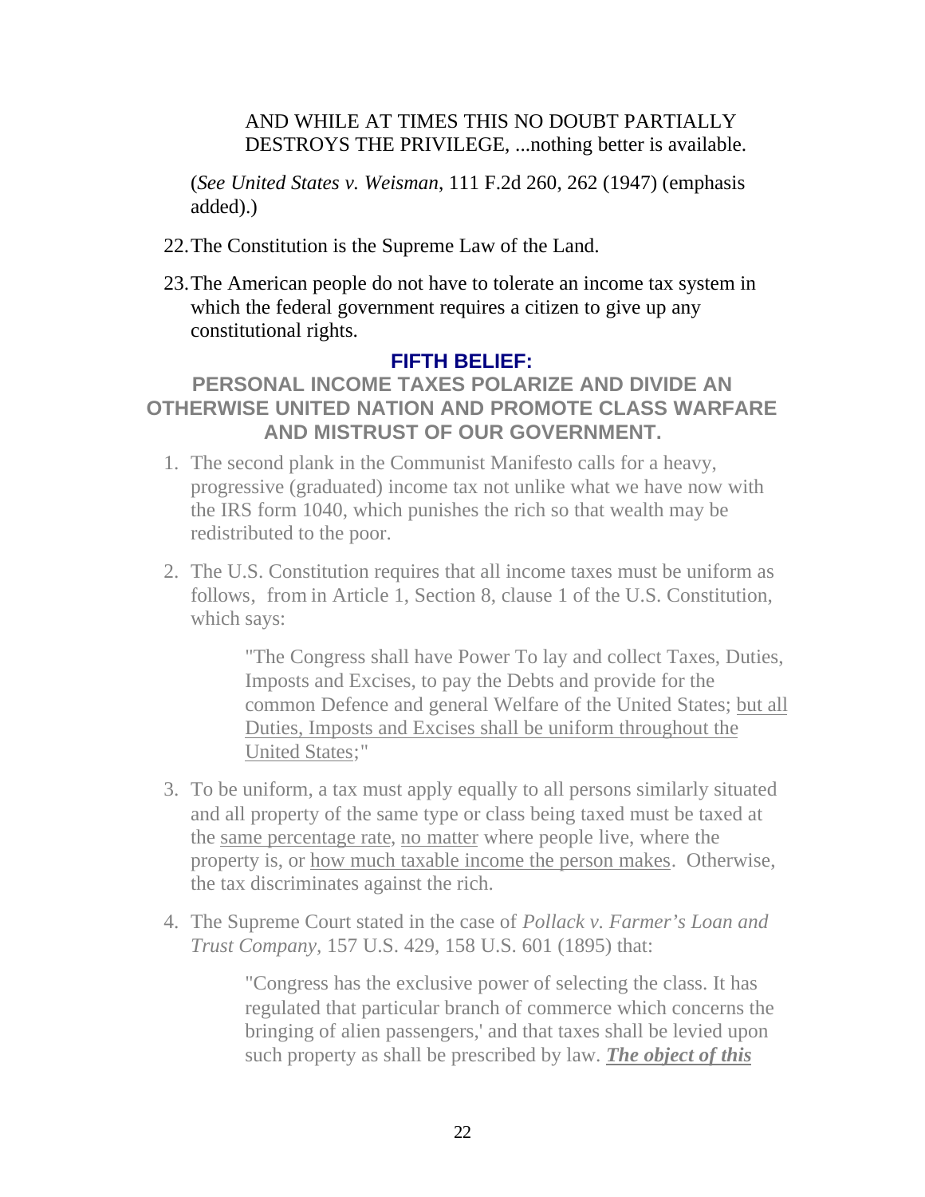> AND WHILE AT TIMES THIS NO DOUBT PARTIALLY DESTROYS THE PRIVILEGE, ...nothing better is available.

(*See United States v. Weisman*, 111 F.2d 260, 262 (1947) (emphasis added).)

22. The Constitution is the Supreme Law of the Land.

23. The American people do not have to tolerate an income tax system in which the federal government requires a citizen to give up any constitutional rights.

## FIFTH BELIEF:

### PERSONAL INCOME TAXES POLARIZE AND DIVIDE AN OTHERWISE UNITED NATION AND PROMOTE CLASS WARFARE AND MISTRUST OF OUR GOVERNMENT.

1. The second plank in the Communist Manifesto calls for a heavy, progressive (graduated) income tax not unlike what we have now with the IRS form 1040, which punishes the rich so that wealth may be redistributed to the poor.

2. The U.S. Constitution requires that all income taxes must be uniform as follows, from in Article 1, Section 8, clause 1 of the U.S. Constitution, which says:

   > "The Congress shall have Power To lay and collect Taxes, Duties, Imposts and Excises, to pay the Debts and provide for the common Defence and general Welfare of the United States; <u>but all Duties, Imposts and Excises shall be uniform throughout the United States</u>;"

3. To be uniform, a tax must apply equally to all persons similarly situated and all property of the same type or class being taxed must be taxed at the <u>same percentage rate</u>, <u>no matter</u> where people live, where the property is, or <u>how much taxable income the person makes</u>. Otherwise, the tax discriminates against the rich.

4. The Supreme Court stated in the case of *Pollack v. Farmer's Loan and Trust Company,* 157 U.S. 429, 158 U.S. 601 (1895) that:

   > "Congress has the exclusive power of selecting the class. It has regulated that particular branch of commerce which concerns the bringing of alien passengers,' and that taxes shall be levied upon such property as shall be prescribed by law. ***<u>The object of this</u>***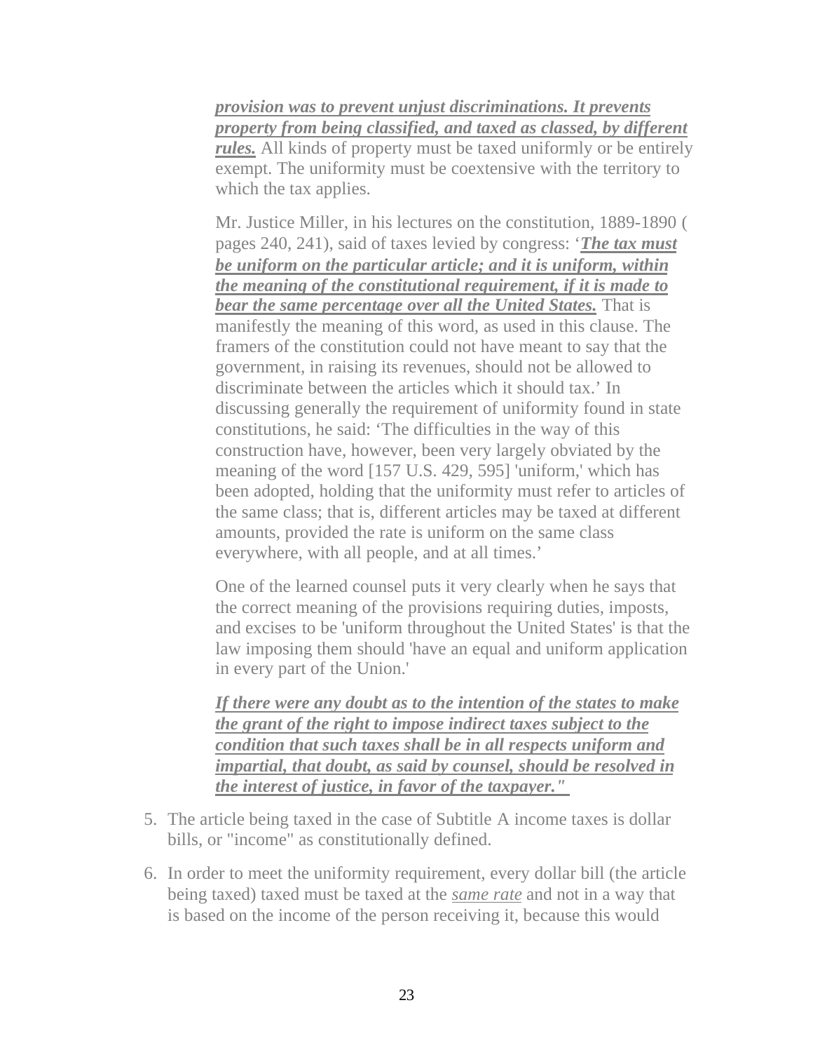> ***provision was to prevent unjust discriminations. It prevents property from being classified, and taxed as classed, by different rules.*** All kinds of property must be taxed uniformly or be entirely exempt. The uniformity must be coextensive with the territory to which the tax applies.
>
> Mr. Justice Miller, in his lectures on the constitution, 1889-1890 ( pages 240, 241), said of taxes levied by congress: '***The tax must be uniform on the particular article; and it is uniform, within the meaning of the constitutional requirement, if it is made to bear the same percentage over all the United States.*** That is manifestly the meaning of this word, as used in this clause. The framers of the constitution could not have meant to say that the government, in raising its revenues, should not be allowed to discriminate between the articles which it should tax.' In discussing generally the requirement of uniformity found in state constitutions, he said: 'The difficulties in the way of this construction have, however, been very largely obviated by the meaning of the word [157 U.S. 429, 595] 'uniform,' which has been adopted, holding that the uniformity must refer to articles of the same class; that is, different articles may be taxed at different amounts, provided the rate is uniform on the same class everywhere, with all people, and at all times.'
>
> One of the learned counsel puts it very clearly when he says that the correct meaning of the provisions requiring duties, imposts, and excises to be 'uniform throughout the United States' is that the law imposing them should 'have an equal and uniform application in every part of the Union.'
>
> ***If there were any doubt as to the intention of the states to make the grant of the right to impose indirect taxes subject to the condition that such taxes shall be in all respects uniform and impartial, that doubt, as said by counsel, should be resolved in the interest of justice, in favor of the taxpayer."***

5. The article being taxed in the case of Subtitle A income taxes is dollar bills, or "income" as constitutionally defined.
6. In order to meet the uniformity requirement, every dollar bill (the article being taxed) taxed must be taxed at the *same rate* and not in a way that is based on the income of the person receiving it, because this would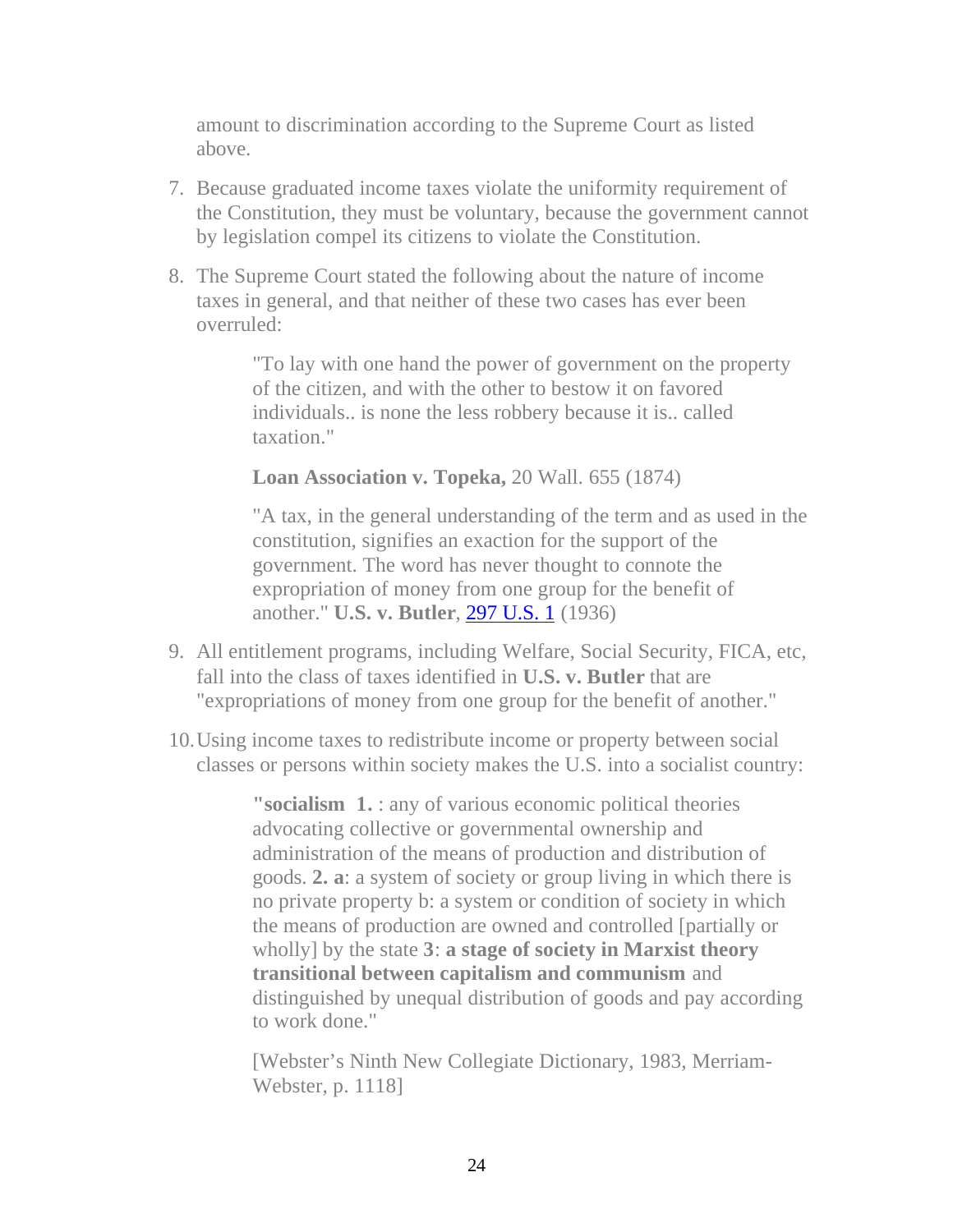amount to discrimination according to the Supreme Court as listed above.

7. Because graduated income taxes violate the uniformity requirement of the Constitution, they must be voluntary, because the government cannot by legislation compel its citizens to violate the Constitution.

8. The Supreme Court stated the following about the nature of income taxes in general, and that neither of these two cases has ever been overruled:

   > "To lay with one hand the power of government on the property of the citizen, and with the other to bestow it on favored individuals.. is none the less robbery because it is.. called taxation."
   >
   > **Loan Association v. Topeka,** 20 Wall. 655 (1874)
   >
   > "A tax, in the general understanding of the term and as used in the constitution, signifies an exaction for the support of the government. The word has never thought to connote the expropriation of money from one group for the benefit of another." **U.S. v. Butler**, 297 U.S. 1 (1936)

9. All entitlement programs, including Welfare, Social Security, FICA, etc, fall into the class of taxes identified in **U.S. v. Butler** that are "expropriations of money from one group for the benefit of another."

10. Using income taxes to redistribute income or property between social classes or persons within society makes the U.S. into a socialist country:

    > **"socialism 1.** : any of various economic political theories advocating collective or governmental ownership and administration of the means of production and distribution of goods. **2. a**: a system of society or group living in which there is no private property b: a system or condition of society in which the means of production are owned and controlled [partially or wholly] by the state **3**: **a stage of society in Marxist theory transitional between capitalism and communism** and distinguished by unequal distribution of goods and pay according to work done."
    >
    > [Webster's Ninth New Collegiate Dictionary, 1983, Merriam-Webster, p. 1118]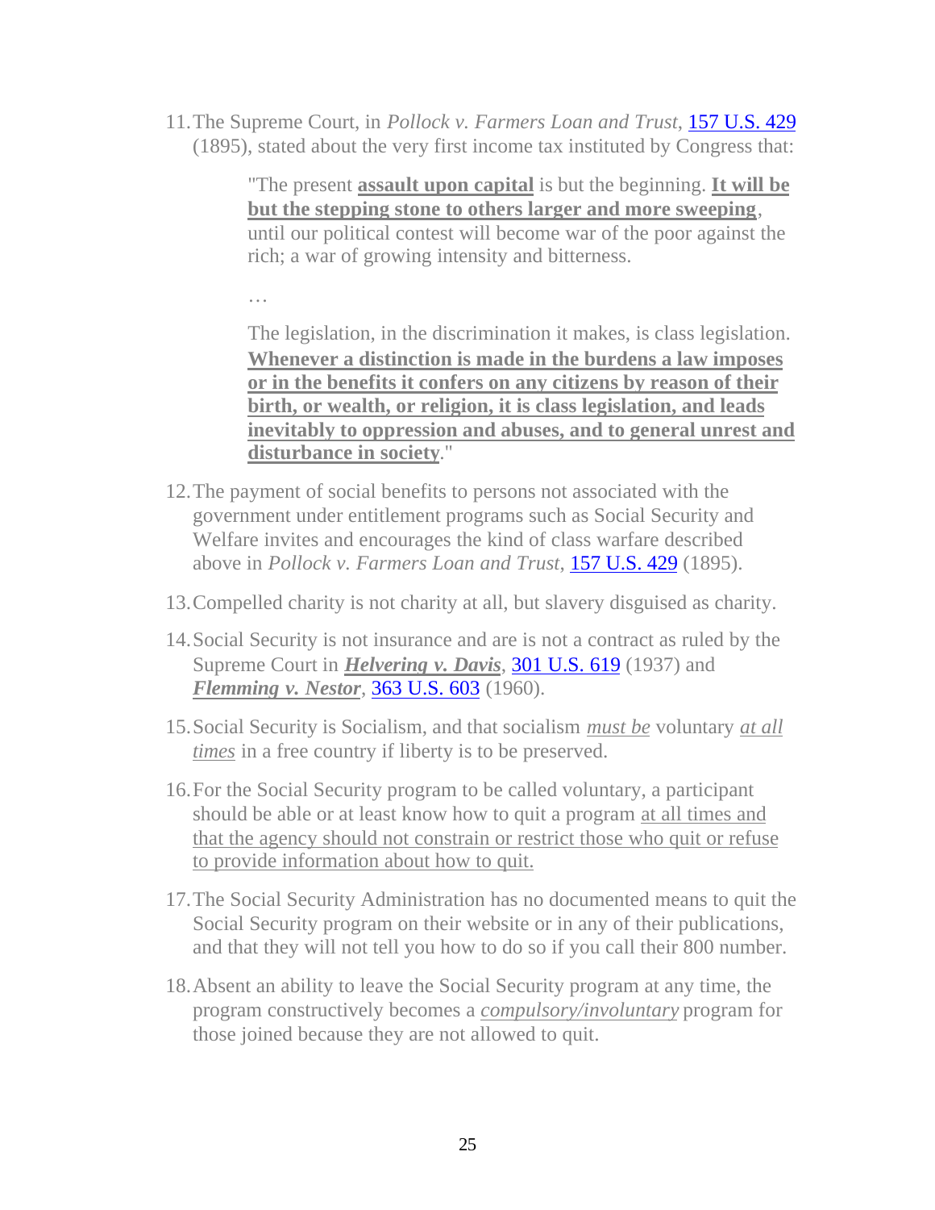11. The Supreme Court, in *Pollock v. Farmers Loan and Trust*, [157 U.S. 429](157 U.S. 429) (1895), stated about the very first income tax instituted by Congress that:

    > "The present **assault upon capital** is but the beginning. **It will be but the stepping stone to others larger and more sweeping**, until our political contest will become war of the poor against the rich; a war of growing intensity and bitterness.
    >
    > …
    >
    > The legislation, in the discrimination it makes, is class legislation. **Whenever a distinction is made in the burdens a law imposes or in the benefits it confers on any citizens by reason of their birth, or wealth, or religion, it is class legislation, and leads inevitably to oppression and abuses, and to general unrest and disturbance in society**."

12. The payment of social benefits to persons not associated with the government under entitlement programs such as Social Security and Welfare invites and encourages the kind of class warfare described above in *Pollock v. Farmers Loan and Trust*, 157 U.S. 429 (1895).

13. Compelled charity is not charity at all, but slavery disguised as charity.

14. Social Security is not insurance and are is not a contract as ruled by the Supreme Court in ***Helvering v. Davis***, 301 U.S. 619 (1937) and ***Flemming v. Nestor***, 363 U.S. 603 (1960).

15. Social Security is Socialism, and that socialism *must be* voluntary *at all times* in a free country if liberty is to be preserved.

16. For the Social Security program to be called voluntary, a participant should be able or at least know how to quit a program at all times and that the agency should not constrain or restrict those who quit or refuse to provide information about how to quit.

17. The Social Security Administration has no documented means to quit the Social Security program on their website or in any of their publications, and that they will not tell you how to do so if you call their 800 number.

18. Absent an ability to leave the Social Security program at any time, the program constructively becomes a *compulsory/involuntary* program for those joined because they are not allowed to quit.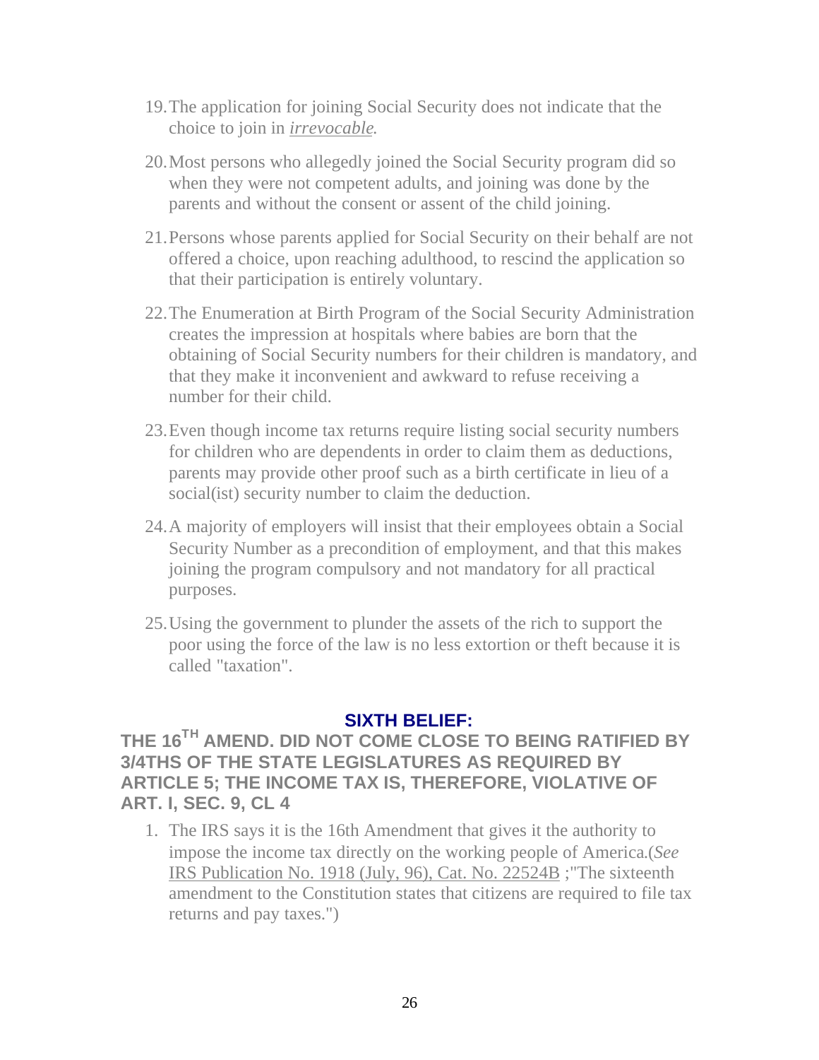19. The application for joining Social Security does not indicate that the choice to join in *irrevocable*.

20. Most persons who allegedly joined the Social Security program did so when they were not competent adults, and joining was done by the parents and without the consent or assent of the child joining.

21. Persons whose parents applied for Social Security on their behalf are not offered a choice, upon reaching adulthood, to rescind the application so that their participation is entirely voluntary.

22. The Enumeration at Birth Program of the Social Security Administration creates the impression at hospitals where babies are born that the obtaining of Social Security numbers for their children is mandatory, and that they make it inconvenient and awkward to refuse receiving a number for their child.

23. Even though income tax returns require listing social security numbers for children who are dependents in order to claim them as deductions, parents may provide other proof such as a birth certificate in lieu of a social(ist) security number to claim the deduction.

24. A majority of employers will insist that their employees obtain a Social Security Number as a precondition of employment, and that this makes joining the program compulsory and not mandatory for all practical purposes.

25. Using the government to plunder the assets of the rich to support the poor using the force of the law is no less extortion or theft because it is called "taxation".

## SIXTH BELIEF:

## THE 16TH AMEND. DID NOT COME CLOSE TO BEING RATIFIED BY 3/4THS OF THE STATE LEGISLATURES AS REQUIRED BY ARTICLE 5; THE INCOME TAX IS, THEREFORE, VIOLATIVE OF ART. I, SEC. 9, CL 4

1. The IRS says it is the 16th Amendment that gives it the authority to impose the income tax directly on the working people of America.(*See* IRS Publication No. 1918 (July, 96), Cat. No. 22524B ;"The sixteenth amendment to the Constitution states that citizens are required to file tax returns and pay taxes.")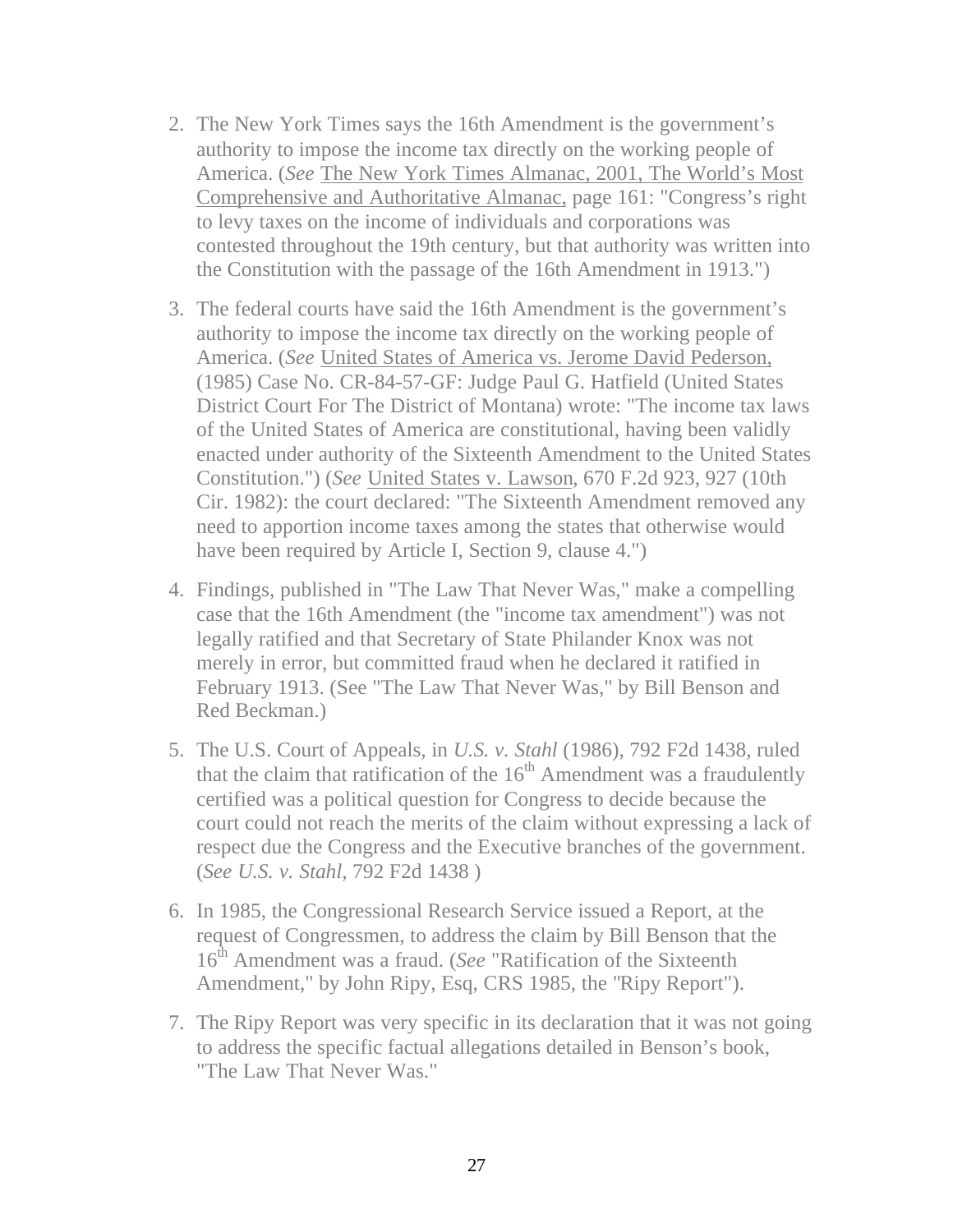2. The New York Times says the 16th Amendment is the government's authority to impose the income tax directly on the working people of America. (*See* The New York Times Almanac, 2001, The World's Most Comprehensive and Authoritative Almanac, page 161: "Congress's right to levy taxes on the income of individuals and corporations was contested throughout the 19th century, but that authority was written into the Constitution with the passage of the 16th Amendment in 1913.")

3. The federal courts have said the 16th Amendment is the government's authority to impose the income tax directly on the working people of America. (*See* United States of America vs. Jerome David Pederson, (1985) Case No. CR-84-57-GF: Judge Paul G. Hatfield (United States District Court For The District of Montana) wrote: "The income tax laws of the United States of America are constitutional, having been validly enacted under authority of the Sixteenth Amendment to the United States Constitution.") (*See* United States v. Lawson, 670 F.2d 923, 927 (10th Cir. 1982): the court declared: "The Sixteenth Amendment removed any need to apportion income taxes among the states that otherwise would have been required by Article I, Section 9, clause 4.")

4. Findings, published in "The Law That Never Was," make a compelling case that the 16th Amendment (the "income tax amendment") was not legally ratified and that Secretary of State Philander Knox was not merely in error, but committed fraud when he declared it ratified in February 1913. (See "The Law That Never Was," by Bill Benson and Red Beckman.)

5. The U.S. Court of Appeals, in *U.S. v. Stahl* (1986), 792 F2d 1438, ruled that the claim that ratification of the 16th Amendment was a fraudulently certified was a political question for Congress to decide because the court could not reach the merits of the claim without expressing a lack of respect due the Congress and the Executive branches of the government. (*See U.S. v. Stahl*, 792 F2d 1438 )

6. In 1985, the Congressional Research Service issued a Report, at the request of Congressmen, to address the claim by Bill Benson that the 16th Amendment was a fraud. (*See* "Ratification of the Sixteenth Amendment," by John Ripy, Esq, CRS 1985, the "Ripy Report").

7. The Ripy Report was very specific in its declaration that it was not going to address the specific factual allegations detailed in Benson's book, "The Law That Never Was."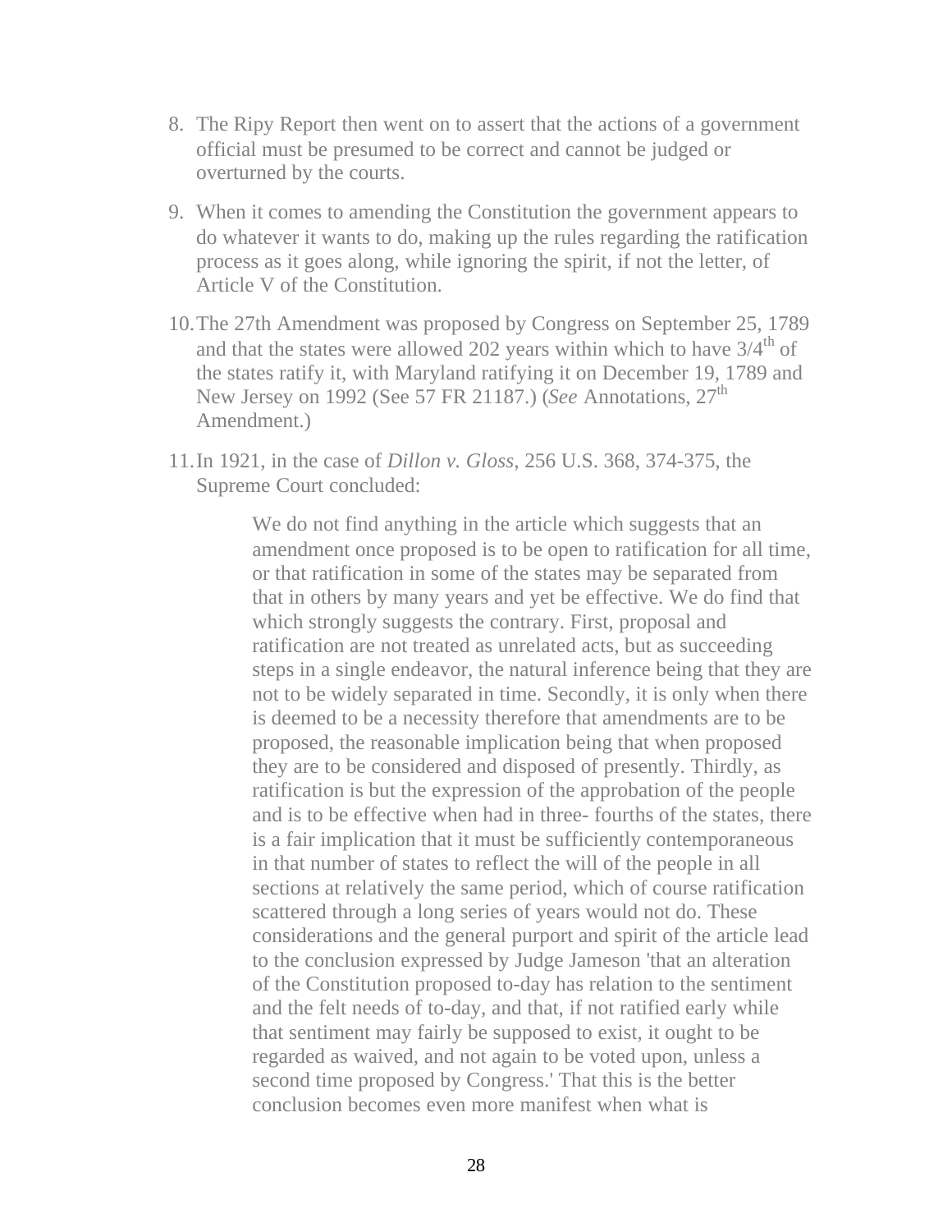8. The Ripy Report then went on to assert that the actions of a government official must be presumed to be correct and cannot be judged or overturned by the courts.

9. When it comes to amending the Constitution the government appears to do whatever it wants to do, making up the rules regarding the ratification process as it goes along, while ignoring the spirit, if not the letter, of Article V of the Constitution.

10. The 27th Amendment was proposed by Congress on September 25, 1789 and that the states were allowed 202 years within which to have 3/4$^{th}$ of the states ratify it, with Maryland ratifying it on December 19, 1789 and New Jersey on 1992 (See 57 FR 21187.) (*See* Annotations, 27$^{th}$ Amendment.)

11. In 1921, in the case of *Dillon v. Gloss*, 256 U.S. 368, 374-375, the Supreme Court concluded:

> We do not find anything in the article which suggests that an amendment once proposed is to be open to ratification for all time, or that ratification in some of the states may be separated from that in others by many years and yet be effective. We do find that which strongly suggests the contrary. First, proposal and ratification are not treated as unrelated acts, but as succeeding steps in a single endeavor, the natural inference being that they are not to be widely separated in time. Secondly, it is only when there is deemed to be a necessity therefore that amendments are to be proposed, the reasonable implication being that when proposed they are to be considered and disposed of presently. Thirdly, as ratification is but the expression of the approbation of the people and is to be effective when had in three- fourths of the states, there is a fair implication that it must be sufficiently contemporaneous in that number of states to reflect the will of the people in all sections at relatively the same period, which of course ratification scattered through a long series of years would not do. These considerations and the general purport and spirit of the article lead to the conclusion expressed by Judge Jameson 'that an alteration of the Constitution proposed to-day has relation to the sentiment and the felt needs of to-day, and that, if not ratified early while that sentiment may fairly be supposed to exist, it ought to be regarded as waived, and not again to be voted upon, unless a second time proposed by Congress.' That this is the better conclusion becomes even more manifest when what is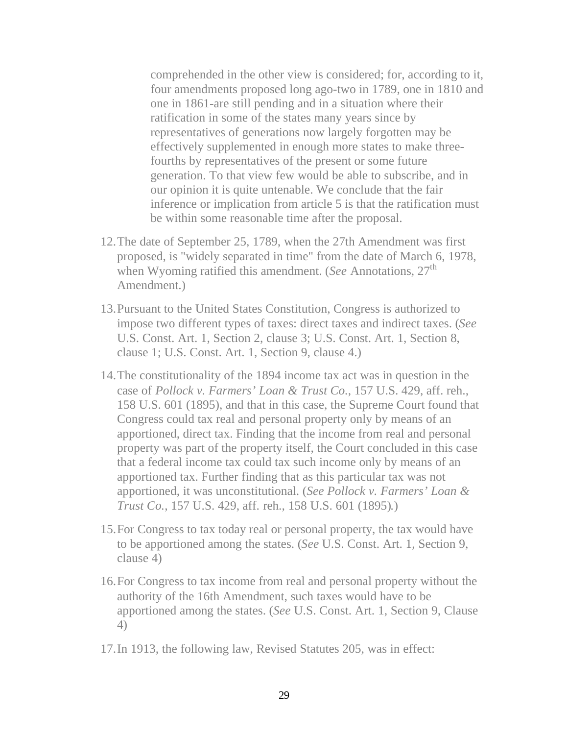> comprehended in the other view is considered; for, according to it, four amendments proposed long ago-two in 1789, one in 1810 and one in 1861-are still pending and in a situation where their ratification in some of the states many years since by representatives of generations now largely forgotten may be effectively supplemented in enough more states to make three-fourths by representatives of the present or some future generation. To that view few would be able to subscribe, and in our opinion it is quite untenable. We conclude that the fair inference or implication from article 5 is that the ratification must be within some reasonable time after the proposal.

12. The date of September 25, 1789, when the 27th Amendment was first proposed, is "widely separated in time" from the date of March 6, 1978, when Wyoming ratified this amendment. (*See* Annotations, 27th Amendment.)

13. Pursuant to the United States Constitution, Congress is authorized to impose two different types of taxes: direct taxes and indirect taxes. (*See* U.S. Const. Art. 1, Section 2, clause 3; U.S. Const. Art. 1, Section 8, clause 1; U.S. Const. Art. 1, Section 9, clause 4.)

14. The constitutionality of the 1894 income tax act was in question in the case of *Pollock v. Farmers' Loan & Trust Co.*, 157 U.S. 429, aff. reh., 158 U.S. 601 (1895), and that in this case, the Supreme Court found that Congress could tax real and personal property only by means of an apportioned, direct tax. Finding that the income from real and personal property was part of the property itself, the Court concluded in this case that a federal income tax could tax such income only by means of an apportioned tax. Further finding that as this particular tax was not apportioned, it was unconstitutional. (*See Pollock v. Farmers' Loan & Trust Co.*, 157 U.S. 429, aff. reh., 158 U.S. 601 (1895).)

15. For Congress to tax today real or personal property, the tax would have to be apportioned among the states. (*See* U.S. Const. Art. 1, Section 9, clause 4)

16. For Congress to tax income from real and personal property without the authority of the 16th Amendment, such taxes would have to be apportioned among the states. (*See* U.S. Const. Art. 1, Section 9, Clause 4)

17. In 1913, the following law, Revised Statutes 205, was in effect: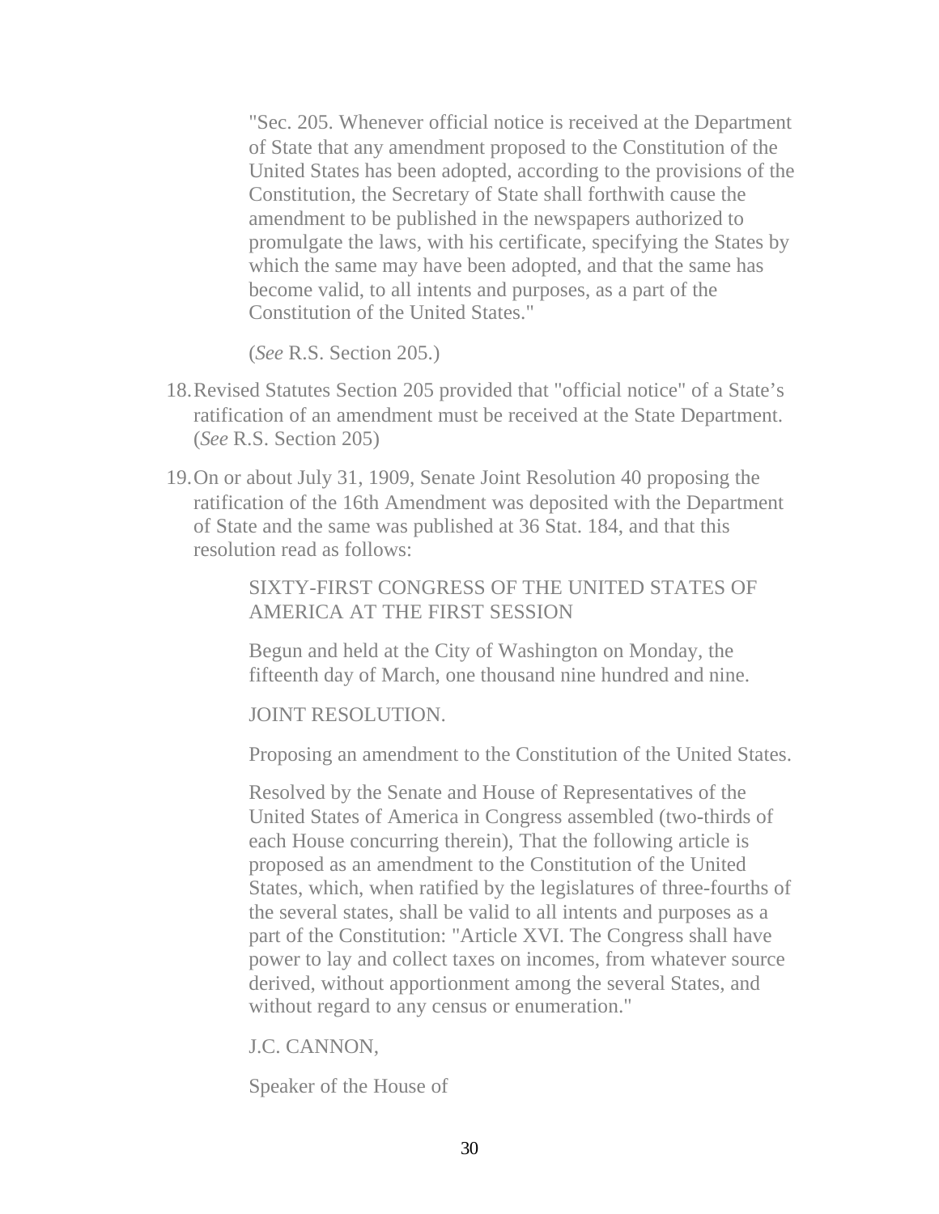> "Sec. 205. Whenever official notice is received at the Department of State that any amendment proposed to the Constitution of the United States has been adopted, according to the provisions of the Constitution, the Secretary of State shall forthwith cause the amendment to be published in the newspapers authorized to promulgate the laws, with his certificate, specifying the States by which the same may have been adopted, and that the same has become valid, to all intents and purposes, as a part of the Constitution of the United States."
>
> (*See* R.S. Section 205.)

18. Revised Statutes Section 205 provided that "official notice" of a State's ratification of an amendment must be received at the State Department. (*See* R.S. Section 205)

19. On or about July 31, 1909, Senate Joint Resolution 40 proposing the ratification of the 16th Amendment was deposited with the Department of State and the same was published at 36 Stat. 184, and that this resolution read as follows:

> SIXTY-FIRST CONGRESS OF THE UNITED STATES OF AMERICA AT THE FIRST SESSION
>
> Begun and held at the City of Washington on Monday, the fifteenth day of March, one thousand nine hundred and nine.
>
> JOINT RESOLUTION.
>
> Proposing an amendment to the Constitution of the United States.
>
> Resolved by the Senate and House of Representatives of the United States of America in Congress assembled (two-thirds of each House concurring therein), That the following article is proposed as an amendment to the Constitution of the United States, which, when ratified by the legislatures of three-fourths of the several states, shall be valid to all intents and purposes as a part of the Constitution: "Article XVI. The Congress shall have power to lay and collect taxes on incomes, from whatever source derived, without apportionment among the several States, and without regard to any census or enumeration."
>
> J.C. CANNON,
>
> Speaker of the House of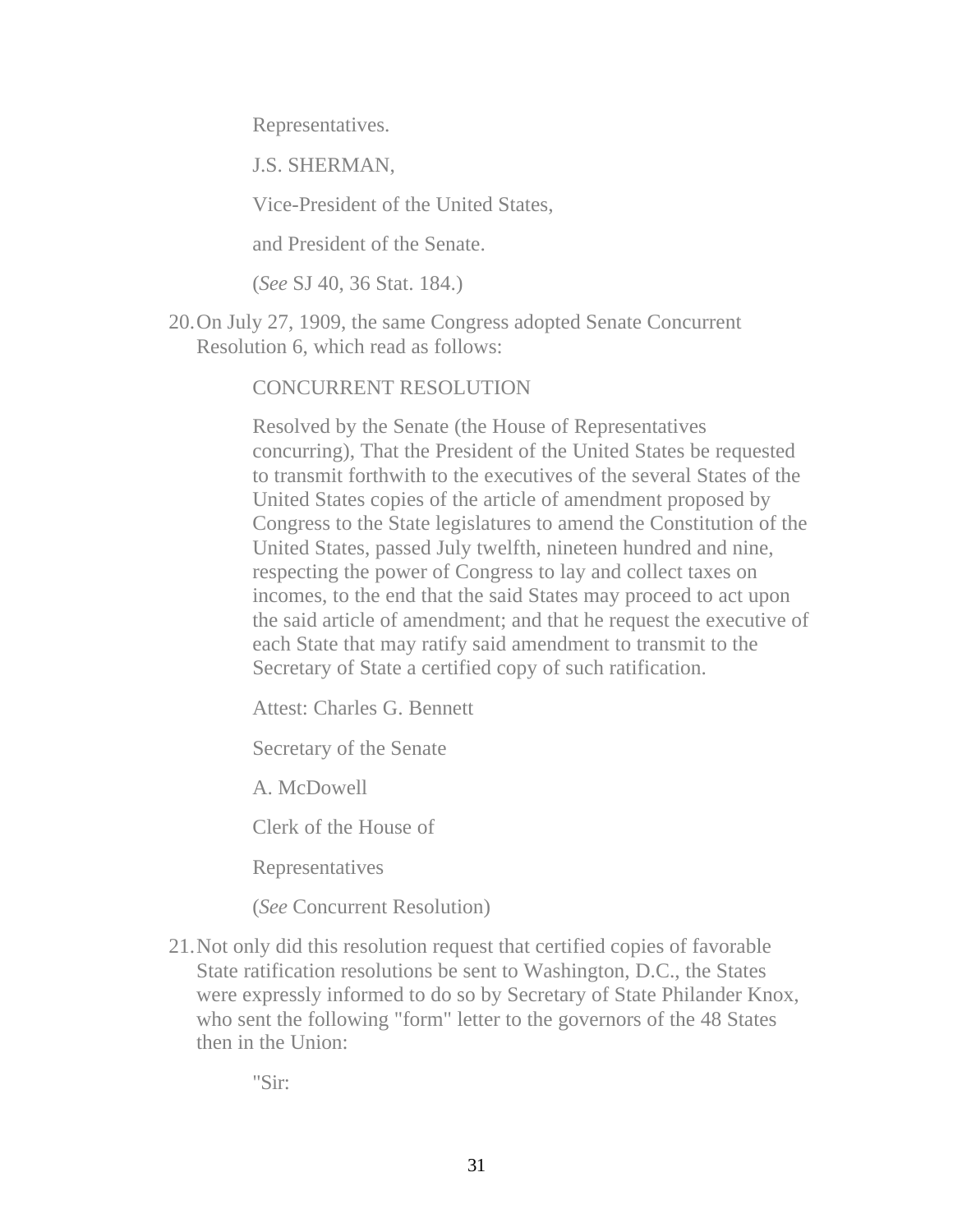Representatives.

J.S. SHERMAN,

Vice-President of the United States,

and President of the Senate.

(*See* SJ 40, 36 Stat. 184.)

20. On July 27, 1909, the same Congress adopted Senate Concurrent Resolution 6, which read as follows:

    CONCURRENT RESOLUTION

    Resolved by the Senate (the House of Representatives concurring), That the President of the United States be requested to transmit forthwith to the executives of the several States of the United States copies of the article of amendment proposed by Congress to the State legislatures to amend the Constitution of the United States, passed July twelfth, nineteen hundred and nine, respecting the power of Congress to lay and collect taxes on incomes, to the end that the said States may proceed to act upon the said article of amendment; and that he request the executive of each State that may ratify said amendment to transmit to the Secretary of State a certified copy of such ratification.

    Attest: Charles G. Bennett

    Secretary of the Senate

    A. McDowell

    Clerk of the House of

    Representatives

    (*See* Concurrent Resolution)

21. Not only did this resolution request that certified copies of favorable State ratification resolutions be sent to Washington, D.C., the States were expressly informed to do so by Secretary of State Philander Knox, who sent the following "form" letter to the governors of the 48 States then in the Union:

    "Sir: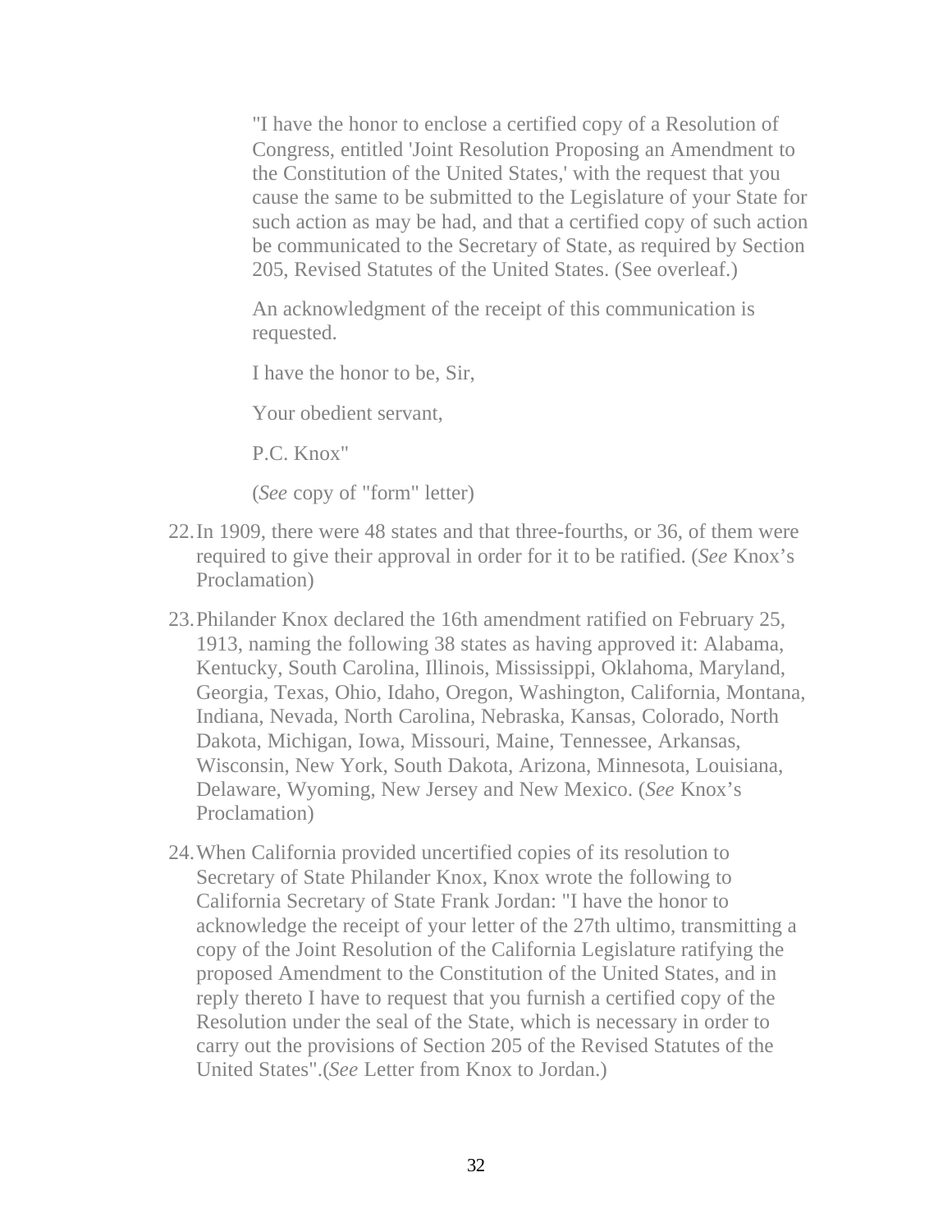> "I have the honor to enclose a certified copy of a Resolution of Congress, entitled 'Joint Resolution Proposing an Amendment to the Constitution of the United States,' with the request that you cause the same to be submitted to the Legislature of your State for such action as may be had, and that a certified copy of such action be communicated to the Secretary of State, as required by Section 205, Revised Statutes of the United States. (See overleaf.)
>
> An acknowledgment of the receipt of this communication is requested.
>
> I have the honor to be, Sir,
>
> Your obedient servant,
>
> P.C. Knox"
>
> (*See* copy of "form" letter)

22. In 1909, there were 48 states and that three-fourths, or 36, of them were required to give their approval in order for it to be ratified. (*See* Knox's Proclamation)

23. Philander Knox declared the 16th amendment ratified on February 25, 1913, naming the following 38 states as having approved it: Alabama, Kentucky, South Carolina, Illinois, Mississippi, Oklahoma, Maryland, Georgia, Texas, Ohio, Idaho, Oregon, Washington, California, Montana, Indiana, Nevada, North Carolina, Nebraska, Kansas, Colorado, North Dakota, Michigan, Iowa, Missouri, Maine, Tennessee, Arkansas, Wisconsin, New York, South Dakota, Arizona, Minnesota, Louisiana, Delaware, Wyoming, New Jersey and New Mexico. (*See* Knox's Proclamation)

24. When California provided uncertified copies of its resolution to Secretary of State Philander Knox, Knox wrote the following to California Secretary of State Frank Jordan: "I have the honor to acknowledge the receipt of your letter of the 27th ultimo, transmitting a copy of the Joint Resolution of the California Legislature ratifying the proposed Amendment to the Constitution of the United States, and in reply thereto I have to request that you furnish a certified copy of the Resolution under the seal of the State, which is necessary in order to carry out the provisions of Section 205 of the Revised Statutes of the United States".(*See* Letter from Knox to Jordan.)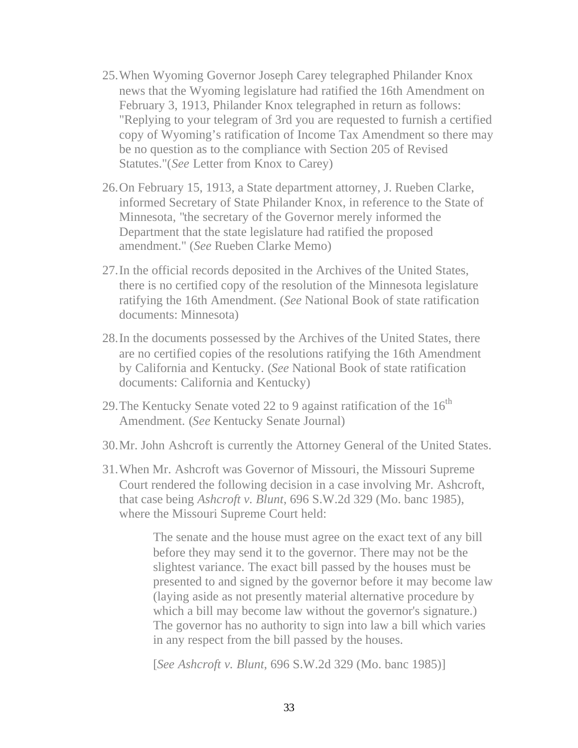25. When Wyoming Governor Joseph Carey telegraphed Philander Knox news that the Wyoming legislature had ratified the 16th Amendment on February 3, 1913, Philander Knox telegraphed in return as follows: "Replying to your telegram of 3rd you are requested to furnish a certified copy of Wyoming's ratification of Income Tax Amendment so there may be no question as to the compliance with Section 205 of Revised Statutes."(*See* Letter from Knox to Carey)

26. On February 15, 1913, a State department attorney, J. Rueben Clarke, informed Secretary of State Philander Knox, in reference to the State of Minnesota, "the secretary of the Governor merely informed the Department that the state legislature had ratified the proposed amendment." (*See* Rueben Clarke Memo)

27. In the official records deposited in the Archives of the United States, there is no certified copy of the resolution of the Minnesota legislature ratifying the 16th Amendment. (*See* National Book of state ratification documents: Minnesota)

28. In the documents possessed by the Archives of the United States, there are no certified copies of the resolutions ratifying the 16th Amendment by California and Kentucky. (*See* National Book of state ratification documents: California and Kentucky)

29. The Kentucky Senate voted 22 to 9 against ratification of the 16th Amendment. (*See* Kentucky Senate Journal)

30. Mr. John Ashcroft is currently the Attorney General of the United States.

31. When Mr. Ashcroft was Governor of Missouri, the Missouri Supreme Court rendered the following decision in a case involving Mr. Ashcroft, that case being *Ashcroft v. Blunt*, 696 S.W.2d 329 (Mo. banc 1985), where the Missouri Supreme Court held:

> The senate and the house must agree on the exact text of any bill before they may send it to the governor. There may not be the slightest variance. The exact bill passed by the houses must be presented to and signed by the governor before it may become law (laying aside as not presently material alternative procedure by which a bill may become law without the governor's signature.) The governor has no authority to sign into law a bill which varies in any respect from the bill passed by the houses.
>
> [*See Ashcroft v. Blunt*, 696 S.W.2d 329 (Mo. banc 1985)]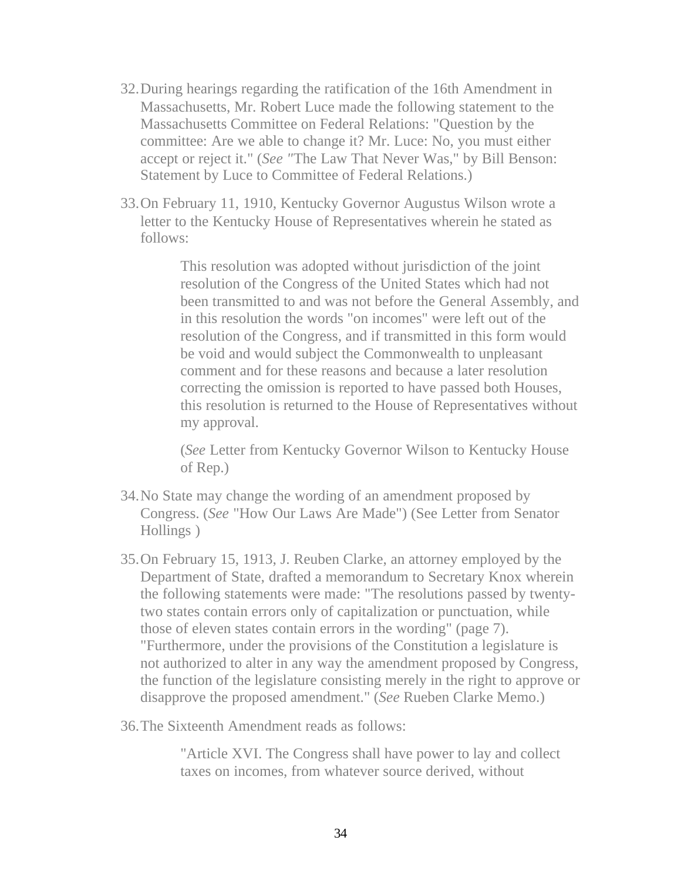32. During hearings regarding the ratification of the 16th Amendment in Massachusetts, Mr. Robert Luce made the following statement to the Massachusetts Committee on Federal Relations: "Question by the committee: Are we able to change it? Mr. Luce: No, you must either accept or reject it." (*See* "The Law That Never Was," by Bill Benson: Statement by Luce to Committee of Federal Relations.)

33. On February 11, 1910, Kentucky Governor Augustus Wilson wrote a letter to the Kentucky House of Representatives wherein he stated as follows:

    > This resolution was adopted without jurisdiction of the joint resolution of the Congress of the United States which had not been transmitted to and was not before the General Assembly, and in this resolution the words "on incomes" were left out of the resolution of the Congress, and if transmitted in this form would be void and would subject the Commonwealth to unpleasant comment and for these reasons and because a later resolution correcting the omission is reported to have passed both Houses, this resolution is returned to the House of Representatives without my approval.
    >
    > (*See* Letter from Kentucky Governor Wilson to Kentucky House of Rep.)

34. No State may change the wording of an amendment proposed by Congress. (*See* "How Our Laws Are Made") (See Letter from Senator Hollings )

35. On February 15, 1913, J. Reuben Clarke, an attorney employed by the Department of State, drafted a memorandum to Secretary Knox wherein the following statements were made: "The resolutions passed by twenty-two states contain errors only of capitalization or punctuation, while those of eleven states contain errors in the wording" (page 7). "Furthermore, under the provisions of the Constitution a legislature is not authorized to alter in any way the amendment proposed by Congress, the function of the legislature consisting merely in the right to approve or disapprove the proposed amendment." (*See* Rueben Clarke Memo.)

36. The Sixteenth Amendment reads as follows:

    > "Article XVI. The Congress shall have power to lay and collect taxes on incomes, from whatever source derived, without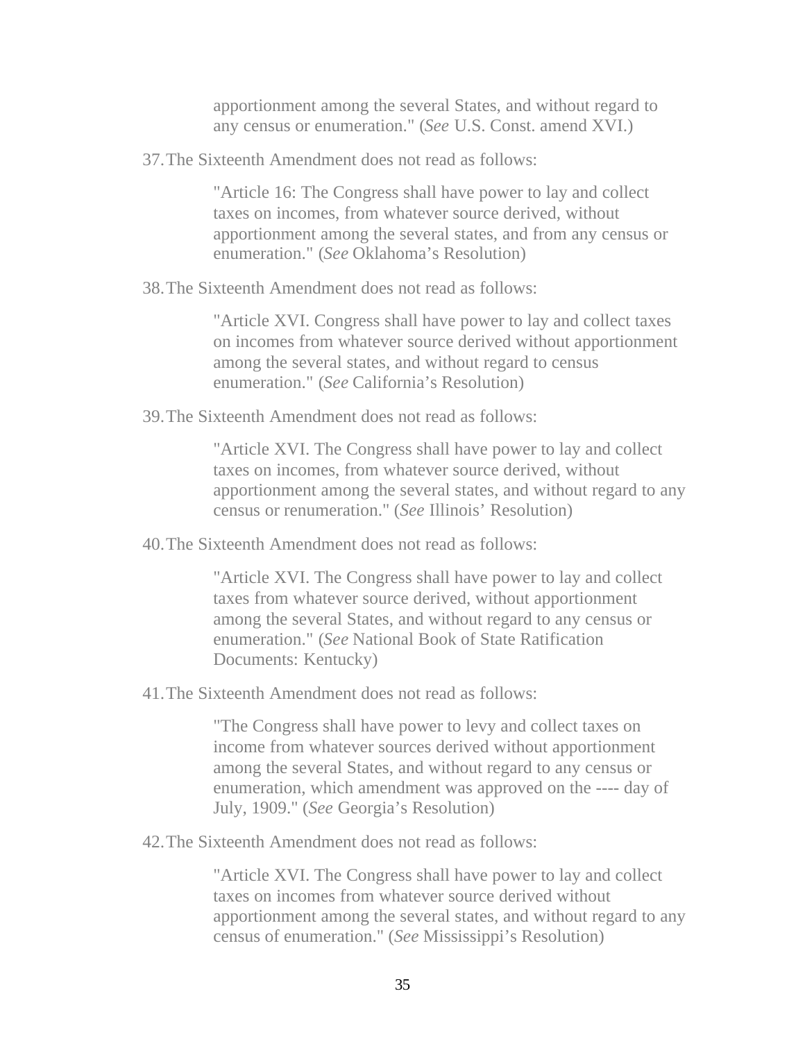apportionment among the several States, and without regard to any census or enumeration." (*See* U.S. Const. amend XVI.)

37. The Sixteenth Amendment does not read as follows:

> "Article 16: The Congress shall have power to lay and collect taxes on incomes, from whatever source derived, without apportionment among the several states, and from any census or enumeration." (*See* Oklahoma's Resolution)

38. The Sixteenth Amendment does not read as follows:

> "Article XVI. Congress shall have power to lay and collect taxes on incomes from whatever source derived without apportionment among the several states, and without regard to census enumeration." (*See* California's Resolution)

39. The Sixteenth Amendment does not read as follows:

> "Article XVI. The Congress shall have power to lay and collect taxes on incomes, from whatever source derived, without apportionment among the several states, and without regard to any census or renumeration." (*See* Illinois' Resolution)

40. The Sixteenth Amendment does not read as follows:

> "Article XVI. The Congress shall have power to lay and collect taxes from whatever source derived, without apportionment among the several States, and without regard to any census or enumeration." (*See* National Book of State Ratification Documents: Kentucky)

41. The Sixteenth Amendment does not read as follows:

> "The Congress shall have power to levy and collect taxes on income from whatever sources derived without apportionment among the several States, and without regard to any census or enumeration, which amendment was approved on the ---- day of July, 1909." (*See* Georgia's Resolution)

42. The Sixteenth Amendment does not read as follows:

> "Article XVI. The Congress shall have power to lay and collect taxes on incomes from whatever source derived without apportionment among the several states, and without regard to any census of enumeration." (*See* Mississippi's Resolution)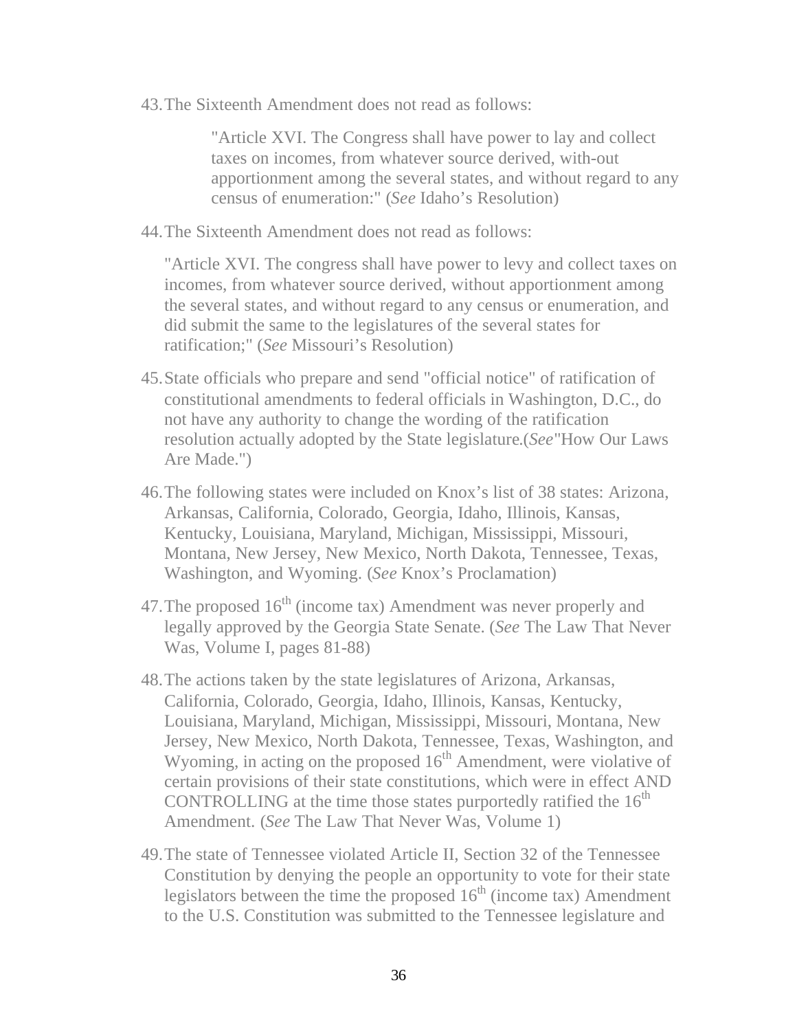43. The Sixteenth Amendment does not read as follows:

> "Article XVI. The Congress shall have power to lay and collect taxes on incomes, from whatever source derived, with-out apportionment among the several states, and without regard to any census of enumeration:" (*See* Idaho's Resolution)

44. The Sixteenth Amendment does not read as follows:

    "Article XVI. The congress shall have power to levy and collect taxes on incomes, from whatever source derived, without apportionment among the several states, and without regard to any census or enumeration, and did submit the same to the legislatures of the several states for ratification;" (*See* Missouri's Resolution)

45. State officials who prepare and send "official notice" of ratification of constitutional amendments to federal officials in Washington, D.C., do not have any authority to change the wording of the ratification resolution actually adopted by the State legislature.(*See*"How Our Laws Are Made.")

46. The following states were included on Knox's list of 38 states: Arizona, Arkansas, California, Colorado, Georgia, Idaho, Illinois, Kansas, Kentucky, Louisiana, Maryland, Michigan, Mississippi, Missouri, Montana, New Jersey, New Mexico, North Dakota, Tennessee, Texas, Washington, and Wyoming. (*See* Knox's Proclamation)

47. The proposed 16th (income tax) Amendment was never properly and legally approved by the Georgia State Senate. (*See* The Law That Never Was, Volume I, pages 81-88)

48. The actions taken by the state legislatures of Arizona, Arkansas, California, Colorado, Georgia, Idaho, Illinois, Kansas, Kentucky, Louisiana, Maryland, Michigan, Mississippi, Missouri, Montana, New Jersey, New Mexico, North Dakota, Tennessee, Texas, Washington, and Wyoming, in acting on the proposed 16th Amendment, were violative of certain provisions of their state constitutions, which were in effect AND CONTROLLING at the time those states purportedly ratified the 16th Amendment. (*See* The Law That Never Was, Volume 1)

49. The state of Tennessee violated Article II, Section 32 of the Tennessee Constitution by denying the people an opportunity to vote for their state legislators between the time the proposed 16th (income tax) Amendment to the U.S. Constitution was submitted to the Tennessee legislature and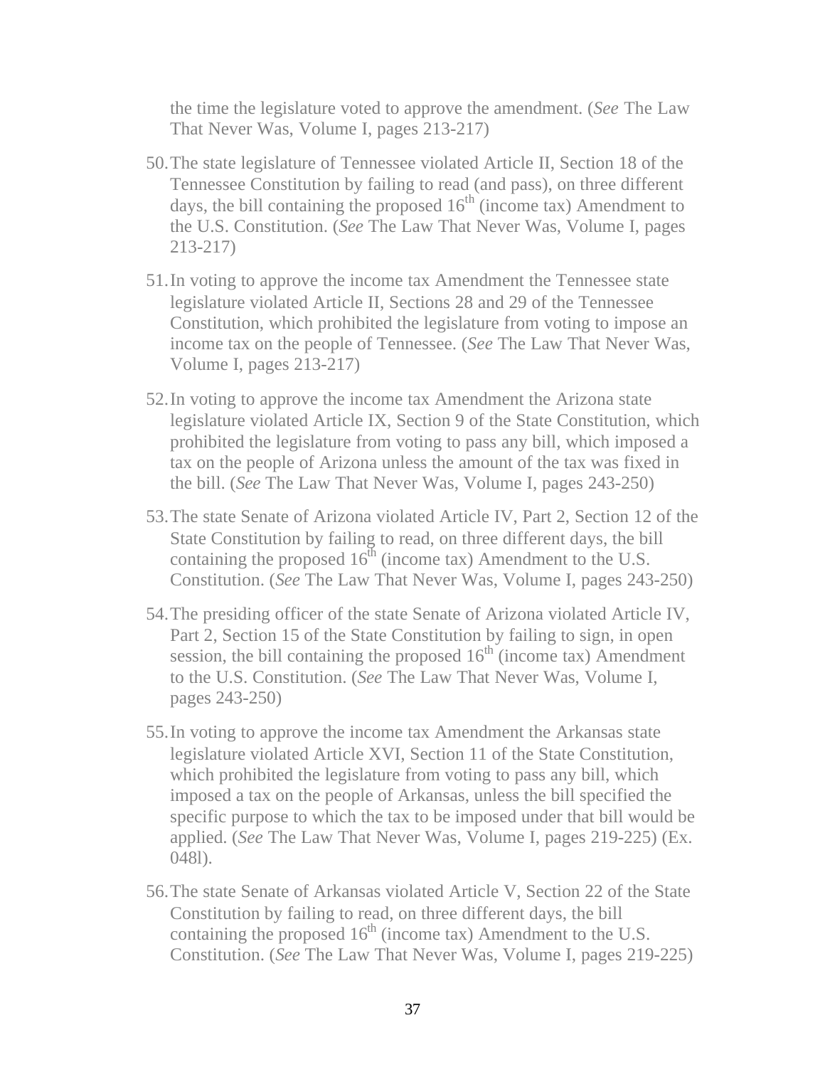the time the legislature voted to approve the amendment. (*See* The Law That Never Was, Volume I, pages 213-217)

50. The state legislature of Tennessee violated Article II, Section 18 of the Tennessee Constitution by failing to read (and pass), on three different days, the bill containing the proposed 16$^{th}$ (income tax) Amendment to the U.S. Constitution. (*See* The Law That Never Was, Volume I, pages 213-217)

51. In voting to approve the income tax Amendment the Tennessee state legislature violated Article II, Sections 28 and 29 of the Tennessee Constitution, which prohibited the legislature from voting to impose an income tax on the people of Tennessee. (*See* The Law That Never Was, Volume I, pages 213-217)

52. In voting to approve the income tax Amendment the Arizona state legislature violated Article IX, Section 9 of the State Constitution, which prohibited the legislature from voting to pass any bill, which imposed a tax on the people of Arizona unless the amount of the tax was fixed in the bill. (*See* The Law That Never Was, Volume I, pages 243-250)

53. The state Senate of Arizona violated Article IV, Part 2, Section 12 of the State Constitution by failing to read, on three different days, the bill containing the proposed 16$^{th}$ (income tax) Amendment to the U.S. Constitution. (*See* The Law That Never Was, Volume I, pages 243-250)

54. The presiding officer of the state Senate of Arizona violated Article IV, Part 2, Section 15 of the State Constitution by failing to sign, in open session, the bill containing the proposed 16$^{th}$ (income tax) Amendment to the U.S. Constitution. (*See* The Law That Never Was, Volume I, pages 243-250)

55. In voting to approve the income tax Amendment the Arkansas state legislature violated Article XVI, Section 11 of the State Constitution, which prohibited the legislature from voting to pass any bill, which imposed a tax on the people of Arkansas, unless the bill specified the specific purpose to which the tax to be imposed under that bill would be applied. (*See* The Law That Never Was, Volume I, pages 219-225) (Ex. 048l).

56. The state Senate of Arkansas violated Article V, Section 22 of the State Constitution by failing to read, on three different days, the bill containing the proposed 16$^{th}$ (income tax) Amendment to the U.S. Constitution. (*See* The Law That Never Was, Volume I, pages 219-225)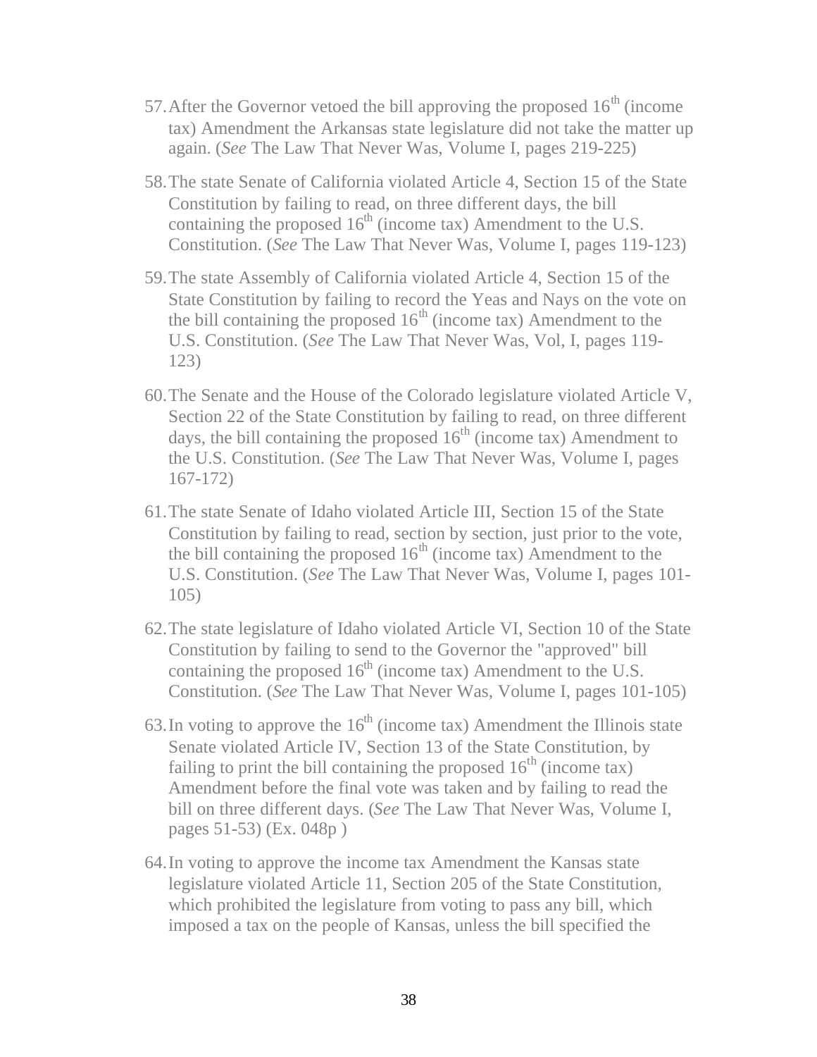57. After the Governor vetoed the bill approving the proposed $16^{th}$ (income tax) Amendment the Arkansas state legislature did not take the matter up again. (*See* The Law That Never Was, Volume I, pages 219-225)

58. The state Senate of California violated Article 4, Section 15 of the State Constitution by failing to read, on three different days, the bill containing the proposed $16^{th}$ (income tax) Amendment to the U.S. Constitution. (*See* The Law That Never Was, Volume I, pages 119-123)

59. The state Assembly of California violated Article 4, Section 15 of the State Constitution by failing to record the Yeas and Nays on the vote on the bill containing the proposed $16^{th}$ (income tax) Amendment to the U.S. Constitution. (*See* The Law That Never Was, Vol, I, pages 119-123)

60. The Senate and the House of the Colorado legislature violated Article V, Section 22 of the State Constitution by failing to read, on three different days, the bill containing the proposed $16^{th}$ (income tax) Amendment to the U.S. Constitution. (*See* The Law That Never Was, Volume I, pages 167-172)

61. The state Senate of Idaho violated Article III, Section 15 of the State Constitution by failing to read, section by section, just prior to the vote, the bill containing the proposed $16^{th}$ (income tax) Amendment to the U.S. Constitution. (*See* The Law That Never Was, Volume I, pages 101-105)

62. The state legislature of Idaho violated Article VI, Section 10 of the State Constitution by failing to send to the Governor the "approved" bill containing the proposed $16^{th}$ (income tax) Amendment to the U.S. Constitution. (*See* The Law That Never Was, Volume I, pages 101-105)

63. In voting to approve the $16^{th}$ (income tax) Amendment the Illinois state Senate violated Article IV, Section 13 of the State Constitution, by failing to print the bill containing the proposed $16^{th}$ (income tax) Amendment before the final vote was taken and by failing to read the bill on three different days. (*See* The Law That Never Was, Volume I, pages 51-53) (Ex. 048p )

64. In voting to approve the income tax Amendment the Kansas state legislature violated Article 11, Section 205 of the State Constitution, which prohibited the legislature from voting to pass any bill, which imposed a tax on the people of Kansas, unless the bill specified the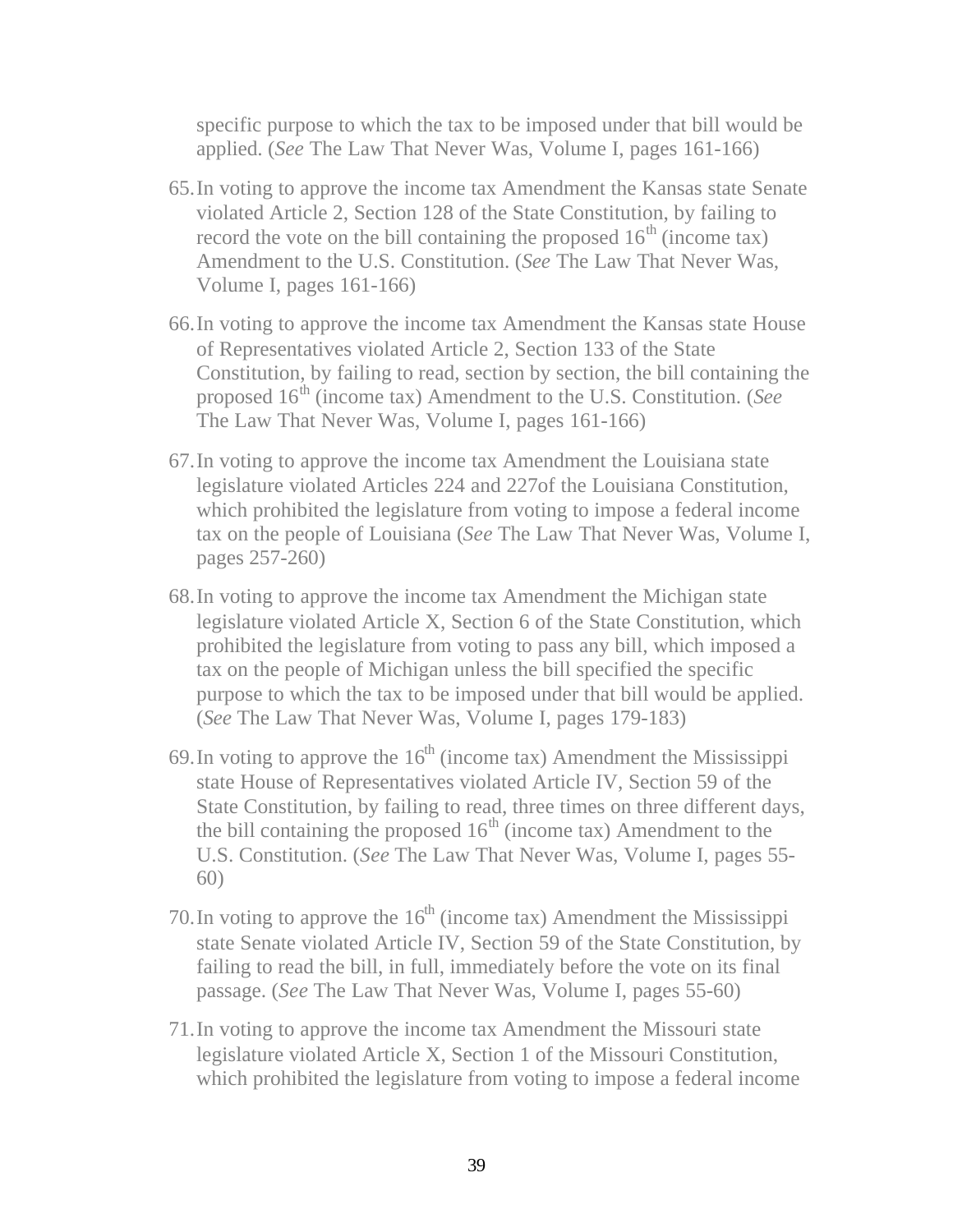specific purpose to which the tax to be imposed under that bill would be applied. (*See* The Law That Never Was, Volume I, pages 161-166)

65. In voting to approve the income tax Amendment the Kansas state Senate violated Article 2, Section 128 of the State Constitution, by failing to record the vote on the bill containing the proposed 16th (income tax) Amendment to the U.S. Constitution. (*See* The Law That Never Was, Volume I, pages 161-166)

66. In voting to approve the income tax Amendment the Kansas state House of Representatives violated Article 2, Section 133 of the State Constitution, by failing to read, section by section, the bill containing the proposed 16th (income tax) Amendment to the U.S. Constitution. (*See* The Law That Never Was, Volume I, pages 161-166)

67. In voting to approve the income tax Amendment the Louisiana state legislature violated Articles 224 and 227of the Louisiana Constitution, which prohibited the legislature from voting to impose a federal income tax on the people of Louisiana (*See* The Law That Never Was, Volume I, pages 257-260)

68. In voting to approve the income tax Amendment the Michigan state legislature violated Article X, Section 6 of the State Constitution, which prohibited the legislature from voting to pass any bill, which imposed a tax on the people of Michigan unless the bill specified the specific purpose to which the tax to be imposed under that bill would be applied. (*See* The Law That Never Was, Volume I, pages 179-183)

69. In voting to approve the 16th (income tax) Amendment the Mississippi state House of Representatives violated Article IV, Section 59 of the State Constitution, by failing to read, three times on three different days, the bill containing the proposed 16th (income tax) Amendment to the U.S. Constitution. (*See* The Law That Never Was, Volume I, pages 55-60)

70. In voting to approve the 16th (income tax) Amendment the Mississippi state Senate violated Article IV, Section 59 of the State Constitution, by failing to read the bill, in full, immediately before the vote on its final passage. (*See* The Law That Never Was, Volume I, pages 55-60)

71. In voting to approve the income tax Amendment the Missouri state legislature violated Article X, Section 1 of the Missouri Constitution, which prohibited the legislature from voting to impose a federal income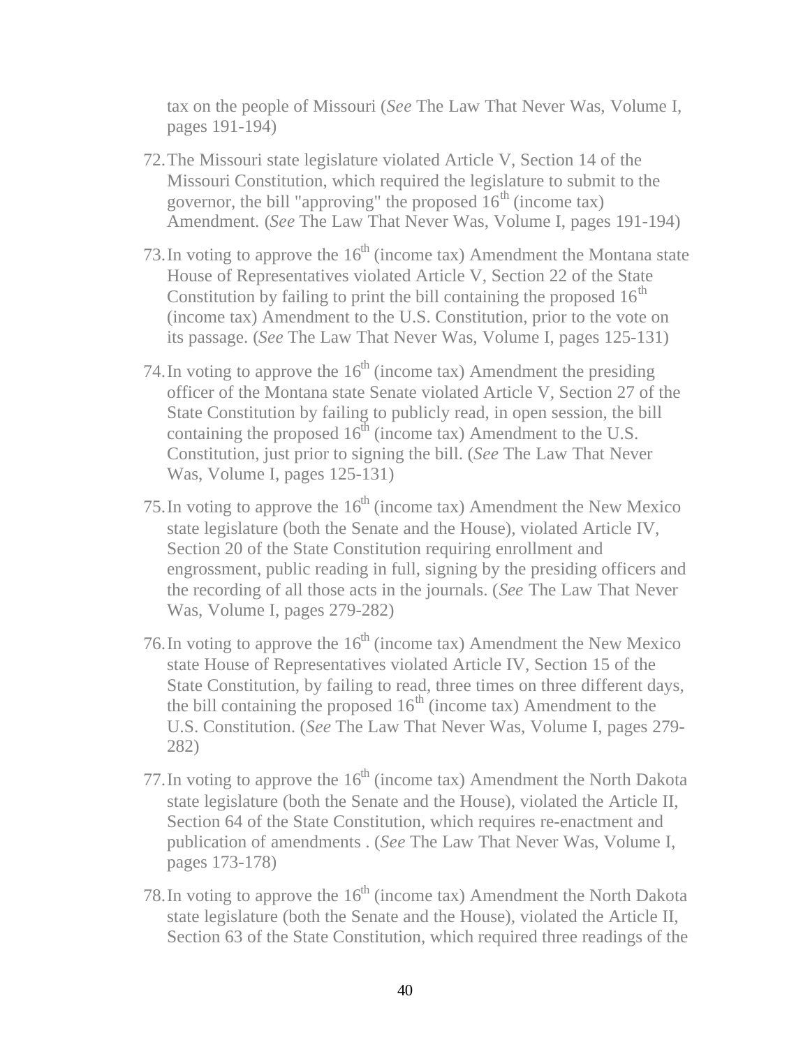tax on the people of Missouri (*See* The Law That Never Was, Volume I, pages 191-194)

72. The Missouri state legislature violated Article V, Section 14 of the Missouri Constitution, which required the legislature to submit to the governor, the bill "approving" the proposed 16th (income tax) Amendment. (*See* The Law That Never Was, Volume I, pages 191-194)

73. In voting to approve the 16th (income tax) Amendment the Montana state House of Representatives violated Article V, Section 22 of the State Constitution by failing to print the bill containing the proposed 16th (income tax) Amendment to the U.S. Constitution, prior to the vote on its passage. (*See* The Law That Never Was, Volume I, pages 125-131)

74. In voting to approve the 16th (income tax) Amendment the presiding officer of the Montana state Senate violated Article V, Section 27 of the State Constitution by failing to publicly read, in open session, the bill containing the proposed 16th (income tax) Amendment to the U.S. Constitution, just prior to signing the bill. (*See* The Law That Never Was, Volume I, pages 125-131)

75. In voting to approve the 16th (income tax) Amendment the New Mexico state legislature (both the Senate and the House), violated Article IV, Section 20 of the State Constitution requiring enrollment and engrossment, public reading in full, signing by the presiding officers and the recording of all those acts in the journals. (*See* The Law That Never Was, Volume I, pages 279-282)

76. In voting to approve the 16th (income tax) Amendment the New Mexico state House of Representatives violated Article IV, Section 15 of the State Constitution, by failing to read, three times on three different days, the bill containing the proposed 16th (income tax) Amendment to the U.S. Constitution. (*See* The Law That Never Was, Volume I, pages 279-282)

77. In voting to approve the 16th (income tax) Amendment the North Dakota state legislature (both the Senate and the House), violated the Article II, Section 64 of the State Constitution, which requires re-enactment and publication of amendments . (*See* The Law That Never Was, Volume I, pages 173-178)

78. In voting to approve the 16th (income tax) Amendment the North Dakota state legislature (both the Senate and the House), violated the Article II, Section 63 of the State Constitution, which required three readings of the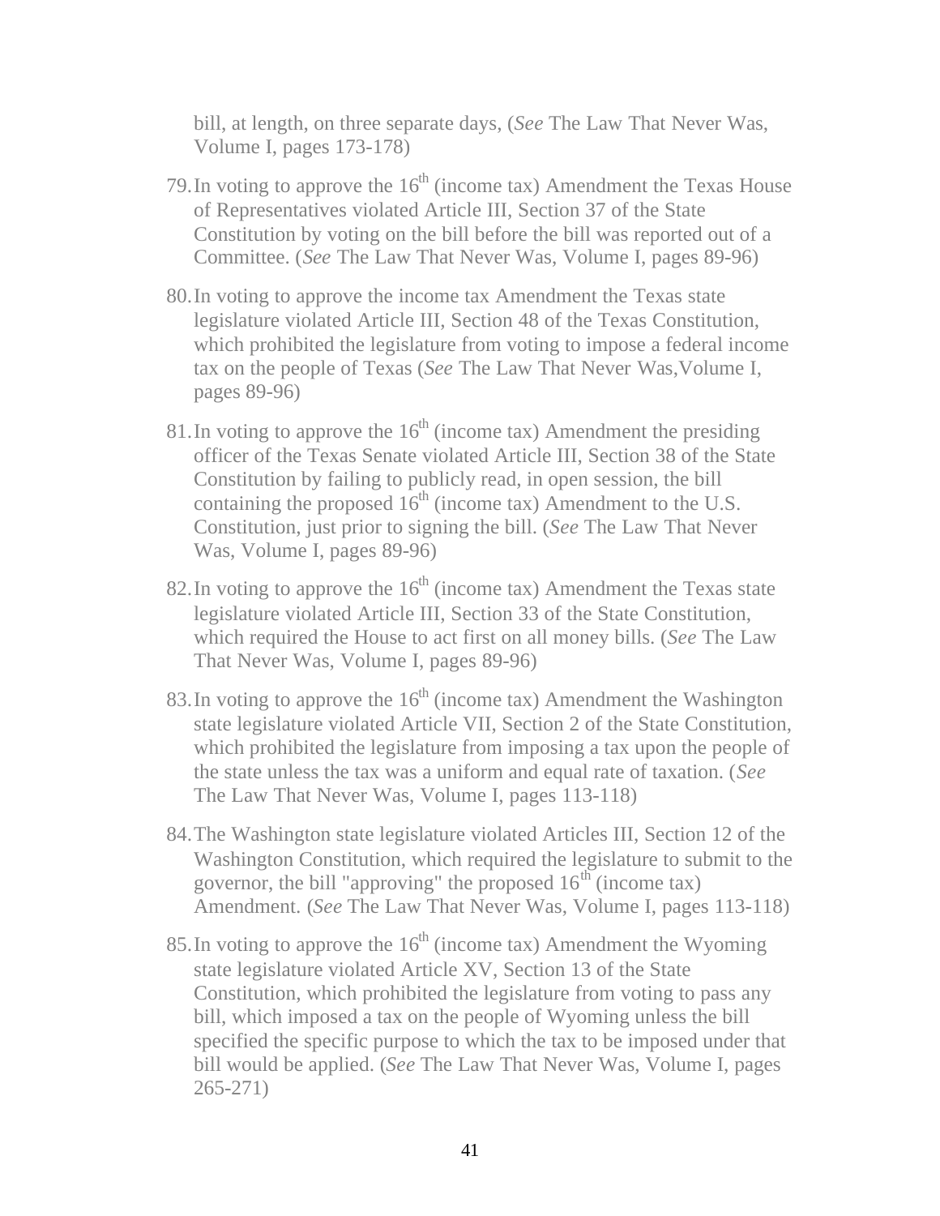bill, at length, on three separate days, (*See* The Law That Never Was, Volume I, pages 173-178)

79. In voting to approve the 16th (income tax) Amendment the Texas House of Representatives violated Article III, Section 37 of the State Constitution by voting on the bill before the bill was reported out of a Committee. (*See* The Law That Never Was, Volume I, pages 89-96)

80. In voting to approve the income tax Amendment the Texas state legislature violated Article III, Section 48 of the Texas Constitution, which prohibited the legislature from voting to impose a federal income tax on the people of Texas (*See* The Law That Never Was,Volume I, pages 89-96)

81. In voting to approve the 16th (income tax) Amendment the presiding officer of the Texas Senate violated Article III, Section 38 of the State Constitution by failing to publicly read, in open session, the bill containing the proposed 16th (income tax) Amendment to the U.S. Constitution, just prior to signing the bill. (*See* The Law That Never Was, Volume I, pages 89-96)

82. In voting to approve the 16th (income tax) Amendment the Texas state legislature violated Article III, Section 33 of the State Constitution, which required the House to act first on all money bills. (*See* The Law That Never Was, Volume I, pages 89-96)

83. In voting to approve the 16th (income tax) Amendment the Washington state legislature violated Article VII, Section 2 of the State Constitution, which prohibited the legislature from imposing a tax upon the people of the state unless the tax was a uniform and equal rate of taxation. (*See* The Law That Never Was, Volume I, pages 113-118)

84. The Washington state legislature violated Articles III, Section 12 of the Washington Constitution, which required the legislature to submit to the governor, the bill "approving" the proposed 16th (income tax) Amendment. (*See* The Law That Never Was, Volume I, pages 113-118)

85. In voting to approve the 16th (income tax) Amendment the Wyoming state legislature violated Article XV, Section 13 of the State Constitution, which prohibited the legislature from voting to pass any bill, which imposed a tax on the people of Wyoming unless the bill specified the specific purpose to which the tax to be imposed under that bill would be applied. (*See* The Law That Never Was, Volume I, pages 265-271)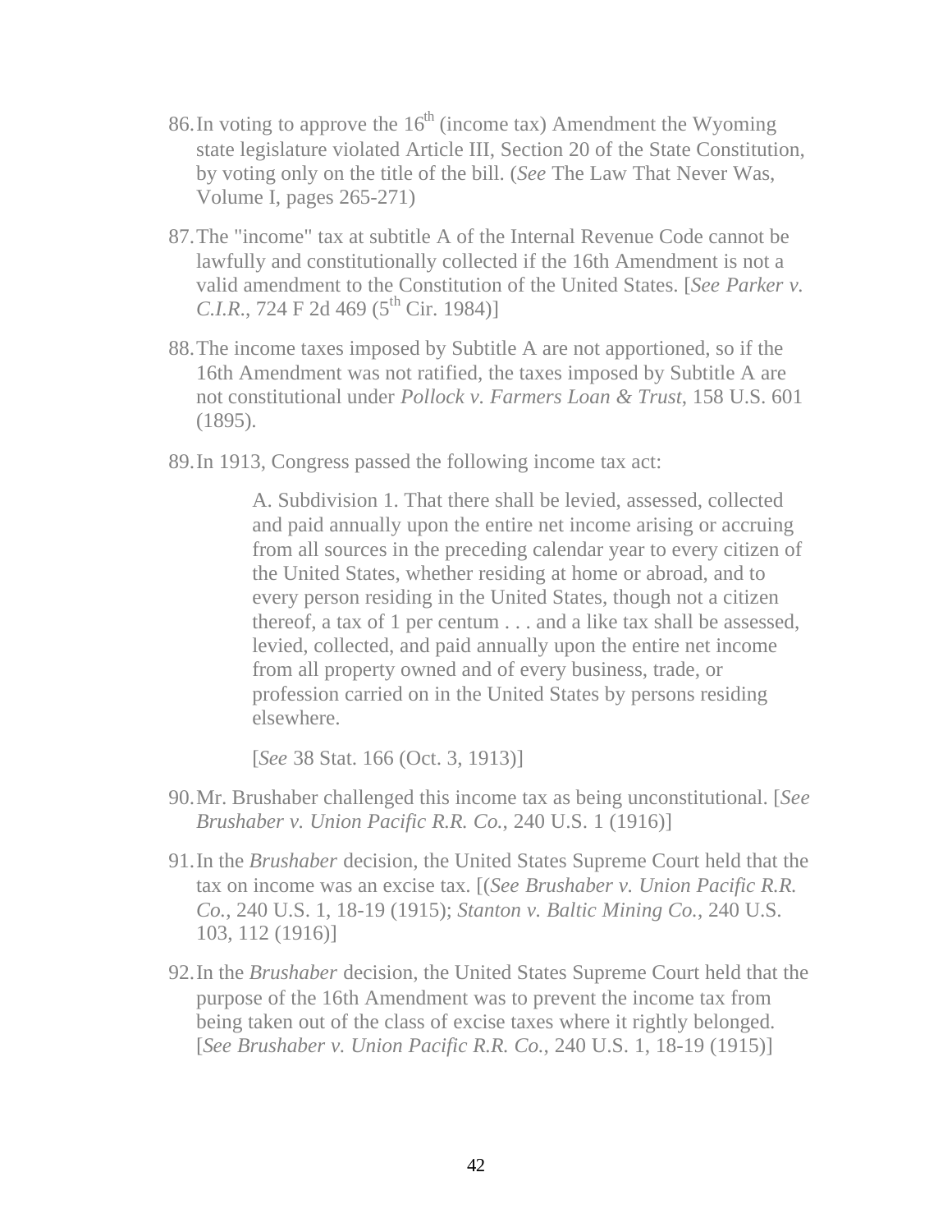86. In voting to approve the 16th (income tax) Amendment the Wyoming state legislature violated Article III, Section 20 of the State Constitution, by voting only on the title of the bill. (*See* The Law That Never Was, Volume I, pages 265-271)

87. The "income" tax at subtitle A of the Internal Revenue Code cannot be lawfully and constitutionally collected if the 16th Amendment is not a valid amendment to the Constitution of the United States. [*See Parker v. C.I.R.*, 724 F 2d 469 (5th Cir. 1984)]

88. The income taxes imposed by Subtitle A are not apportioned, so if the 16th Amendment was not ratified, the taxes imposed by Subtitle A are not constitutional under *Pollock v. Farmers Loan & Trust*, 158 U.S. 601 (1895).

89. In 1913, Congress passed the following income tax act:

> A. Subdivision 1. That there shall be levied, assessed, collected and paid annually upon the entire net income arising or accruing from all sources in the preceding calendar year to every citizen of the United States, whether residing at home or abroad, and to every person residing in the United States, though not a citizen thereof, a tax of 1 per centum . . . and a like tax shall be assessed, levied, collected, and paid annually upon the entire net income from all property owned and of every business, trade, or profession carried on in the United States by persons residing elsewhere.
>
> [*See* 38 Stat. 166 (Oct. 3, 1913)]

90. Mr. Brushaber challenged this income tax as being unconstitutional. [*See Brushaber v. Union Pacific R.R. Co.*, 240 U.S. 1 (1916)]

91. In the *Brushaber* decision, the United States Supreme Court held that the tax on income was an excise tax. [(*See Brushaber v. Union Pacific R.R. Co.*, 240 U.S. 1, 18-19 (1915); *Stanton v. Baltic Mining Co.*, 240 U.S. 103, 112 (1916)]

92. In the *Brushaber* decision, the United States Supreme Court held that the purpose of the 16th Amendment was to prevent the income tax from being taken out of the class of excise taxes where it rightly belonged. [*See Brushaber v. Union Pacific R.R. Co.*, 240 U.S. 1, 18-19 (1915)]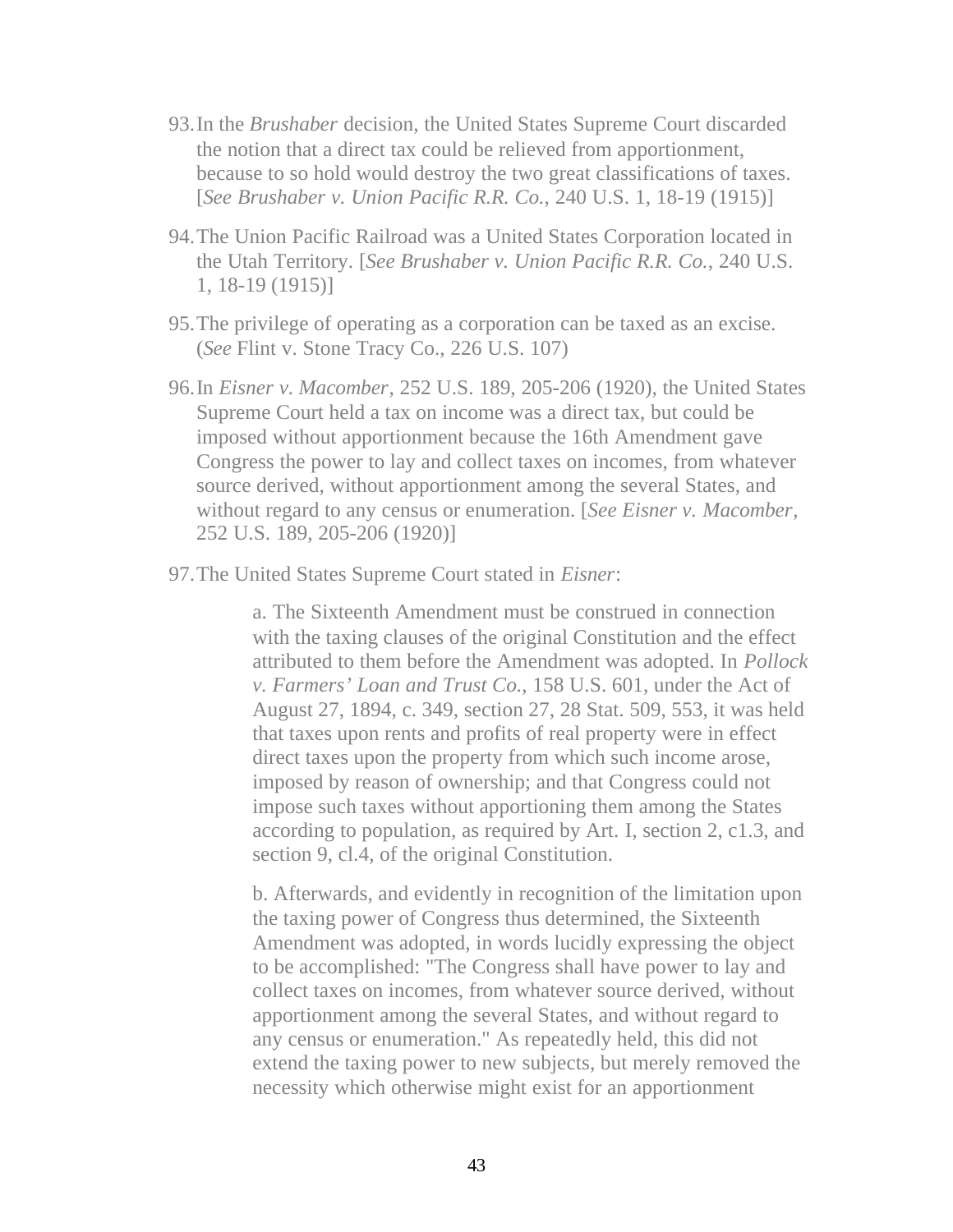93. In the *Brushaber* decision, the United States Supreme Court discarded the notion that a direct tax could be relieved from apportionment, because to so hold would destroy the two great classifications of taxes. [*See Brushaber v. Union Pacific R.R. Co.*, 240 U.S. 1, 18-19 (1915)]

94. The Union Pacific Railroad was a United States Corporation located in the Utah Territory. [*See Brushaber v. Union Pacific R.R. Co.*, 240 U.S. 1, 18-19 (1915)]

95. The privilege of operating as a corporation can be taxed as an excise. (*See* Flint v. Stone Tracy Co., 226 U.S. 107)

96. In *Eisner v. Macomber*, 252 U.S. 189, 205-206 (1920), the United States Supreme Court held a tax on income was a direct tax, but could be imposed without apportionment because the 16th Amendment gave Congress the power to lay and collect taxes on incomes, from whatever source derived, without apportionment among the several States, and without regard to any census or enumeration. [*See Eisner v. Macomber*, 252 U.S. 189, 205-206 (1920)]

97. The United States Supreme Court stated in *Eisner*:

    a. The Sixteenth Amendment must be construed in connection with the taxing clauses of the original Constitution and the effect attributed to them before the Amendment was adopted. In *Pollock v. Farmers' Loan and Trust Co.*, 158 U.S. 601, under the Act of August 27, 1894, c. 349, section 27, 28 Stat. 509, 553, it was held that taxes upon rents and profits of real property were in effect direct taxes upon the property from which such income arose, imposed by reason of ownership; and that Congress could not impose such taxes without apportioning them among the States according to population, as required by Art. I, section 2, c1.3, and section 9, cl.4, of the original Constitution.

    b. Afterwards, and evidently in recognition of the limitation upon the taxing power of Congress thus determined, the Sixteenth Amendment was adopted, in words lucidly expressing the object to be accomplished: "The Congress shall have power to lay and collect taxes on incomes, from whatever source derived, without apportionment among the several States, and without regard to any census or enumeration." As repeatedly held, this did not extend the taxing power to new subjects, but merely removed the necessity which otherwise might exist for an apportionment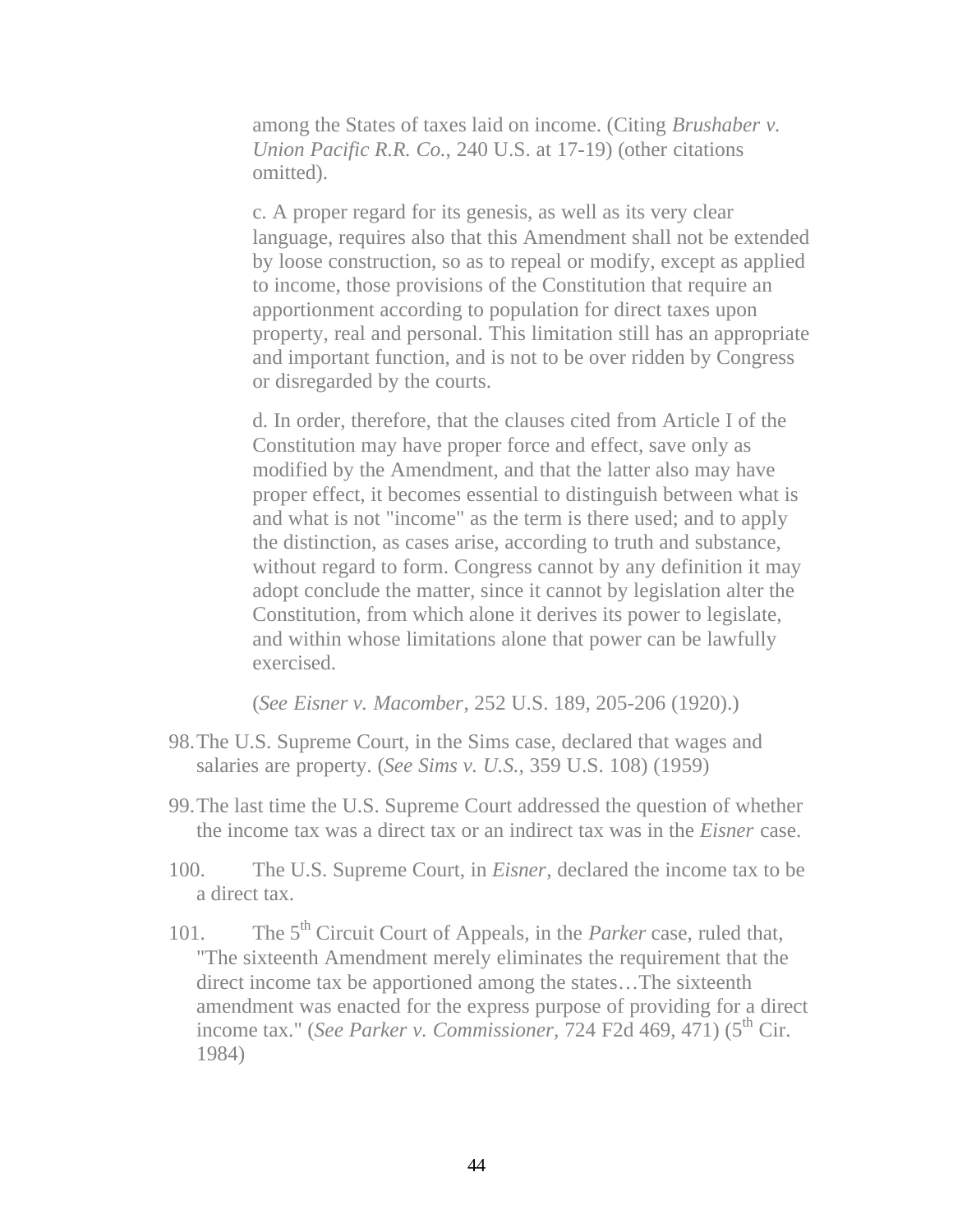> among the States of taxes laid on income. (Citing *Brushaber v. Union Pacific R.R. Co.*, 240 U.S. at 17-19) (other citations omitted).
>
> c. A proper regard for its genesis, as well as its very clear language, requires also that this Amendment shall not be extended by loose construction, so as to repeal or modify, except as applied to income, those provisions of the Constitution that require an apportionment according to population for direct taxes upon property, real and personal. This limitation still has an appropriate and important function, and is not to be over ridden by Congress or disregarded by the courts.
>
> d. In order, therefore, that the clauses cited from Article I of the Constitution may have proper force and effect, save only as modified by the Amendment, and that the latter also may have proper effect, it becomes essential to distinguish between what is and what is not "income" as the term is there used; and to apply the distinction, as cases arise, according to truth and substance, without regard to form. Congress cannot by any definition it may adopt conclude the matter, since it cannot by legislation alter the Constitution, from which alone it derives its power to legislate, and within whose limitations alone that power can be lawfully exercised.
>
> (*See Eisner v. Macomber*, 252 U.S. 189, 205-206 (1920).)

98. The U.S. Supreme Court, in the Sims case, declared that wages and salaries are property. (*See Sims v. U.S.*, 359 U.S. 108) (1959)

99. The last time the U.S. Supreme Court addressed the question of whether the income tax was a direct tax or an indirect tax was in the *Eisner* case.

100. The U.S. Supreme Court, in *Eisner*, declared the income tax to be a direct tax.

101. The 5th Circuit Court of Appeals, in the *Parker* case, ruled that, "The sixteenth Amendment merely eliminates the requirement that the direct income tax be apportioned among the states…The sixteenth amendment was enacted for the express purpose of providing for a direct income tax." (*See Parker v. Commissioner*, 724 F2d 469, 471) (5th Cir. 1984)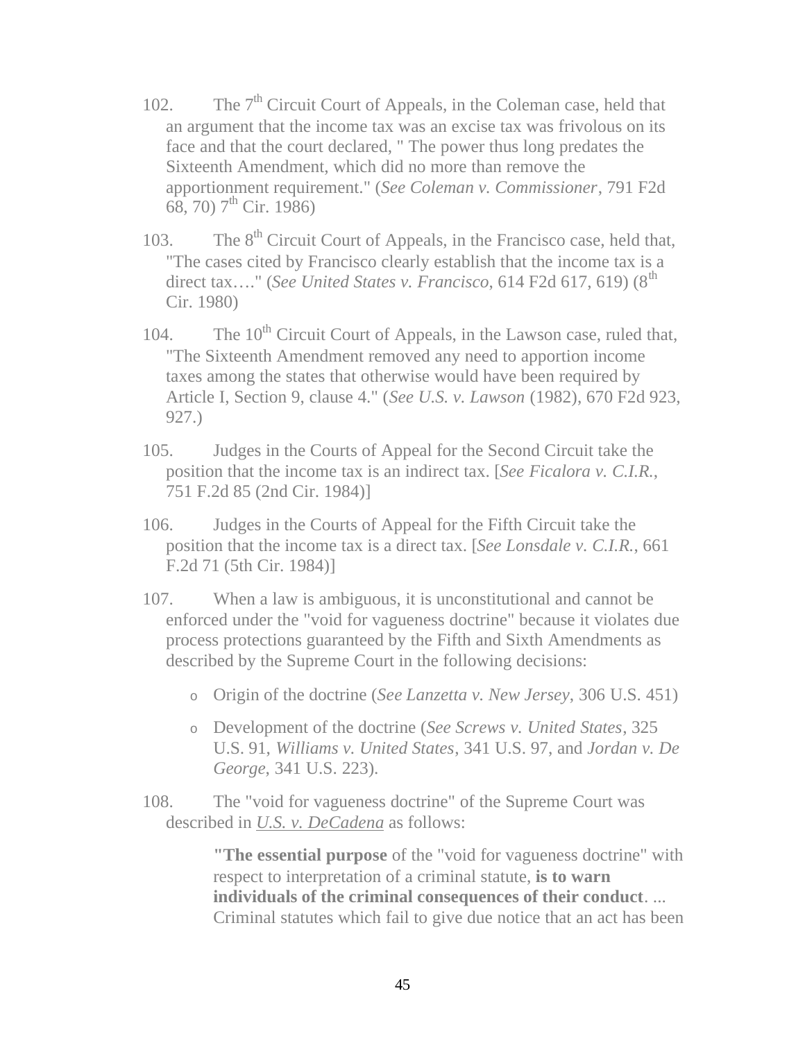102. The 7th Circuit Court of Appeals, in the Coleman case, held that an argument that the income tax was an excise tax was frivolous on its face and that the court declared, " The power thus long predates the Sixteenth Amendment, which did no more than remove the apportionment requirement." (*See Coleman v. Commissioner*, 791 F2d 68, 70) 7th Cir. 1986)

103. The 8th Circuit Court of Appeals, in the Francisco case, held that, "The cases cited by Francisco clearly establish that the income tax is a direct tax…." (*See United States v. Francisco*, 614 F2d 617, 619) (8th Cir. 1980)

104. The 10th Circuit Court of Appeals, in the Lawson case, ruled that, "The Sixteenth Amendment removed any need to apportion income taxes among the states that otherwise would have been required by Article I, Section 9, clause 4." (*See U.S. v. Lawson* (1982), 670 F2d 923, 927.)

105. Judges in the Courts of Appeal for the Second Circuit take the position that the income tax is an indirect tax. [*See Ficalora v. C.I.R.*, 751 F.2d 85 (2nd Cir. 1984)]

106. Judges in the Courts of Appeal for the Fifth Circuit take the position that the income tax is a direct tax. [*See Lonsdale v. C.I.R.*, 661 F.2d 71 (5th Cir. 1984)]

107. When a law is ambiguous, it is unconstitutional and cannot be enforced under the "void for vagueness doctrine" because it violates due process protections guaranteed by the Fifth and Sixth Amendments as described by the Supreme Court in the following decisions:

- Origin of the doctrine (*See Lanzetta v. New Jersey*, 306 U.S. 451)
- Development of the doctrine (*See Screws v. United States*, 325 U.S. 91, *Williams v. United States*, 341 U.S. 97, and *Jordan v. De George*, 341 U.S. 223).

108. The "void for vagueness doctrine" of the Supreme Court was described in *U.S. v. DeCadena* as follows:

> **"The essential purpose** of the "void for vagueness doctrine" with respect to interpretation of a criminal statute, **is to warn individuals of the criminal consequences of their conduct**. ... Criminal statutes which fail to give due notice that an act has been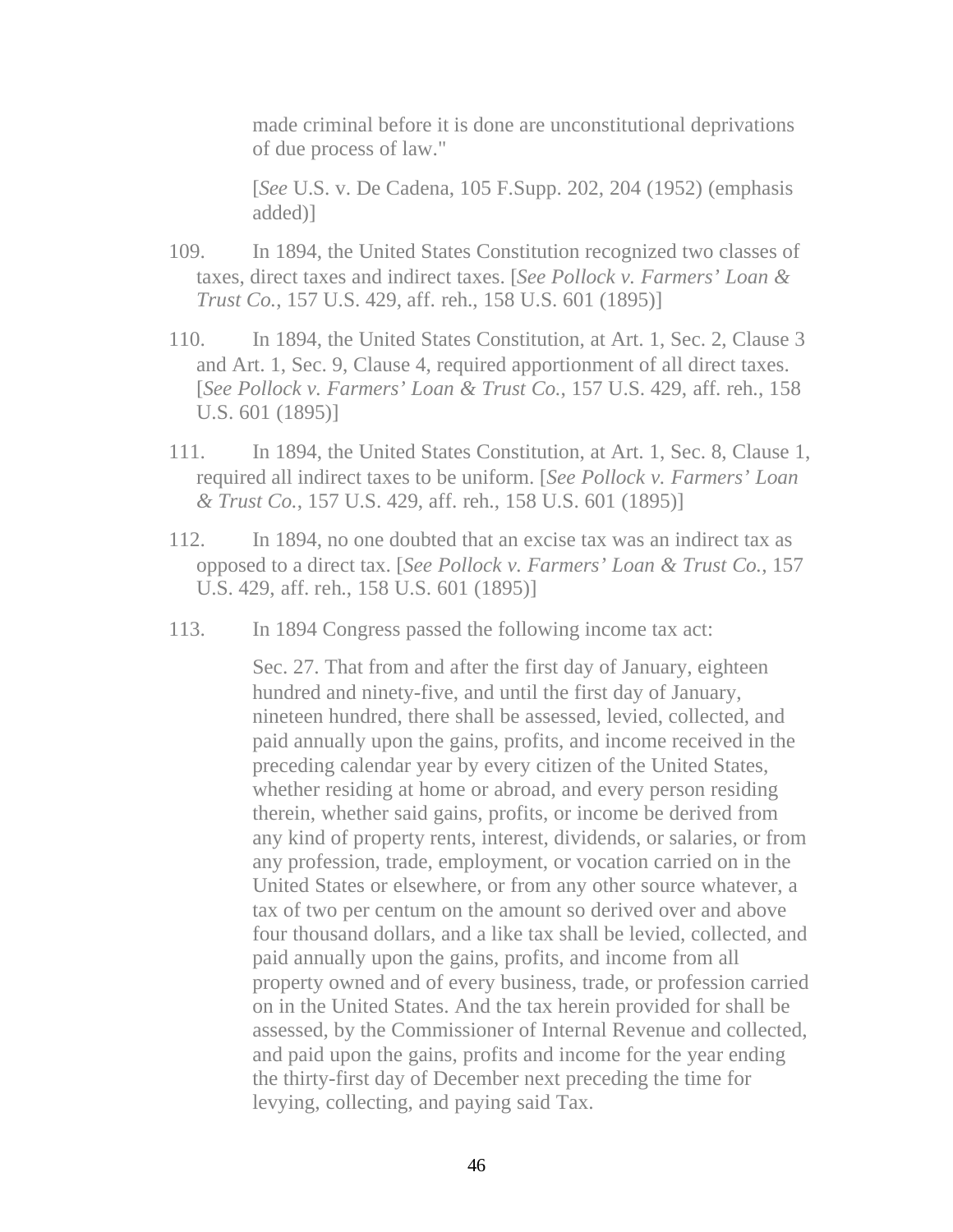> made criminal before it is done are unconstitutional deprivations of due process of law."
>
> [*See* U.S. v. De Cadena, 105 F.Supp. 202, 204 (1952) (emphasis added)]

109. In 1894, the United States Constitution recognized two classes of taxes, direct taxes and indirect taxes. [*See Pollock v. Farmers' Loan & Trust Co.*, 157 U.S. 429, aff. reh., 158 U.S. 601 (1895)]

110. In 1894, the United States Constitution, at Art. 1, Sec. 2, Clause 3 and Art. 1, Sec. 9, Clause 4, required apportionment of all direct taxes. [*See Pollock v. Farmers' Loan & Trust Co.*, 157 U.S. 429, aff. reh., 158 U.S. 601 (1895)]

111. In 1894, the United States Constitution, at Art. 1, Sec. 8, Clause 1, required all indirect taxes to be uniform. [*See Pollock v. Farmers' Loan & Trust Co.*, 157 U.S. 429, aff. reh., 158 U.S. 601 (1895)]

112. In 1894, no one doubted that an excise tax was an indirect tax as opposed to a direct tax. [*See Pollock v. Farmers' Loan & Trust Co.*, 157 U.S. 429, aff. reh., 158 U.S. 601 (1895)]

113. In 1894 Congress passed the following income tax act:

> Sec. 27. That from and after the first day of January, eighteen hundred and ninety-five, and until the first day of January, nineteen hundred, there shall be assessed, levied, collected, and paid annually upon the gains, profits, and income received in the preceding calendar year by every citizen of the United States, whether residing at home or abroad, and every person residing therein, whether said gains, profits, or income be derived from any kind of property rents, interest, dividends, or salaries, or from any profession, trade, employment, or vocation carried on in the United States or elsewhere, or from any other source whatever, a tax of two per centum on the amount so derived over and above four thousand dollars, and a like tax shall be levied, collected, and paid annually upon the gains, profits, and income from all property owned and of every business, trade, or profession carried on in the United States. And the tax herein provided for shall be assessed, by the Commissioner of Internal Revenue and collected, and paid upon the gains, profits and income for the year ending the thirty-first day of December next preceding the time for levying, collecting, and paying said Tax.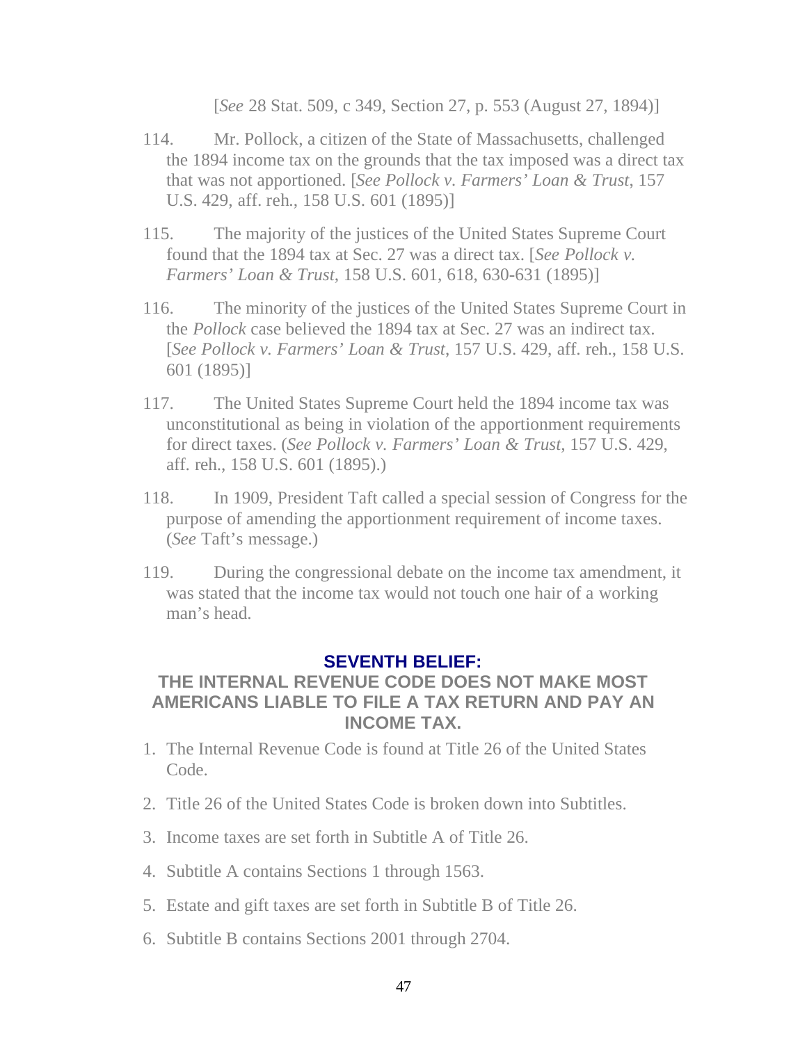[*See* 28 Stat. 509, c 349, Section 27, p. 553 (August 27, 1894)]

114. Mr. Pollock, a citizen of the State of Massachusetts, challenged the 1894 income tax on the grounds that the tax imposed was a direct tax that was not apportioned. [*See Pollock v. Farmers' Loan & Trust*, 157 U.S. 429, aff. reh., 158 U.S. 601 (1895)]

115. The majority of the justices of the United States Supreme Court found that the 1894 tax at Sec. 27 was a direct tax. [*See Pollock v. Farmers' Loan & Trust*, 158 U.S. 601, 618, 630-631 (1895)]

116. The minority of the justices of the United States Supreme Court in the *Pollock* case believed the 1894 tax at Sec. 27 was an indirect tax. [*See Pollock v. Farmers' Loan & Trust*, 157 U.S. 429, aff. reh., 158 U.S. 601 (1895)]

117. The United States Supreme Court held the 1894 income tax was unconstitutional as being in violation of the apportionment requirements for direct taxes. (*See Pollock v. Farmers' Loan & Trust*, 157 U.S. 429, aff. reh., 158 U.S. 601 (1895).)

118. In 1909, President Taft called a special session of Congress for the purpose of amending the apportionment requirement of income taxes. (*See* Taft's message.)

119. During the congressional debate on the income tax amendment, it was stated that the income tax would not touch one hair of a working man's head.

## SEVENTH BELIEF:

## THE INTERNAL REVENUE CODE DOES NOT MAKE MOST AMERICANS LIABLE TO FILE A TAX RETURN AND PAY AN INCOME TAX.

1. The Internal Revenue Code is found at Title 26 of the United States Code.
2. Title 26 of the United States Code is broken down into Subtitles.
3. Income taxes are set forth in Subtitle A of Title 26.
4. Subtitle A contains Sections 1 through 1563.
5. Estate and gift taxes are set forth in Subtitle B of Title 26.
6. Subtitle B contains Sections 2001 through 2704.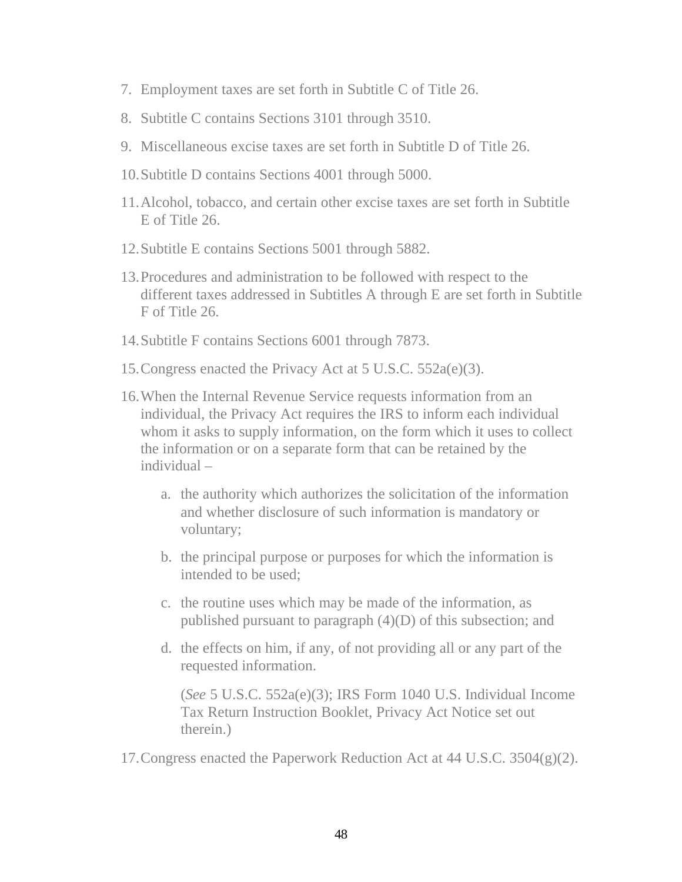7. Employment taxes are set forth in Subtitle C of Title 26.
8. Subtitle C contains Sections 3101 through 3510.
9. Miscellaneous excise taxes are set forth in Subtitle D of Title 26.
10. Subtitle D contains Sections 4001 through 5000.
11. Alcohol, tobacco, and certain other excise taxes are set forth in Subtitle E of Title 26.
12. Subtitle E contains Sections 5001 through 5882.
13. Procedures and administration to be followed with respect to the different taxes addressed in Subtitles A through E are set forth in Subtitle F of Title 26.
14. Subtitle F contains Sections 6001 through 7873.
15. Congress enacted the Privacy Act at 5 U.S.C. 552a(e)(3).
16. When the Internal Revenue Service requests information from an individual, the Privacy Act requires the IRS to inform each individual whom it asks to supply information, on the form which it uses to collect the information or on a separate form that can be retained by the individual –

    a. the authority which authorizes the solicitation of the information and whether disclosure of such information is mandatory or voluntary;

    b. the principal purpose or purposes for which the information is intended to be used;

    c. the routine uses which may be made of the information, as published pursuant to paragraph (4)(D) of this subsection; and

    d. the effects on him, if any, of not providing all or any part of the requested information.

    (*See* 5 U.S.C. 552a(e)(3); IRS Form 1040 U.S. Individual Income Tax Return Instruction Booklet, Privacy Act Notice set out therein.)

17. Congress enacted the Paperwork Reduction Act at 44 U.S.C. 3504(g)(2).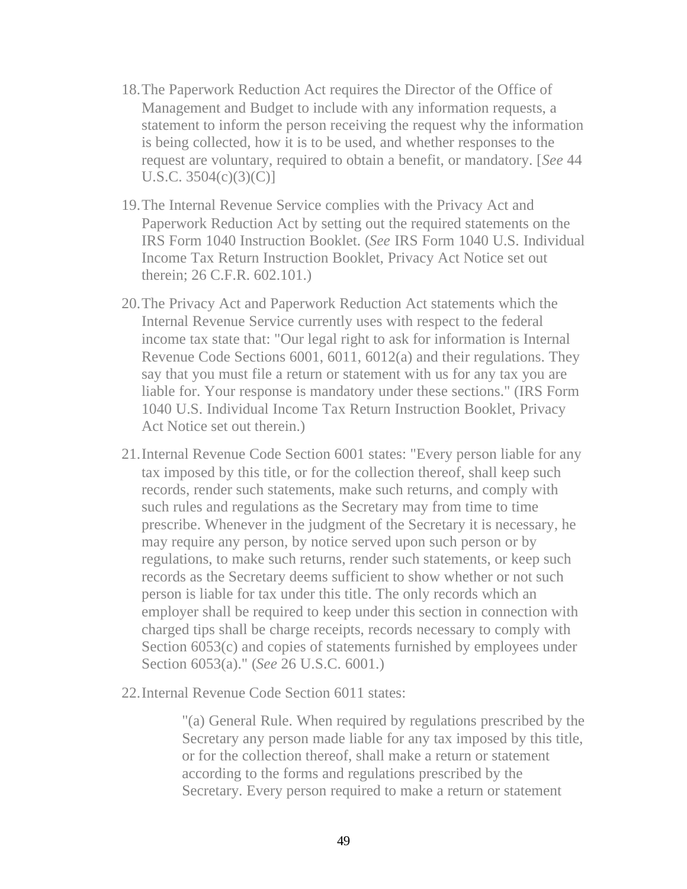18. The Paperwork Reduction Act requires the Director of the Office of Management and Budget to include with any information requests, a statement to inform the person receiving the request why the information is being collected, how it is to be used, and whether responses to the request are voluntary, required to obtain a benefit, or mandatory. [*See* 44 U.S.C. 3504(c)(3)(C)]

19. The Internal Revenue Service complies with the Privacy Act and Paperwork Reduction Act by setting out the required statements on the IRS Form 1040 Instruction Booklet. (*See* IRS Form 1040 U.S. Individual Income Tax Return Instruction Booklet, Privacy Act Notice set out therein; 26 C.F.R. 602.101.)

20. The Privacy Act and Paperwork Reduction Act statements which the Internal Revenue Service currently uses with respect to the federal income tax state that: "Our legal right to ask for information is Internal Revenue Code Sections 6001, 6011, 6012(a) and their regulations. They say that you must file a return or statement with us for any tax you are liable for. Your response is mandatory under these sections." (IRS Form 1040 U.S. Individual Income Tax Return Instruction Booklet, Privacy Act Notice set out therein.)

21. Internal Revenue Code Section 6001 states: "Every person liable for any tax imposed by this title, or for the collection thereof, shall keep such records, render such statements, make such returns, and comply with such rules and regulations as the Secretary may from time to time prescribe. Whenever in the judgment of the Secretary it is necessary, he may require any person, by notice served upon such person or by regulations, to make such returns, render such statements, or keep such records as the Secretary deems sufficient to show whether or not such person is liable for tax under this title. The only records which an employer shall be required to keep under this section in connection with charged tips shall be charge receipts, records necessary to comply with Section 6053(c) and copies of statements furnished by employees under Section 6053(a)." (*See* 26 U.S.C. 6001.)

22. Internal Revenue Code Section 6011 states:

> "(a) General Rule. When required by regulations prescribed by the Secretary any person made liable for any tax imposed by this title, or for the collection thereof, shall make a return or statement according to the forms and regulations prescribed by the Secretary. Every person required to make a return or statement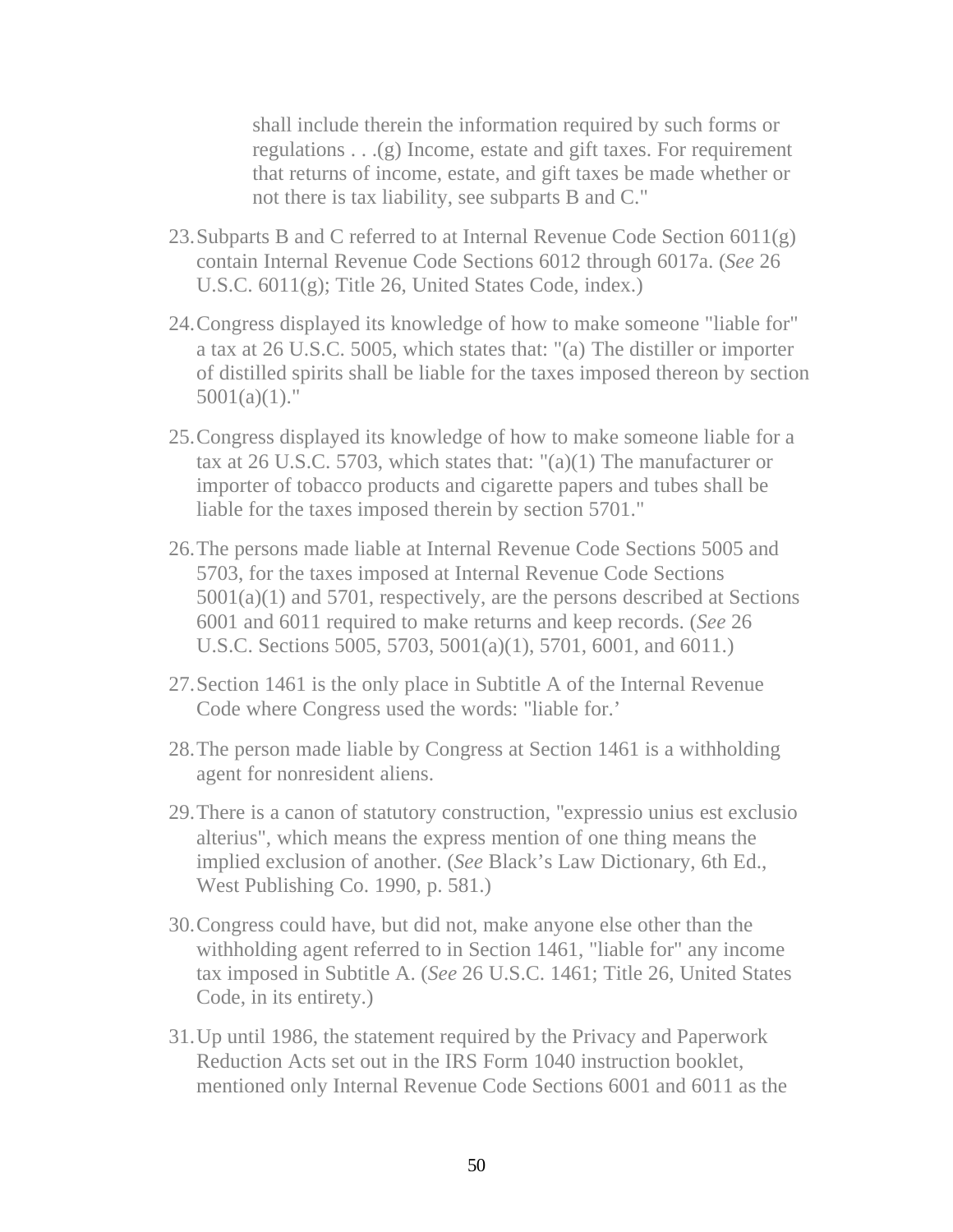> shall include therein the information required by such forms or regulations . . .(g) Income, estate and gift taxes. For requirement that returns of income, estate, and gift taxes be made whether or not there is tax liability, see subparts B and C."

23. Subparts B and C referred to at Internal Revenue Code Section 6011(g) contain Internal Revenue Code Sections 6012 through 6017a. (*See* 26 U.S.C. 6011(g); Title 26, United States Code, index.)

24. Congress displayed its knowledge of how to make someone "liable for" a tax at 26 U.S.C. 5005, which states that: "(a) The distiller or importer of distilled spirits shall be liable for the taxes imposed thereon by section 5001(a)(1)."

25. Congress displayed its knowledge of how to make someone liable for a tax at 26 U.S.C. 5703, which states that: "(a)(1) The manufacturer or importer of tobacco products and cigarette papers and tubes shall be liable for the taxes imposed therein by section 5701."

26. The persons made liable at Internal Revenue Code Sections 5005 and 5703, for the taxes imposed at Internal Revenue Code Sections 5001(a)(1) and 5701, respectively, are the persons described at Sections 6001 and 6011 required to make returns and keep records. (*See* 26 U.S.C. Sections 5005, 5703, 5001(a)(1), 5701, 6001, and 6011.)

27. Section 1461 is the only place in Subtitle A of the Internal Revenue Code where Congress used the words: "liable for.'

28. The person made liable by Congress at Section 1461 is a withholding agent for nonresident aliens.

29. There is a canon of statutory construction, "expressio unius est exclusio alterius", which means the express mention of one thing means the implied exclusion of another. (*See* Black's Law Dictionary, 6th Ed., West Publishing Co. 1990, p. 581.)

30. Congress could have, but did not, make anyone else other than the withholding agent referred to in Section 1461, "liable for" any income tax imposed in Subtitle A. (*See* 26 U.S.C. 1461; Title 26, United States Code, in its entirety.)

31. Up until 1986, the statement required by the Privacy and Paperwork Reduction Acts set out in the IRS Form 1040 instruction booklet, mentioned only Internal Revenue Code Sections 6001 and 6011 as the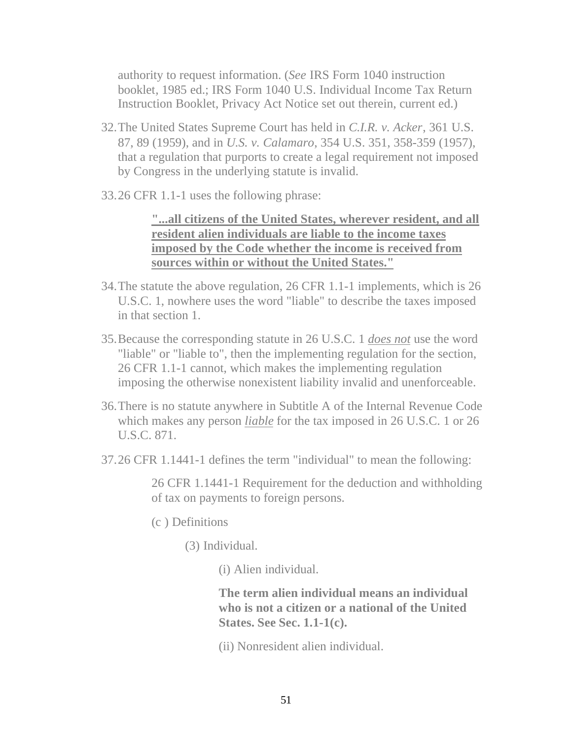authority to request information. (*See* IRS Form 1040 instruction booklet, 1985 ed.; IRS Form 1040 U.S. Individual Income Tax Return Instruction Booklet, Privacy Act Notice set out therein, current ed.)

32. The United States Supreme Court has held in *C.I.R. v. Acker*, 361 U.S. 87, 89 (1959), and in *U.S. v. Calamaro*, 354 U.S. 351, 358-359 (1957), that a regulation that purports to create a legal requirement not imposed by Congress in the underlying statute is invalid.

33. 26 CFR 1.1-1 uses the following phrase:

> <u>**"...all citizens of the United States, wherever resident, and all resident alien individuals are liable to the income taxes imposed by the Code whether the income is received from sources within or without the United States."**</u>

34. The statute the above regulation, 26 CFR 1.1-1 implements, which is 26 U.S.C. 1, nowhere uses the word "liable" to describe the taxes imposed in that section 1.

35. Because the corresponding statute in 26 U.S.C. 1 <u>*does not*</u> use the word "liable" or "liable to", then the implementing regulation for the section, 26 CFR 1.1-1 cannot, which makes the implementing regulation imposing the otherwise nonexistent liability invalid and unenforceable.

36. There is no statute anywhere in Subtitle A of the Internal Revenue Code which makes any person <u>*liable*</u> for the tax imposed in 26 U.S.C. 1 or 26 U.S.C. 871.

37. 26 CFR 1.1441-1 defines the term "individual" to mean the following:

> 26 CFR 1.1441-1 Requirement for the deduction and withholding of tax on payments to foreign persons.
>
> (c ) Definitions
>
> (3) Individual.
>
> (i) Alien individual.
>
> **The term alien individual means an individual who is not a citizen or a national of the United States. See Sec. 1.1-1(c).**
>
> (ii) Nonresident alien individual.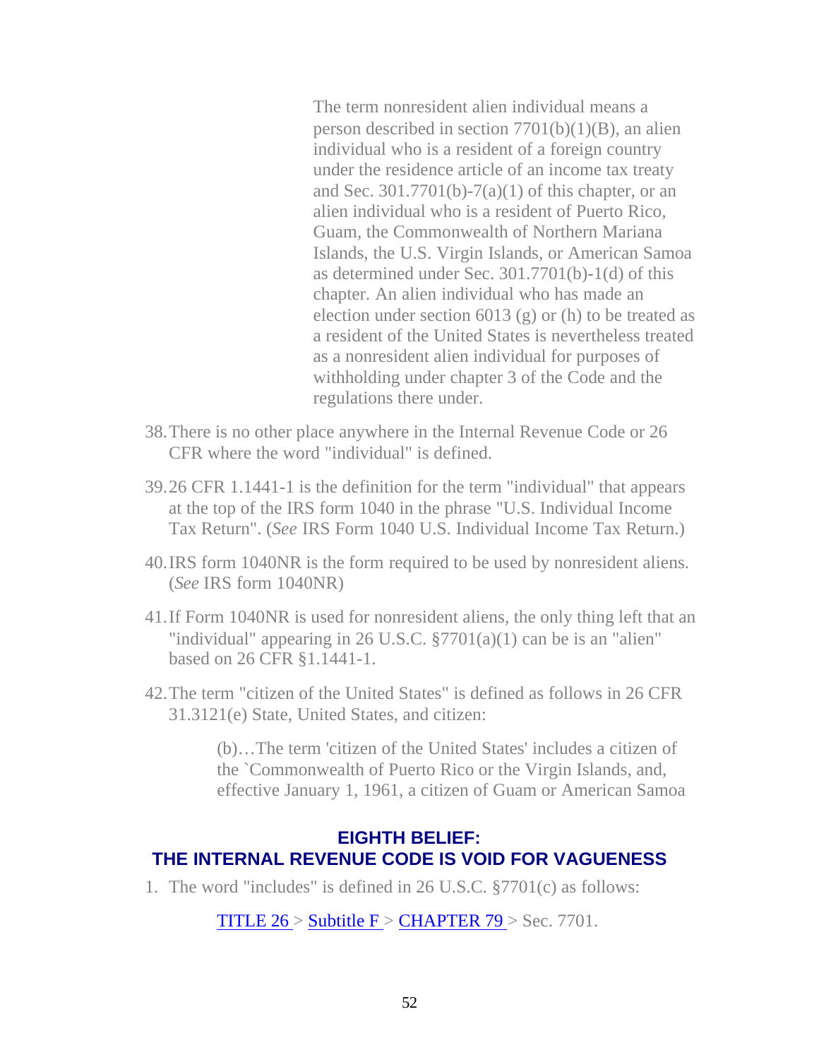> The term nonresident alien individual means a person described in section 7701(b)(1)(B), an alien individual who is a resident of a foreign country under the residence article of an income tax treaty and Sec. 301.7701(b)-7(a)(1) of this chapter, or an alien individual who is a resident of Puerto Rico, Guam, the Commonwealth of Northern Mariana Islands, the U.S. Virgin Islands, or American Samoa as determined under Sec. 301.7701(b)-1(d) of this chapter. An alien individual who has made an election under section 6013 (g) or (h) to be treated as a resident of the United States is nevertheless treated as a nonresident alien individual for purposes of withholding under chapter 3 of the Code and the regulations there under.

38. There is no other place anywhere in the Internal Revenue Code or 26 CFR where the word "individual" is defined.

39. 26 CFR 1.1441-1 is the definition for the term "individual" that appears at the top of the IRS form 1040 in the phrase "U.S. Individual Income Tax Return". (*See* IRS Form 1040 U.S. Individual Income Tax Return.)

40. IRS form 1040NR is the form required to be used by nonresident aliens. (*See* IRS form 1040NR)

41. If Form 1040NR is used for nonresident aliens, the only thing left that an "individual" appearing in 26 U.S.C. §7701(a)(1) can be is an "alien" based on 26 CFR §1.1441-1.

42. The term "citizen of the United States" is defined as follows in 26 CFR 31.3121(e) State, United States, and citizen:

> (b)…The term 'citizen of the United States' includes a citizen of the `Commonwealth of Puerto Rico or the Virgin Islands, and, effective January 1, 1961, a citizen of Guam or American Samoa

## EIGHTH BELIEF: THE INTERNAL REVENUE CODE IS VOID FOR VAGUENESS

1. The word "includes" is defined in 26 U.S.C. §7701(c) as follows:

> TITLE 26 > Subtitle F > CHAPTER 79 > Sec. 7701.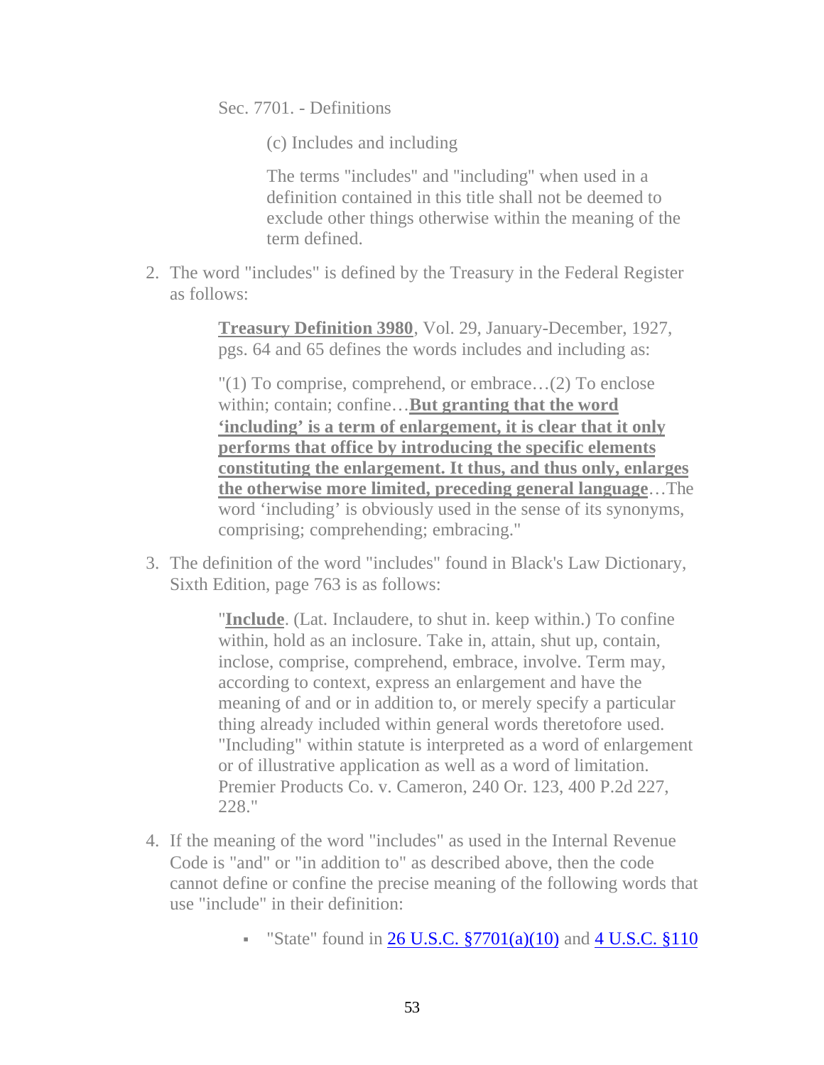Sec. 7701. - Definitions

> (c) Includes and including
>
> The terms "includes" and "including" when used in a definition contained in this title shall not be deemed to exclude other things otherwise within the meaning of the term defined.

2. The word "includes" is defined by the Treasury in the Federal Register as follows:

> **<u>Treasury Definition 3980</u>**, Vol. 29, January-December, 1927, pgs. 64 and 65 defines the words includes and including as:
>
> "(1) To comprise, comprehend, or embrace…(2) To enclose within; contain; confine…**<u>But granting that the word 'including' is a term of enlargement, it is clear that it only performs that office by introducing the specific elements constituting the enlargement. It thus, and thus only, enlarges the otherwise more limited, preceding general language</u>**…The word 'including' is obviously used in the sense of its synonyms, comprising; comprehending; embracing."

3. The definition of the word "includes" found in Black's Law Dictionary, Sixth Edition, page 763 is as follows:

> "**<u>Include</u>**. (Lat. Inclaudere, to shut in. keep within.) To confine within, hold as an inclosure. Take in, attain, shut up, contain, inclose, comprise, comprehend, embrace, involve. Term may, according to context, express an enlargement and have the meaning of and or in addition to, or merely specify a particular thing already included within general words theretofore used. "Including" within statute is interpreted as a word of enlargement or of illustrative application as well as a word of limitation. Premier Products Co. v. Cameron, 240 Or. 123, 400 P.2d 227, 228."

4. If the meaning of the word "includes" as used in the Internal Revenue Code is "and" or "in addition to" as described above, then the code cannot define or confine the precise meaning of the following words that use "include" in their definition:

   - "State" found in 26 U.S.C. §7701(a)(10) and 4 U.S.C. §110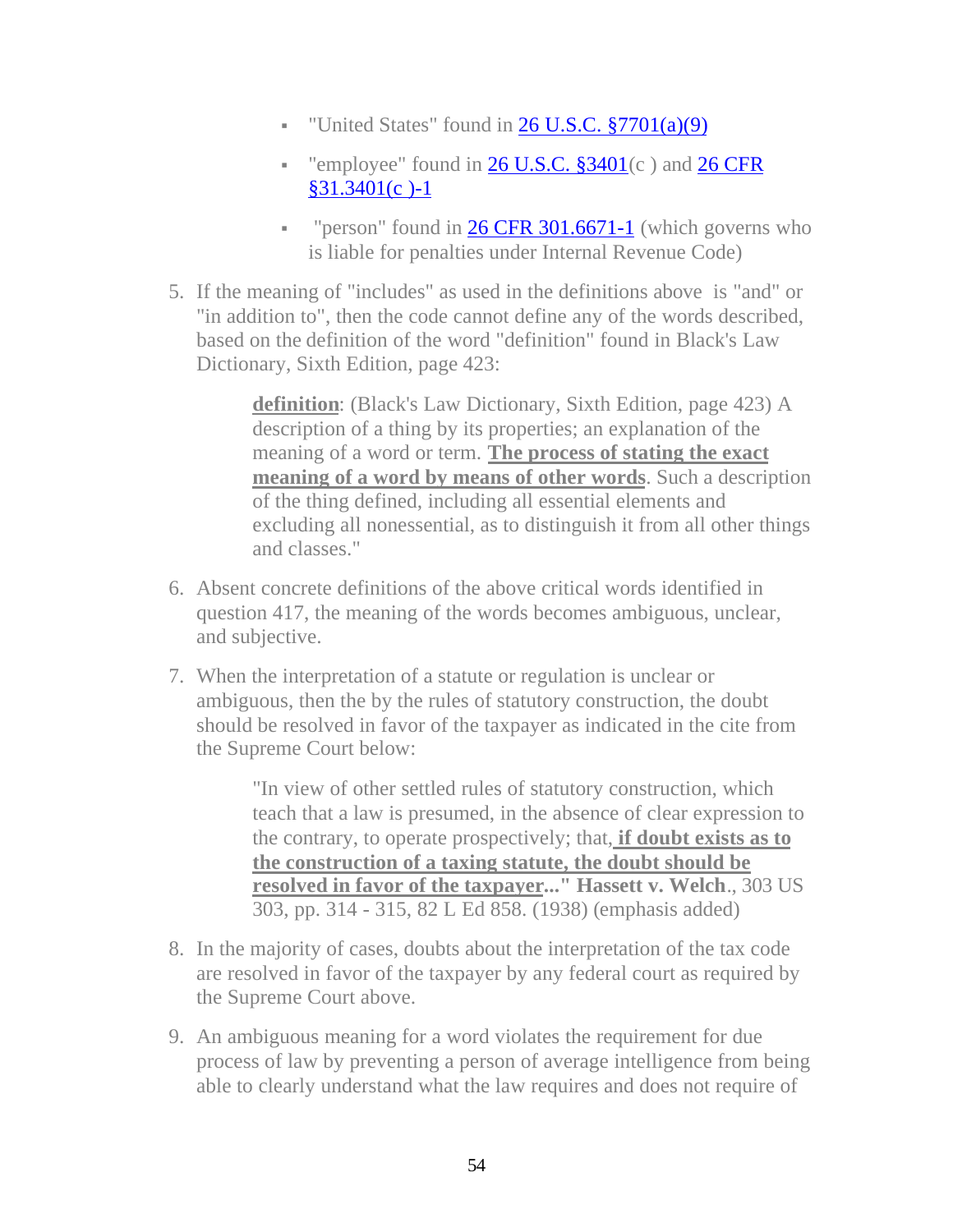- "United States" found in [26 U.S.C. §7701(a)(9)](#)
- "employee" found in [26 U.S.C. §3401](#)(c ) and [26 CFR §31.3401(c )-1](#)
- "person" found in [26 CFR 301.6671-1](#) (which governs who is liable for penalties under Internal Revenue Code)

5. If the meaning of "includes" as used in the definitions above is "and" or "in addition to", then the code cannot define any of the words described, based on the definition of the word "definition" found in Black's Law Dictionary, Sixth Edition, page 423:

    > **definition**: (Black's Law Dictionary, Sixth Edition, page 423) A description of a thing by its properties; an explanation of the meaning of a word or term. **The process of stating the exact meaning of a word by means of other words**. Such a description of the thing defined, including all essential elements and excluding all nonessential, as to distinguish it from all other things and classes."

6. Absent concrete definitions of the above critical words identified in question 417, the meaning of the words becomes ambiguous, unclear, and subjective.

7. When the interpretation of a statute or regulation is unclear or ambiguous, then the by the rules of statutory construction, the doubt should be resolved in favor of the taxpayer as indicated in the cite from the Supreme Court below:

    > "In view of other settled rules of statutory construction, which teach that a law is presumed, in the absence of clear expression to the contrary, to operate prospectively; that, **if doubt exists as to the construction of a taxing statute, the doubt should be resolved in favor of the taxpayer..." Hassett v. Welch**., 303 US 303, pp. 314 - 315, 82 L Ed 858. (1938) (emphasis added)

8. In the majority of cases, doubts about the interpretation of the tax code are resolved in favor of the taxpayer by any federal court as required by the Supreme Court above.

9. An ambiguous meaning for a word violates the requirement for due process of law by preventing a person of average intelligence from being able to clearly understand what the law requires and does not require of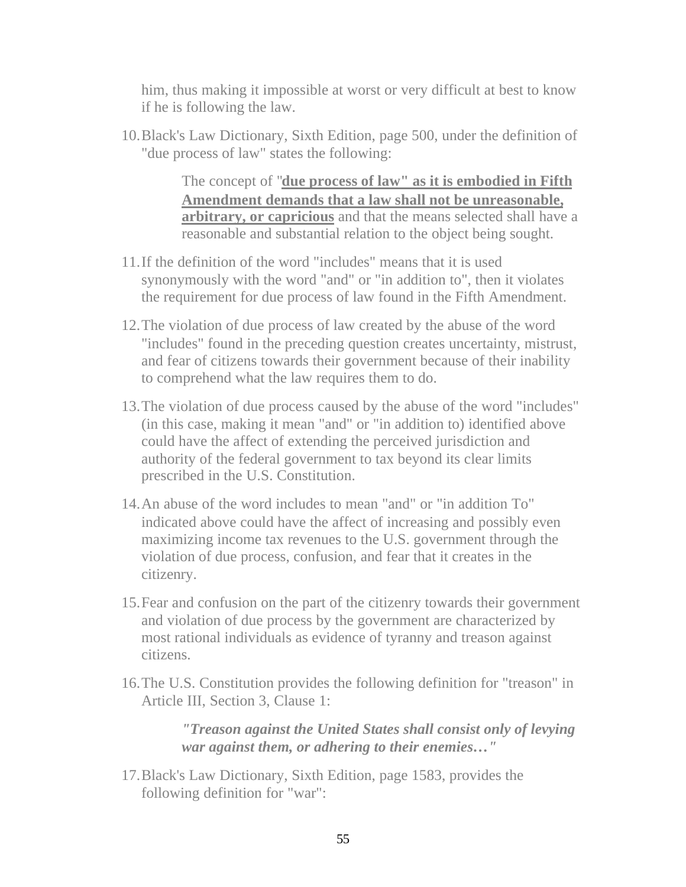him, thus making it impossible at worst or very difficult at best to know if he is following the law.

10. Black's Law Dictionary, Sixth Edition, page 500, under the definition of "due process of law" states the following:

    > The concept of "**due process of law" as it is embodied in Fifth Amendment demands that a law shall not be unreasonable, arbitrary, or capricious** and that the means selected shall have a reasonable and substantial relation to the object being sought.

11. If the definition of the word "includes" means that it is used synonymously with the word "and" or "in addition to", then it violates the requirement for due process of law found in the Fifth Amendment.

12. The violation of due process of law created by the abuse of the word "includes" found in the preceding question creates uncertainty, mistrust, and fear of citizens towards their government because of their inability to comprehend what the law requires them to do.

13. The violation of due process caused by the abuse of the word "includes" (in this case, making it mean "and" or "in addition to) identified above could have the affect of extending the perceived jurisdiction and authority of the federal government to tax beyond its clear limits prescribed in the U.S. Constitution.

14. An abuse of the word includes to mean "and" or "in addition To" indicated above could have the affect of increasing and possibly even maximizing income tax revenues to the U.S. government through the violation of due process, confusion, and fear that it creates in the citizenry.

15. Fear and confusion on the part of the citizenry towards their government and violation of due process by the government are characterized by most rational individuals as evidence of tyranny and treason against citizens.

16. The U.S. Constitution provides the following definition for "treason" in Article III, Section 3, Clause 1:

    > ***"Treason against the United States shall consist only of levying war against them, or adhering to their enemies…"***

17. Black's Law Dictionary, Sixth Edition, page 1583, provides the following definition for "war":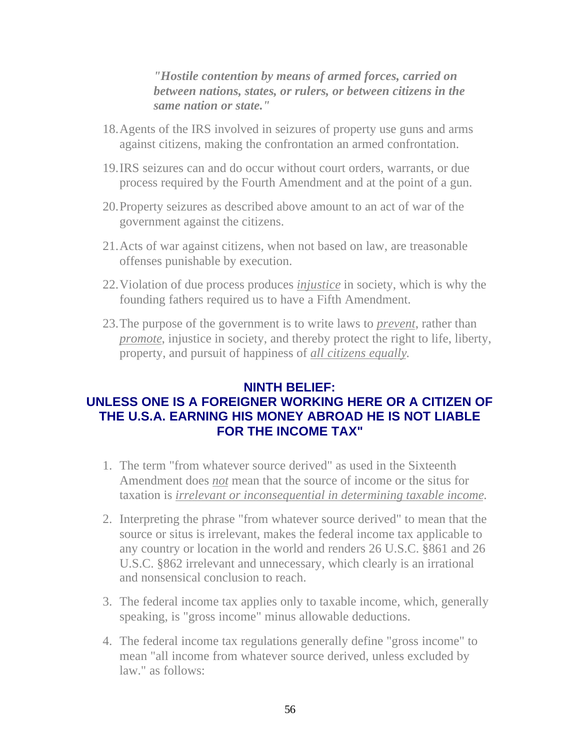> ***"Hostile contention by means of armed forces, carried on between nations, states, or rulers, or between citizens in the same nation or state."***

18. Agents of the IRS involved in seizures of property use guns and arms against citizens, making the confrontation an armed confrontation.
19. IRS seizures can and do occur without court orders, warrants, or due process required by the Fourth Amendment and at the point of a gun.
20. Property seizures as described above amount to an act of war of the government against the citizens.
21. Acts of war against citizens, when not based on law, are treasonable offenses punishable by execution.
22. Violation of due process produces *injustice* in society, which is why the founding fathers required us to have a Fifth Amendment.
23. The purpose of the government is to write laws to *prevent*, rather than *promote*, injustice in society, and thereby protect the right to life, liberty, property, and pursuit of happiness of *all citizens equally*.

## NINTH BELIEF: UNLESS ONE IS A FOREIGNER WORKING HERE OR A CITIZEN OF THE U.S.A. EARNING HIS MONEY ABROAD HE IS NOT LIABLE FOR THE INCOME TAX"

1. The term "from whatever source derived" as used in the Sixteenth Amendment does *not* mean that the source of income or the situs for taxation is *irrelevant or inconsequential in determining taxable income*.
2. Interpreting the phrase "from whatever source derived" to mean that the source or situs is irrelevant, makes the federal income tax applicable to any country or location in the world and renders 26 U.S.C. §861 and 26 U.S.C. §862 irrelevant and unnecessary, which clearly is an irrational and nonsensical conclusion to reach.
3. The federal income tax applies only to taxable income, which, generally speaking, is "gross income" minus allowable deductions.
4. The federal income tax regulations generally define "gross income" to mean "all income from whatever source derived, unless excluded by law." as follows: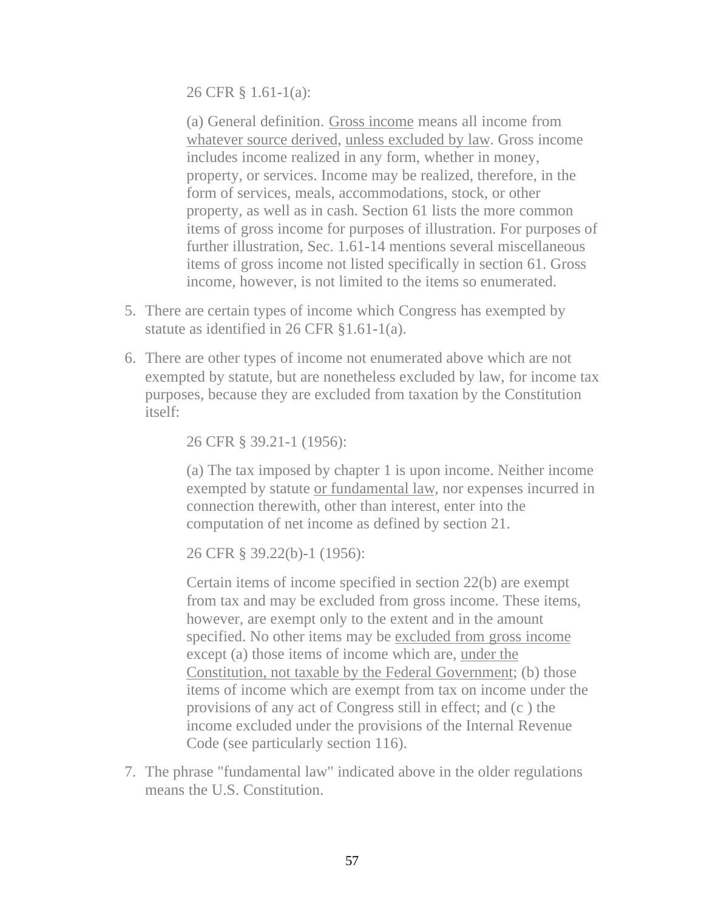26 CFR § 1.61-1(a):

> (a) General definition. <u>Gross income</u> means all income from <u>whatever source derived</u>, <u>unless excluded by law</u>. Gross income includes income realized in any form, whether in money, property, or services. Income may be realized, therefore, in the form of services, meals, accommodations, stock, or other property, as well as in cash. Section 61 lists the more common items of gross income for purposes of illustration. For purposes of further illustration, Sec. 1.61-14 mentions several miscellaneous items of gross income not listed specifically in section 61. Gross income, however, is not limited to the items so enumerated.

5. There are certain types of income which Congress has exempted by statute as identified in 26 CFR §1.61-1(a).

6. There are other types of income not enumerated above which are not exempted by statute, but are nonetheless excluded by law, for income tax purposes, because they are excluded from taxation by the Constitution itself:

   26 CFR § 39.21-1 (1956):

   > (a) The tax imposed by chapter 1 is upon income. Neither income exempted by statute <u>or fundamental law</u>, nor expenses incurred in connection therewith, other than interest, enter into the computation of net income as defined by section 21.

   26 CFR § 39.22(b)-1 (1956):

   > Certain items of income specified in section 22(b) are exempt from tax and may be excluded from gross income. These items, however, are exempt only to the extent and in the amount specified. No other items may be <u>excluded from gross income</u> except (a) those items of income which are, <u>under the Constitution, not taxable by the Federal Government</u>; (b) those items of income which are exempt from tax on income under the provisions of any act of Congress still in effect; and (c ) the income excluded under the provisions of the Internal Revenue Code (see particularly section 116).

7. The phrase "fundamental law" indicated above in the older regulations means the U.S. Constitution.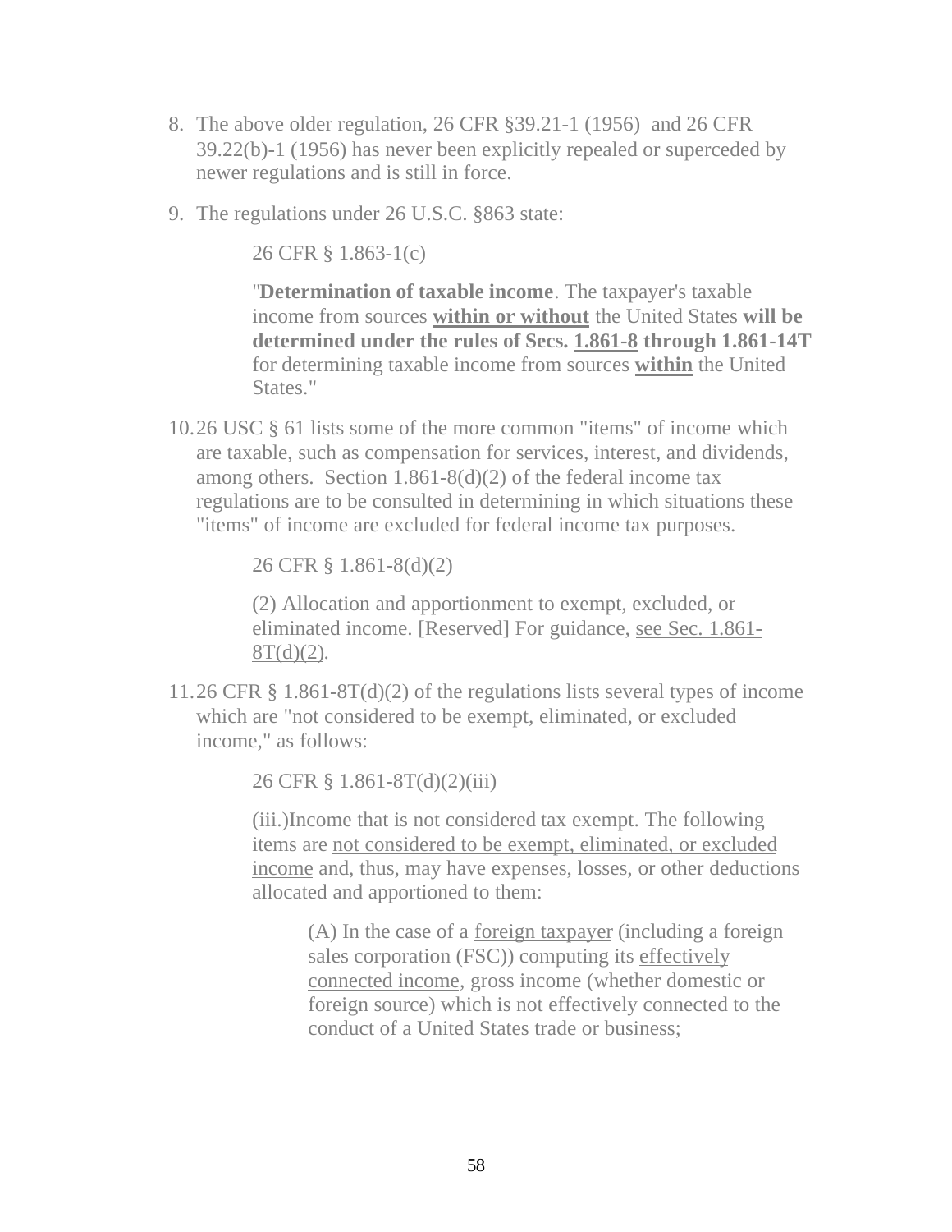8. The above older regulation, 26 CFR §39.21-1 (1956) and 26 CFR 39.22(b)-1 (1956) has never been explicitly repealed or superceded by newer regulations and is still in force.

9. The regulations under 26 U.S.C. §863 state:

> 26 CFR § 1.863-1(c)
>
> "**Determination of taxable income**. The taxpayer's taxable income from sources **<u>within or without</u>** the United States **will be determined under the rules of Secs. <u>1.861-8</u> through 1.861-14T** for determining taxable income from sources **<u>within</u>** the United States."

10. 26 USC § 61 lists some of the more common "items" of income which are taxable, such as compensation for services, interest, and dividends, among others. Section 1.861-8(d)(2) of the federal income tax regulations are to be consulted in determining in which situations these "items" of income are excluded for federal income tax purposes.

> 26 CFR § 1.861-8(d)(2)
>
> (2) Allocation and apportionment to exempt, excluded, or eliminated income. [Reserved] For guidance, <u>see Sec. 1.861-8T(d)(2)</u>.

11. 26 CFR § 1.861-8T(d)(2) of the regulations lists several types of income which are "not considered to be exempt, eliminated, or excluded income," as follows:

> 26 CFR § 1.861-8T(d)(2)(iii)
>
> (iii.)Income that is not considered tax exempt. The following items are <u>not considered to be exempt, eliminated, or excluded income</u> and, thus, may have expenses, losses, or other deductions allocated and apportioned to them:
>
> > (A) In the case of a <u>foreign taxpayer</u> (including a foreign sales corporation (FSC)) computing its <u>effectively connected income</u>, gross income (whether domestic or foreign source) which is not effectively connected to the conduct of a United States trade or business;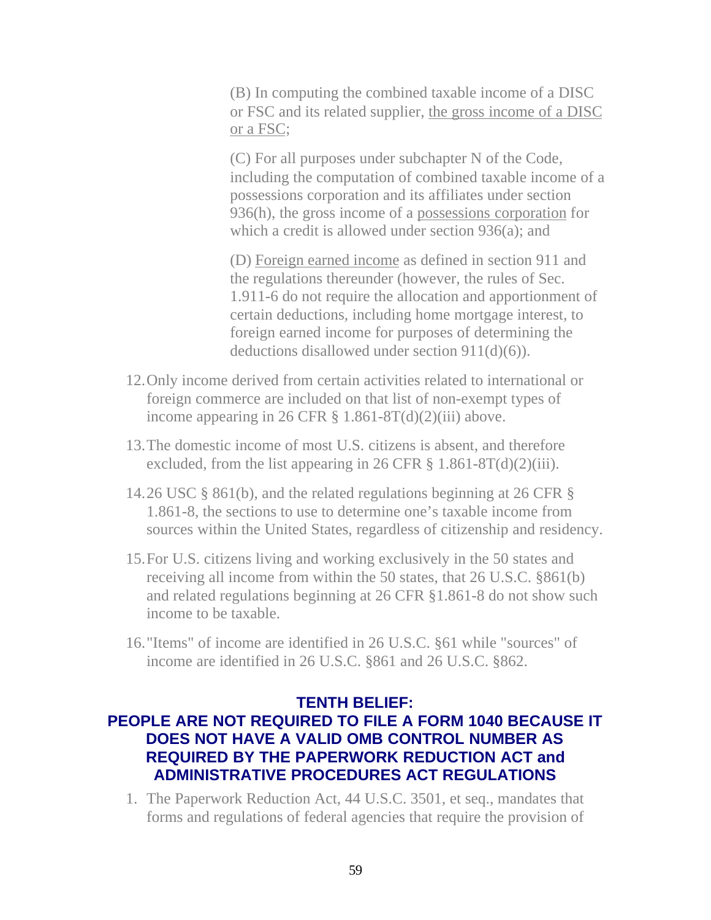(B) In computing the combined taxable income of a DISC or FSC and its related supplier, <u>the gross income of a DISC or a FSC</u>;

(C) For all purposes under subchapter N of the Code, including the computation of combined taxable income of a possessions corporation and its affiliates under section 936(h), the gross income of a <u>possessions corporation</u> for which a credit is allowed under section 936(a); and

(D) <u>Foreign earned income</u> as defined in section 911 and the regulations thereunder (however, the rules of Sec. 1.911-6 do not require the allocation and apportionment of certain deductions, including home mortgage interest, to foreign earned income for purposes of determining the deductions disallowed under section 911(d)(6)).

12. Only income derived from certain activities related to international or foreign commerce are included on that list of non-exempt types of income appearing in 26 CFR § 1.861-8T(d)(2)(iii) above.

13. The domestic income of most U.S. citizens is absent, and therefore excluded, from the list appearing in 26 CFR § 1.861-8T(d)(2)(iii).

14. 26 USC § 861(b), and the related regulations beginning at 26 CFR § 1.861-8, the sections to use to determine one's taxable income from sources within the United States, regardless of citizenship and residency.

15. For U.S. citizens living and working exclusively in the 50 states and receiving all income from within the 50 states, that 26 U.S.C. §861(b) and related regulations beginning at 26 CFR §1.861-8 do not show such income to be taxable.

16. "Items" of income are identified in 26 U.S.C. §61 while "sources" of income are identified in 26 U.S.C. §861 and 26 U.S.C. §862.

## TENTH BELIEF: PEOPLE ARE NOT REQUIRED TO FILE A FORM 1040 BECAUSE IT DOES NOT HAVE A VALID OMB CONTROL NUMBER AS REQUIRED BY THE PAPERWORK REDUCTION ACT and ADMINISTRATIVE PROCEDURES ACT REGULATIONS

1. The Paperwork Reduction Act, 44 U.S.C. 3501, et seq., mandates that forms and regulations of federal agencies that require the provision of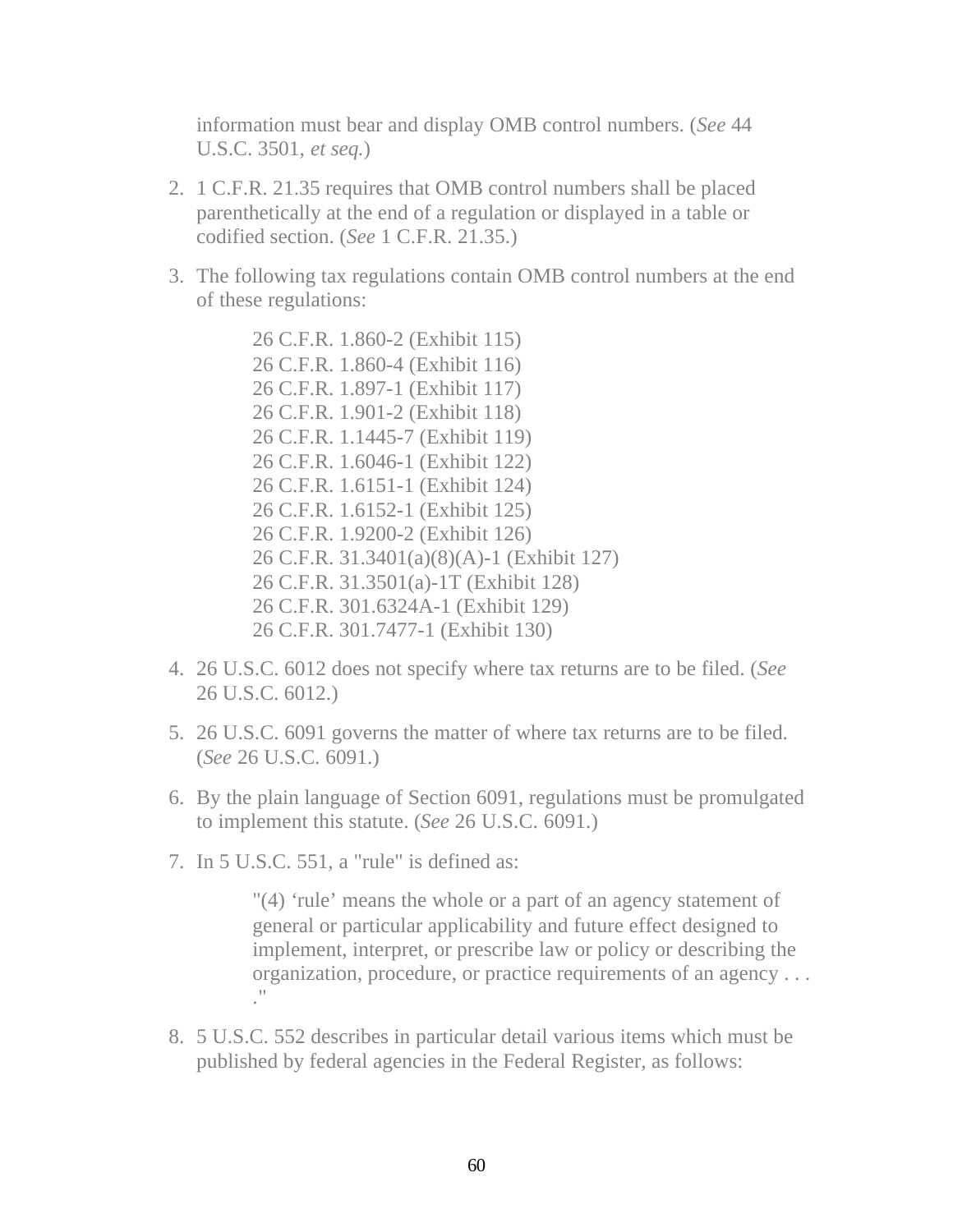information must bear and display OMB control numbers. (*See* 44 U.S.C. 3501, *et seq.*)

2. 1 C.F.R. 21.35 requires that OMB control numbers shall be placed parenthetically at the end of a regulation or displayed in a table or codified section. (*See* 1 C.F.R. 21.35.)

3. The following tax regulations contain OMB control numbers at the end of these regulations:

   > 26 C.F.R. 1.860-2 (Exhibit 115)
   > 26 C.F.R. 1.860-4 (Exhibit 116)
   > 26 C.F.R. 1.897-1 (Exhibit 117)
   > 26 C.F.R. 1.901-2 (Exhibit 118)
   > 26 C.F.R. 1.1445-7 (Exhibit 119)
   > 26 C.F.R. 1.6046-1 (Exhibit 122)
   > 26 C.F.R. 1.6151-1 (Exhibit 124)
   > 26 C.F.R. 1.6152-1 (Exhibit 125)
   > 26 C.F.R. 1.9200-2 (Exhibit 126)
   > 26 C.F.R. 31.3401(a)(8)(A)-1 (Exhibit 127)
   > 26 C.F.R. 31.3501(a)-1T (Exhibit 128)
   > 26 C.F.R. 301.6324A-1 (Exhibit 129)
   > 26 C.F.R. 301.7477-1 (Exhibit 130)

4. 26 U.S.C. 6012 does not specify where tax returns are to be filed. (*See* 26 U.S.C. 6012.)

5. 26 U.S.C. 6091 governs the matter of where tax returns are to be filed. (*See* 26 U.S.C. 6091.)

6. By the plain language of Section 6091, regulations must be promulgated to implement this statute. (*See* 26 U.S.C. 6091.)

7. In 5 U.S.C. 551, a "rule" is defined as:

   > "(4) 'rule' means the whole or a part of an agency statement of general or particular applicability and future effect designed to implement, interpret, or prescribe law or policy or describing the organization, procedure, or practice requirements of an agency . . . ."

8. 5 U.S.C. 552 describes in particular detail various items which must be published by federal agencies in the Federal Register, as follows: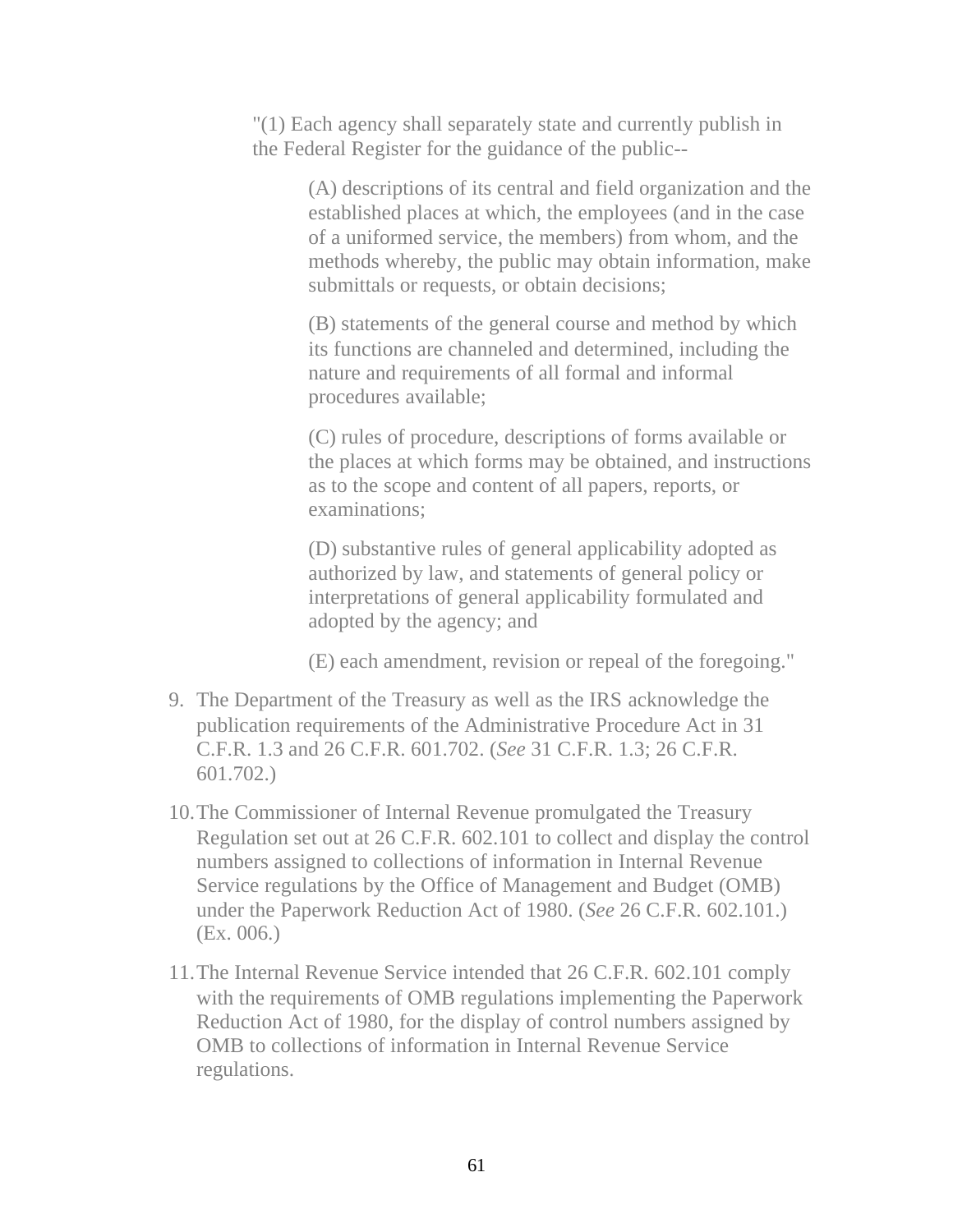> "(1) Each agency shall separately state and currently publish in the Federal Register for the guidance of the public--
>
> > (A) descriptions of its central and field organization and the established places at which, the employees (and in the case of a uniformed service, the members) from whom, and the methods whereby, the public may obtain information, make submittals or requests, or obtain decisions;
> >
> > (B) statements of the general course and method by which its functions are channeled and determined, including the nature and requirements of all formal and informal procedures available;
> >
> > (C) rules of procedure, descriptions of forms available or the places at which forms may be obtained, and instructions as to the scope and content of all papers, reports, or examinations;
> >
> > (D) substantive rules of general applicability adopted as authorized by law, and statements of general policy or interpretations of general applicability formulated and adopted by the agency; and
> >
> > (E) each amendment, revision or repeal of the foregoing."

9. The Department of the Treasury as well as the IRS acknowledge the publication requirements of the Administrative Procedure Act in 31 C.F.R. 1.3 and 26 C.F.R. 601.702. (*See* 31 C.F.R. 1.3; 26 C.F.R. 601.702.)

10. The Commissioner of Internal Revenue promulgated the Treasury Regulation set out at 26 C.F.R. 602.101 to collect and display the control numbers assigned to collections of information in Internal Revenue Service regulations by the Office of Management and Budget (OMB) under the Paperwork Reduction Act of 1980. (*See* 26 C.F.R. 602.101.) (Ex. 006.)

11. The Internal Revenue Service intended that 26 C.F.R. 602.101 comply with the requirements of OMB regulations implementing the Paperwork Reduction Act of 1980, for the display of control numbers assigned by OMB to collections of information in Internal Revenue Service regulations.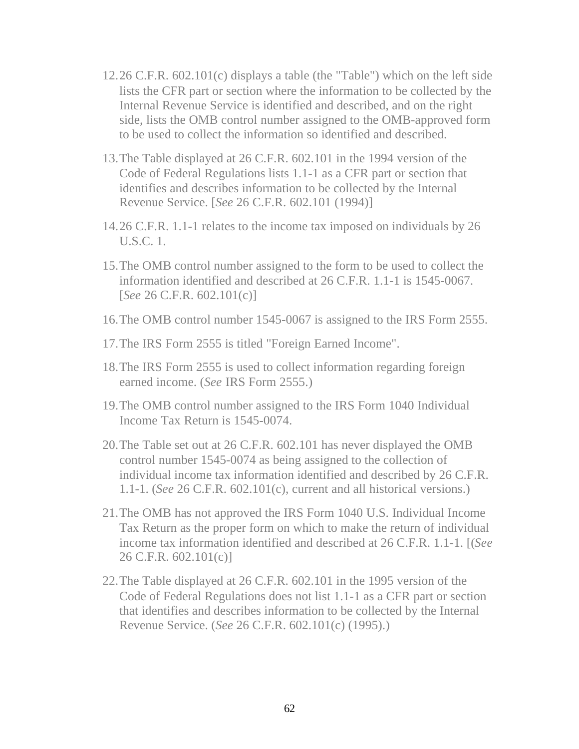12. 26 C.F.R. 602.101(c) displays a table (the "Table") which on the left side lists the CFR part or section where the information to be collected by the Internal Revenue Service is identified and described, and on the right side, lists the OMB control number assigned to the OMB-approved form to be used to collect the information so identified and described.

13. The Table displayed at 26 C.F.R. 602.101 in the 1994 version of the Code of Federal Regulations lists 1.1-1 as a CFR part or section that identifies and describes information to be collected by the Internal Revenue Service. [*See* 26 C.F.R. 602.101 (1994)]

14. 26 C.F.R. 1.1-1 relates to the income tax imposed on individuals by 26 U.S.C. 1.

15. The OMB control number assigned to the form to be used to collect the information identified and described at 26 C.F.R. 1.1-1 is 1545-0067. [*See* 26 C.F.R. 602.101(c)]

16. The OMB control number 1545-0067 is assigned to the IRS Form 2555.

17. The IRS Form 2555 is titled "Foreign Earned Income".

18. The IRS Form 2555 is used to collect information regarding foreign earned income. (*See* IRS Form 2555.)

19. The OMB control number assigned to the IRS Form 1040 Individual Income Tax Return is 1545-0074.

20. The Table set out at 26 C.F.R. 602.101 has never displayed the OMB control number 1545-0074 as being assigned to the collection of individual income tax information identified and described by 26 C.F.R. 1.1-1. (*See* 26 C.F.R. 602.101(c), current and all historical versions.)

21. The OMB has not approved the IRS Form 1040 U.S. Individual Income Tax Return as the proper form on which to make the return of individual income tax information identified and described at 26 C.F.R. 1.1-1. [(*See* 26 C.F.R. 602.101(c)]

22. The Table displayed at 26 C.F.R. 602.101 in the 1995 version of the Code of Federal Regulations does not list 1.1-1 as a CFR part or section that identifies and describes information to be collected by the Internal Revenue Service. (*See* 26 C.F.R. 602.101(c) (1995).)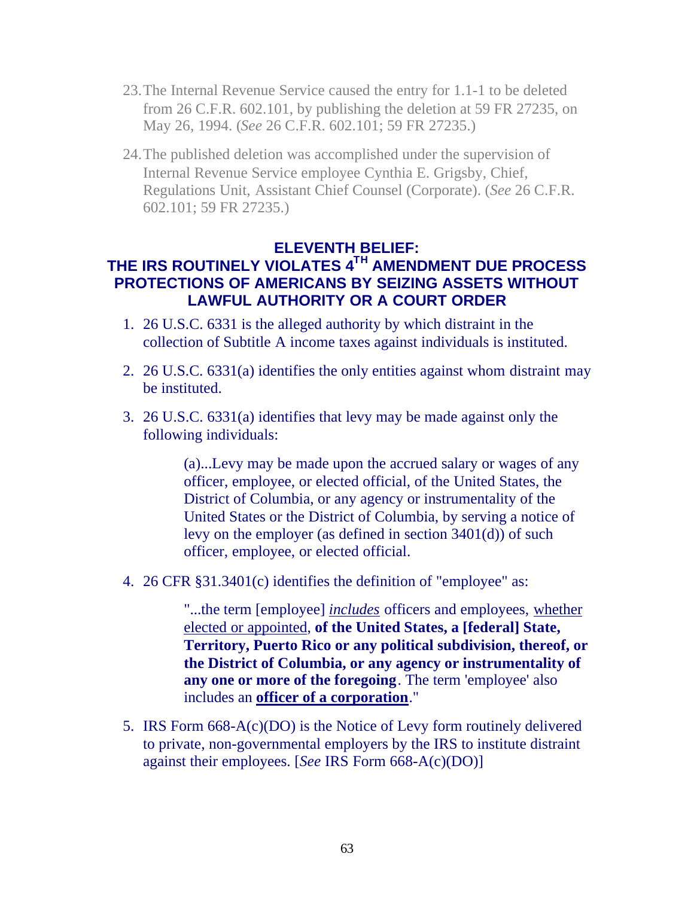23. The Internal Revenue Service caused the entry for 1.1-1 to be deleted from 26 C.F.R. 602.101, by publishing the deletion at 59 FR 27235, on May 26, 1994. (*See* 26 C.F.R. 602.101; 59 FR 27235.)

24. The published deletion was accomplished under the supervision of Internal Revenue Service employee Cynthia E. Grigsby, Chief, Regulations Unit, Assistant Chief Counsel (Corporate). (*See* 26 C.F.R. 602.101; 59 FR 27235.)

## ELEVENTH BELIEF: THE IRS ROUTINELY VIOLATES 4TH AMENDMENT DUE PROCESS PROTECTIONS OF AMERICANS BY SEIZING ASSETS WITHOUT LAWFUL AUTHORITY OR A COURT ORDER

1. 26 U.S.C. 6331 is the alleged authority by which distraint in the collection of Subtitle A income taxes against individuals is instituted.

2. 26 U.S.C. 6331(a) identifies the only entities against whom distraint may be instituted.

3. 26 U.S.C. 6331(a) identifies that levy may be made against only the following individuals:

   > (a)...Levy may be made upon the accrued salary or wages of any officer, employee, or elected official, of the United States, the District of Columbia, or any agency or instrumentality of the United States or the District of Columbia, by serving a notice of levy on the employer (as defined in section 3401(d)) of such officer, employee, or elected official.

4. 26 CFR §31.3401(c) identifies the definition of "employee" as:

   > "...the term [employee] *includes* officers and employees, whether elected or appointed, **of the United States, a [federal] State, Territory, Puerto Rico or any political subdivision, thereof, or the District of Columbia, or any agency or instrumentality of any one or more of the foregoing**. The term 'employee' also includes an **officer of a corporation**."

5. IRS Form 668-A(c)(DO) is the Notice of Levy form routinely delivered to private, non-governmental employers by the IRS to institute distraint against their employees. [*See* IRS Form 668-A(c)(DO)]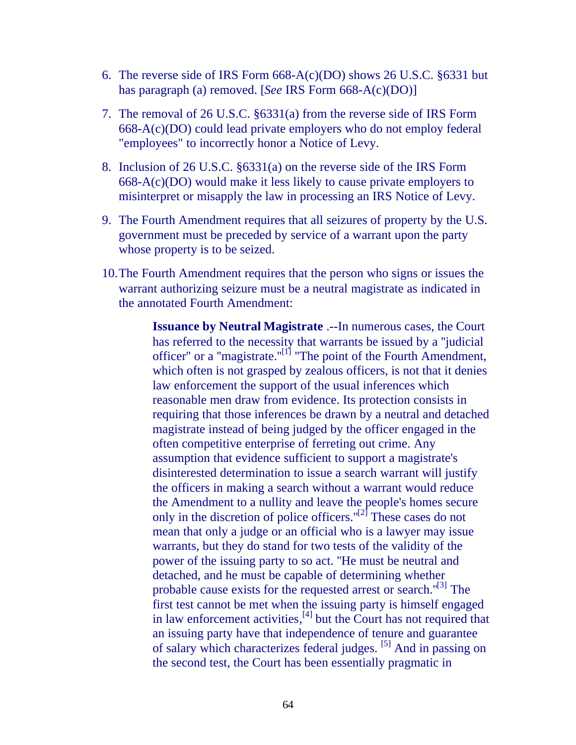6. The reverse side of IRS Form 668-A(c)(DO) shows 26 U.S.C. §6331 but has paragraph (a) removed. [*See* IRS Form 668-A(c)(DO)]

7. The removal of 26 U.S.C. §6331(a) from the reverse side of IRS Form 668-A(c)(DO) could lead private employers who do not employ federal "employees" to incorrectly honor a Notice of Levy.

8. Inclusion of 26 U.S.C. §6331(a) on the reverse side of the IRS Form 668-A(c)(DO) would make it less likely to cause private employers to misinterpret or misapply the law in processing an IRS Notice of Levy.

9. The Fourth Amendment requires that all seizures of property by the U.S. government must be preceded by service of a warrant upon the party whose property is to be seized.

10. The Fourth Amendment requires that the person who signs or issues the warrant authorizing seizure must be a neutral magistrate as indicated in the annotated Fourth Amendment:

> **Issuance by Neutral Magistrate** .--In numerous cases, the Court has referred to the necessity that warrants be issued by a "judicial officer" or a "magistrate."[1] "The point of the Fourth Amendment, which often is not grasped by zealous officers, is not that it denies law enforcement the support of the usual inferences which reasonable men draw from evidence. Its protection consists in requiring that those inferences be drawn by a neutral and detached magistrate instead of being judged by the officer engaged in the often competitive enterprise of ferreting out crime. Any assumption that evidence sufficient to support a magistrate's disinterested determination to issue a search warrant will justify the officers in making a search without a warrant would reduce the Amendment to a nullity and leave the people's homes secure only in the discretion of police officers."[2] These cases do not mean that only a judge or an official who is a lawyer may issue warrants, but they do stand for two tests of the validity of the power of the issuing party to so act. "He must be neutral and detached, and he must be capable of determining whether probable cause exists for the requested arrest or search."[3] The first test cannot be met when the issuing party is himself engaged in law enforcement activities,[4] but the Court has not required that an issuing party have that independence of tenure and guarantee of salary which characterizes federal judges. [5] And in passing on the second test, the Court has been essentially pragmatic in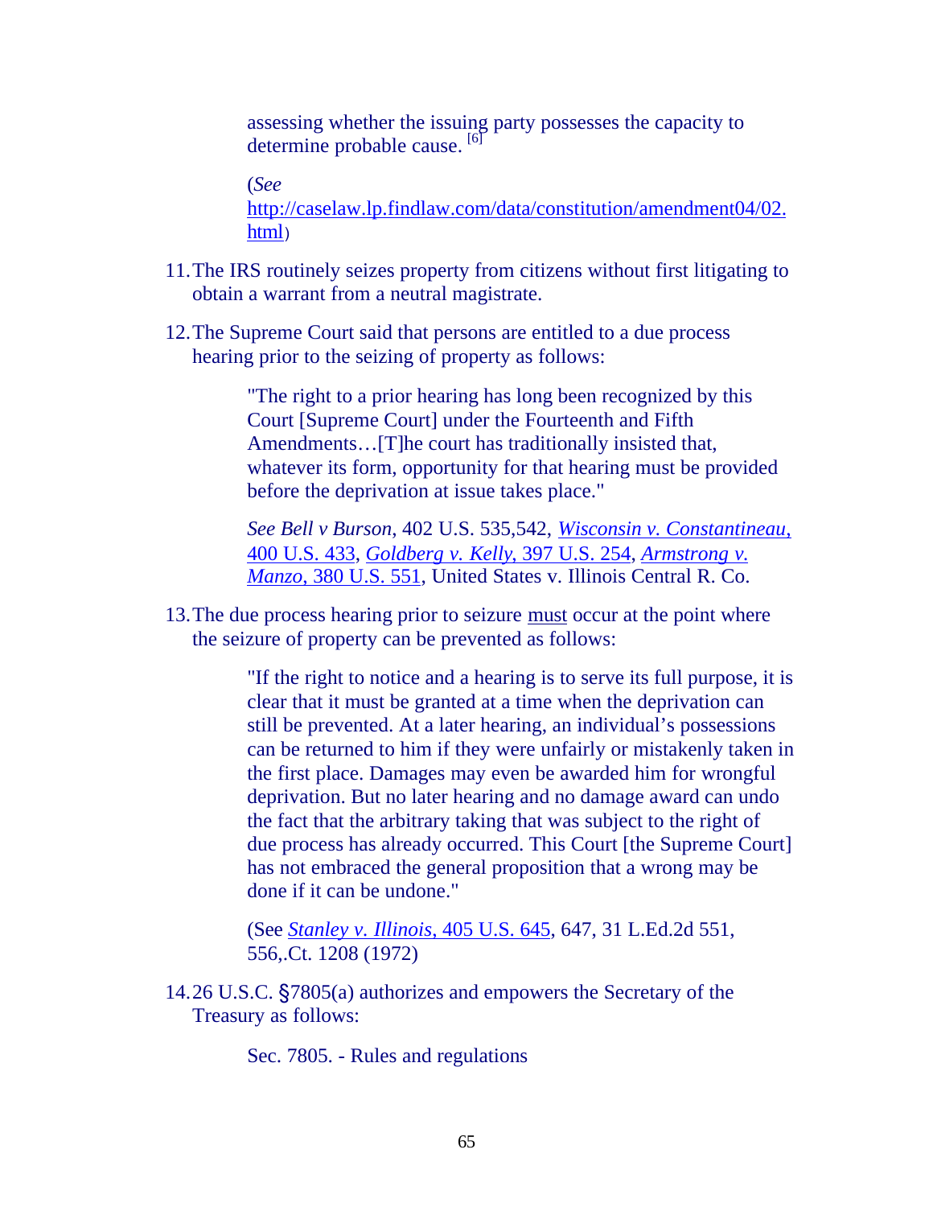> assessing whether the issuing party possesses the capacity to determine probable cause. [6]
>
> (*See* http://caselaw.lp.findlaw.com/data/constitution/amendment04/02.html)

11. The IRS routinely seizes property from citizens without first litigating to obtain a warrant from a neutral magistrate.

12. The Supreme Court said that persons are entitled to a due process hearing prior to the seizing of property as follows:

> "The right to a prior hearing has long been recognized by this Court [Supreme Court] under the Fourteenth and Fifth Amendments…[T]he court has traditionally insisted that, whatever its form, opportunity for that hearing must be provided before the deprivation at issue takes place."
>
> *See Bell v Burson*, 402 U.S. 535,542, *Wisconsin v. Constantineau*, 400 U.S. 433, *Goldberg v. Kelly*, 397 U.S. 254, *Armstrong v. Manzo*, 380 U.S. 551, United States v. Illinois Central R. Co.

13. The due process hearing prior to seizure must occur at the point where the seizure of property can be prevented as follows:

> "If the right to notice and a hearing is to serve its full purpose, it is clear that it must be granted at a time when the deprivation can still be prevented. At a later hearing, an individual's possessions can be returned to him if they were unfairly or mistakenly taken in the first place. Damages may even be awarded him for wrongful deprivation. But no later hearing and no damage award can undo the fact that the arbitrary taking that was subject to the right of due process has already occurred. This Court [the Supreme Court] has not embraced the general proposition that a wrong may be done if it can be undone."
>
> (See *Stanley v. Illinois*, 405 U.S. 645, 647, 31 L.Ed.2d 551, 556,.Ct. 1208 (1972)

14. 26 U.S.C. §7805(a) authorizes and empowers the Secretary of the Treasury as follows:

> Sec. 7805. - Rules and regulations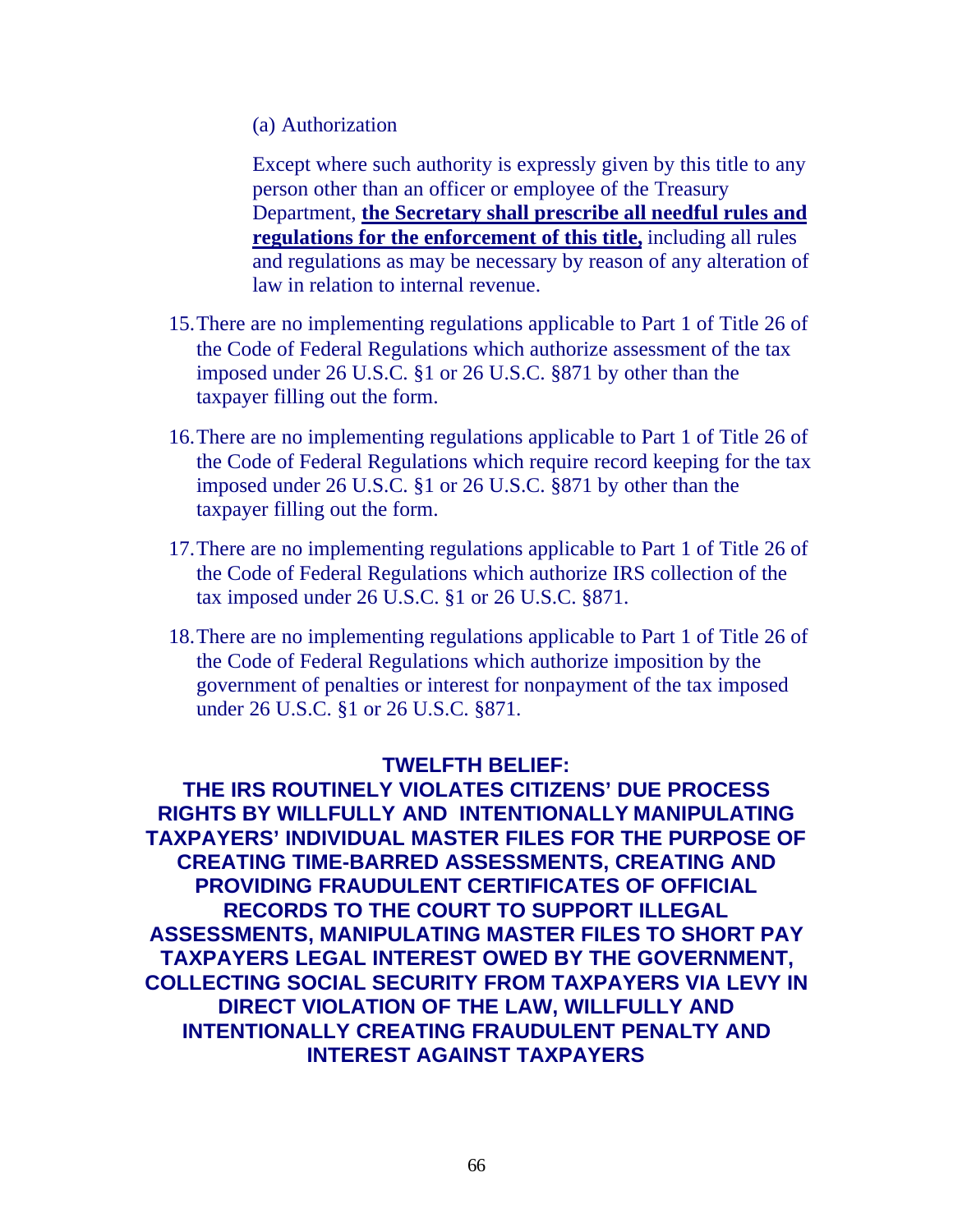(a) Authorization

Except where such authority is expressly given by this title to any person other than an officer or employee of the Treasury Department, **the Secretary shall prescribe all needful rules and regulations for the enforcement of this title,** including all rules and regulations as may be necessary by reason of any alteration of law in relation to internal revenue.

15. There are no implementing regulations applicable to Part 1 of Title 26 of the Code of Federal Regulations which authorize assessment of the tax imposed under 26 U.S.C. §1 or 26 U.S.C. §871 by other than the taxpayer filling out the form.

16. There are no implementing regulations applicable to Part 1 of Title 26 of the Code of Federal Regulations which require record keeping for the tax imposed under 26 U.S.C. §1 or 26 U.S.C. §871 by other than the taxpayer filling out the form.

17. There are no implementing regulations applicable to Part 1 of Title 26 of the Code of Federal Regulations which authorize IRS collection of the tax imposed under 26 U.S.C. §1 or 26 U.S.C. §871.

18. There are no implementing regulations applicable to Part 1 of Title 26 of the Code of Federal Regulations which authorize imposition by the government of penalties or interest for nonpayment of the tax imposed under 26 U.S.C. §1 or 26 U.S.C. §871.

## TWELFTH BELIEF:
## THE IRS ROUTINELY VIOLATES CITIZENS' DUE PROCESS RIGHTS BY WILLFULLY AND INTENTIONALLY MANIPULATING TAXPAYERS' INDIVIDUAL MASTER FILES FOR THE PURPOSE OF CREATING TIME-BARRED ASSESSMENTS, CREATING AND PROVIDING FRAUDULENT CERTIFICATES OF OFFICIAL RECORDS TO THE COURT TO SUPPORT ILLEGAL ASSESSMENTS, MANIPULATING MASTER FILES TO SHORT PAY TAXPAYERS LEGAL INTEREST OWED BY THE GOVERNMENT, COLLECTING SOCIAL SECURITY FROM TAXPAYERS VIA LEVY IN DIRECT VIOLATION OF THE LAW, WILLFULLY AND INTENTIONALLY CREATING FRAUDULENT PENALTY AND INTEREST AGAINST TAXPAYERS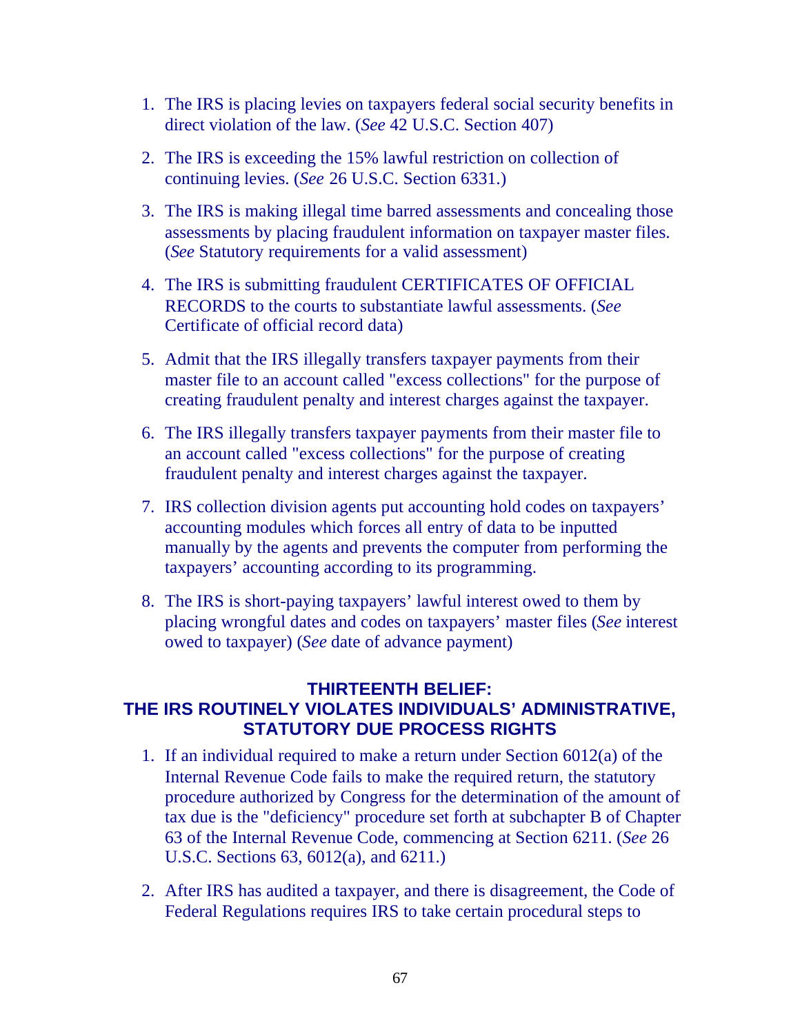1. The IRS is placing levies on taxpayers federal social security benefits in direct violation of the law. (*See* 42 U.S.C. Section 407)

2. The IRS is exceeding the 15% lawful restriction on collection of continuing levies. (*See* 26 U.S.C. Section 6331.)

3. The IRS is making illegal time barred assessments and concealing those assessments by placing fraudulent information on taxpayer master files. (*See* Statutory requirements for a valid assessment)

4. The IRS is submitting fraudulent CERTIFICATES OF OFFICIAL RECORDS to the courts to substantiate lawful assessments. (*See* Certificate of official record data)

5. Admit that the IRS illegally transfers taxpayer payments from their master file to an account called "excess collections" for the purpose of creating fraudulent penalty and interest charges against the taxpayer.

6. The IRS illegally transfers taxpayer payments from their master file to an account called "excess collections" for the purpose of creating fraudulent penalty and interest charges against the taxpayer.

7. IRS collection division agents put accounting hold codes on taxpayers' accounting modules which forces all entry of data to be inputted manually by the agents and prevents the computer from performing the taxpayers' accounting according to its programming.

8. The IRS is short-paying taxpayers' lawful interest owed to them by placing wrongful dates and codes on taxpayers' master files (*See* interest owed to taxpayer) (*See* date of advance payment)

## THIRTEENTH BELIEF: THE IRS ROUTINELY VIOLATES INDIVIDUALS' ADMINISTRATIVE, STATUTORY DUE PROCESS RIGHTS

1. If an individual required to make a return under Section 6012(a) of the Internal Revenue Code fails to make the required return, the statutory procedure authorized by Congress for the determination of the amount of tax due is the "deficiency" procedure set forth at subchapter B of Chapter 63 of the Internal Revenue Code, commencing at Section 6211. (*See* 26 U.S.C. Sections 63, 6012(a), and 6211.)

2. After IRS has audited a taxpayer, and there is disagreement, the Code of Federal Regulations requires IRS to take certain procedural steps to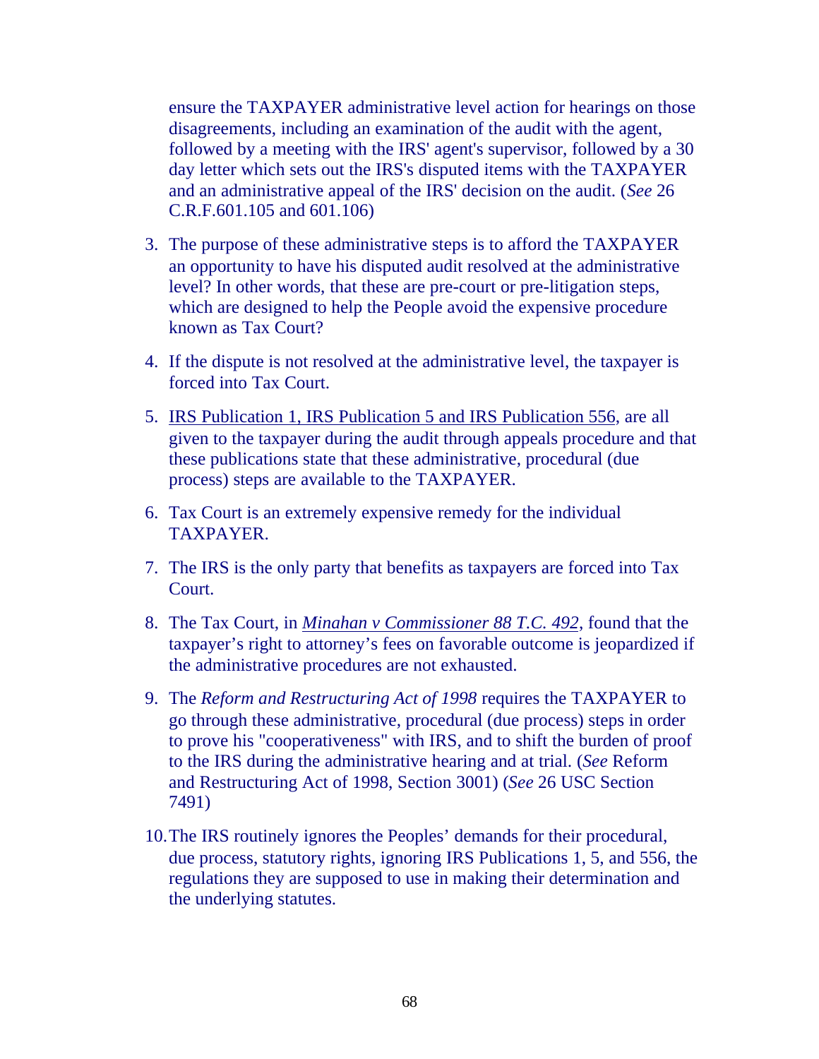ensure the TAXPAYER administrative level action for hearings on those disagreements, including an examination of the audit with the agent, followed by a meeting with the IRS' agent's supervisor, followed by a 30 day letter which sets out the IRS's disputed items with the TAXPAYER and an administrative appeal of the IRS' decision on the audit. (*See* 26 C.R.F.601.105 and 601.106)

3. The purpose of these administrative steps is to afford the TAXPAYER an opportunity to have his disputed audit resolved at the administrative level? In other words, that these are pre-court or pre-litigation steps, which are designed to help the People avoid the expensive procedure known as Tax Court?

4. If the dispute is not resolved at the administrative level, the taxpayer is forced into Tax Court.

5. <u>IRS Publication 1, IRS Publication 5 and IRS Publication 556</u>, are all given to the taxpayer during the audit through appeals procedure and that these publications state that these administrative, procedural (due process) steps are available to the TAXPAYER.

6. Tax Court is an extremely expensive remedy for the individual TAXPAYER.

7. The IRS is the only party that benefits as taxpayers are forced into Tax Court.

8. The Tax Court, in <u>*Minahan v Commissioner 88 T.C. 492*</u>, found that the taxpayer's right to attorney's fees on favorable outcome is jeopardized if the administrative procedures are not exhausted.

9. The *Reform and Restructuring Act of 1998* requires the TAXPAYER to go through these administrative, procedural (due process) steps in order to prove his "cooperativeness" with IRS, and to shift the burden of proof to the IRS during the administrative hearing and at trial. (*See* Reform and Restructuring Act of 1998, Section 3001) (*See* 26 USC Section 7491)

10. The IRS routinely ignores the Peoples' demands for their procedural, due process, statutory rights, ignoring IRS Publications 1, 5, and 556, the regulations they are supposed to use in making their determination and the underlying statutes.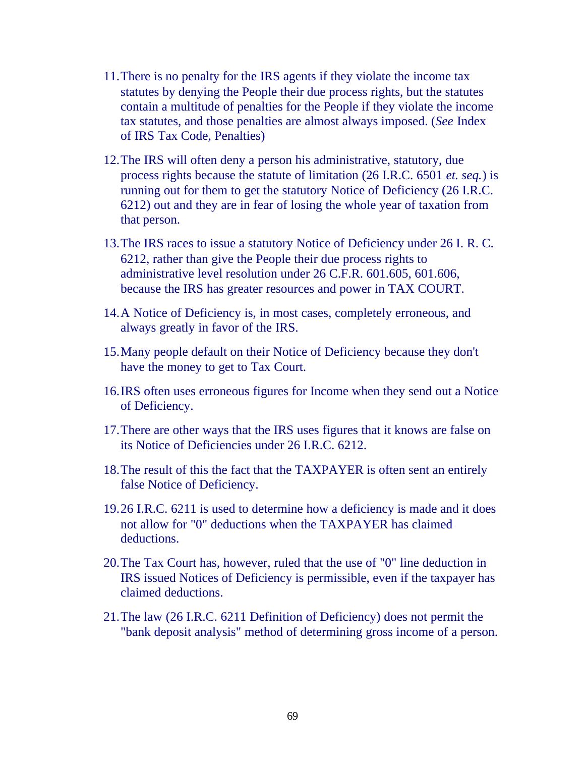11. There is no penalty for the IRS agents if they violate the income tax statutes by denying the People their due process rights, but the statutes contain a multitude of penalties for the People if they violate the income tax statutes, and those penalties are almost always imposed. (*See* Index of IRS Tax Code, Penalties)

12. The IRS will often deny a person his administrative, statutory, due process rights because the statute of limitation (26 I.R.C. 6501 *et. seq.*) is running out for them to get the statutory Notice of Deficiency (26 I.R.C. 6212) out and they are in fear of losing the whole year of taxation from that person.

13. The IRS races to issue a statutory Notice of Deficiency under 26 I. R. C. 6212, rather than give the People their due process rights to administrative level resolution under 26 C.F.R. 601.605, 601.606, because the IRS has greater resources and power in TAX COURT.

14. A Notice of Deficiency is, in most cases, completely erroneous, and always greatly in favor of the IRS.

15. Many people default on their Notice of Deficiency because they don't have the money to get to Tax Court.

16. IRS often uses erroneous figures for Income when they send out a Notice of Deficiency.

17. There are other ways that the IRS uses figures that it knows are false on its Notice of Deficiencies under 26 I.R.C. 6212.

18. The result of this the fact that the TAXPAYER is often sent an entirely false Notice of Deficiency.

19. 26 I.R.C. 6211 is used to determine how a deficiency is made and it does not allow for "0" deductions when the TAXPAYER has claimed deductions.

20. The Tax Court has, however, ruled that the use of "0" line deduction in IRS issued Notices of Deficiency is permissible, even if the taxpayer has claimed deductions.

21. The law (26 I.R.C. 6211 Definition of Deficiency) does not permit the "bank deposit analysis" method of determining gross income of a person.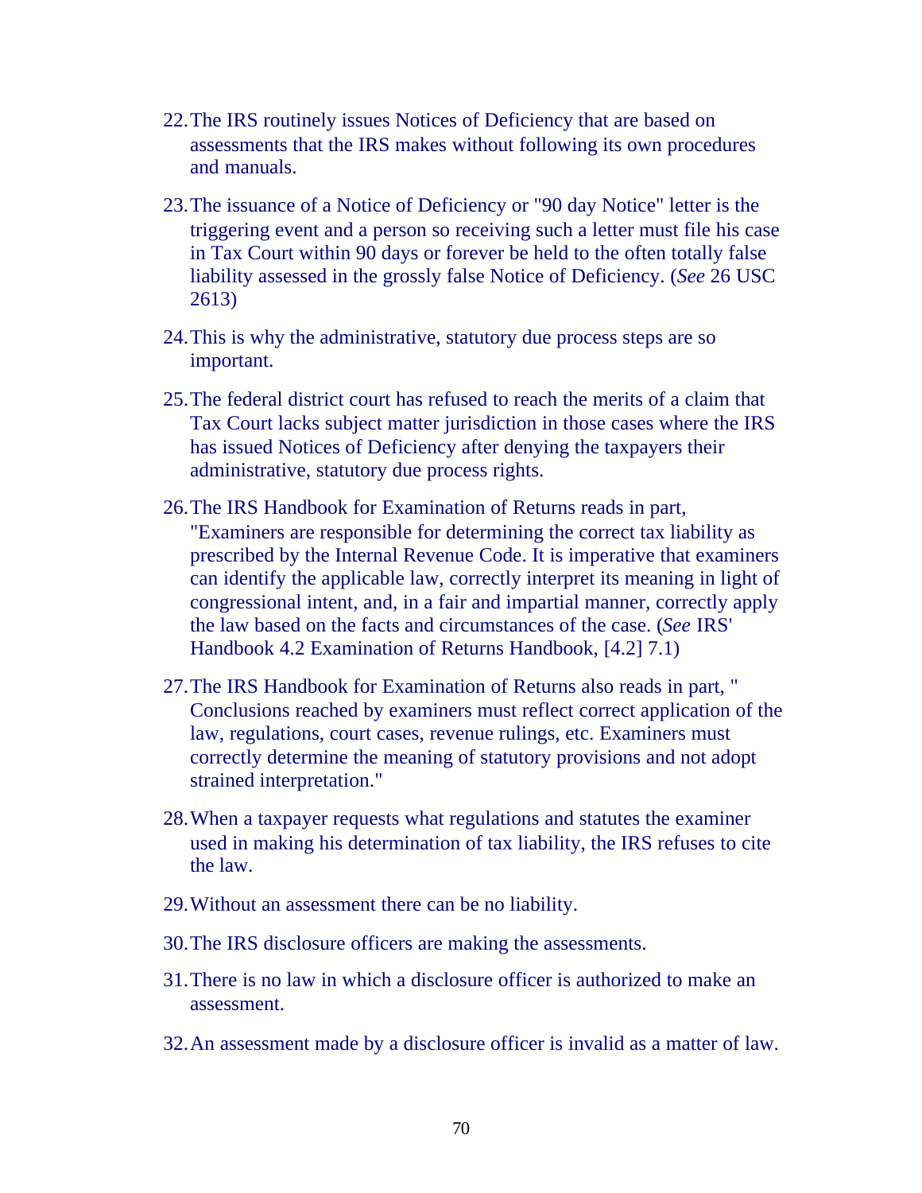22. The IRS routinely issues Notices of Deficiency that are based on assessments that the IRS makes without following its own procedures and manuals.

23. The issuance of a Notice of Deficiency or "90 day Notice" letter is the triggering event and a person so receiving such a letter must file his case in Tax Court within 90 days or forever be held to the often totally false liability assessed in the grossly false Notice of Deficiency. (*See* 26 USC 2613)

24. This is why the administrative, statutory due process steps are so important.

25. The federal district court has refused to reach the merits of a claim that Tax Court lacks subject matter jurisdiction in those cases where the IRS has issued Notices of Deficiency after denying the taxpayers their administrative, statutory due process rights.

26. The IRS Handbook for Examination of Returns reads in part, "Examiners are responsible for determining the correct tax liability as prescribed by the Internal Revenue Code. It is imperative that examiners can identify the applicable law, correctly interpret its meaning in light of congressional intent, and, in a fair and impartial manner, correctly apply the law based on the facts and circumstances of the case. (*See* IRS' Handbook 4.2 Examination of Returns Handbook, [4.2] 7.1)

27. The IRS Handbook for Examination of Returns also reads in part, " Conclusions reached by examiners must reflect correct application of the law, regulations, court cases, revenue rulings, etc. Examiners must correctly determine the meaning of statutory provisions and not adopt strained interpretation."

28. When a taxpayer requests what regulations and statutes the examiner used in making his determination of tax liability, the IRS refuses to cite the law.

29. Without an assessment there can be no liability.

30. The IRS disclosure officers are making the assessments.

31. There is no law in which a disclosure officer is authorized to make an assessment.

32. An assessment made by a disclosure officer is invalid as a matter of law.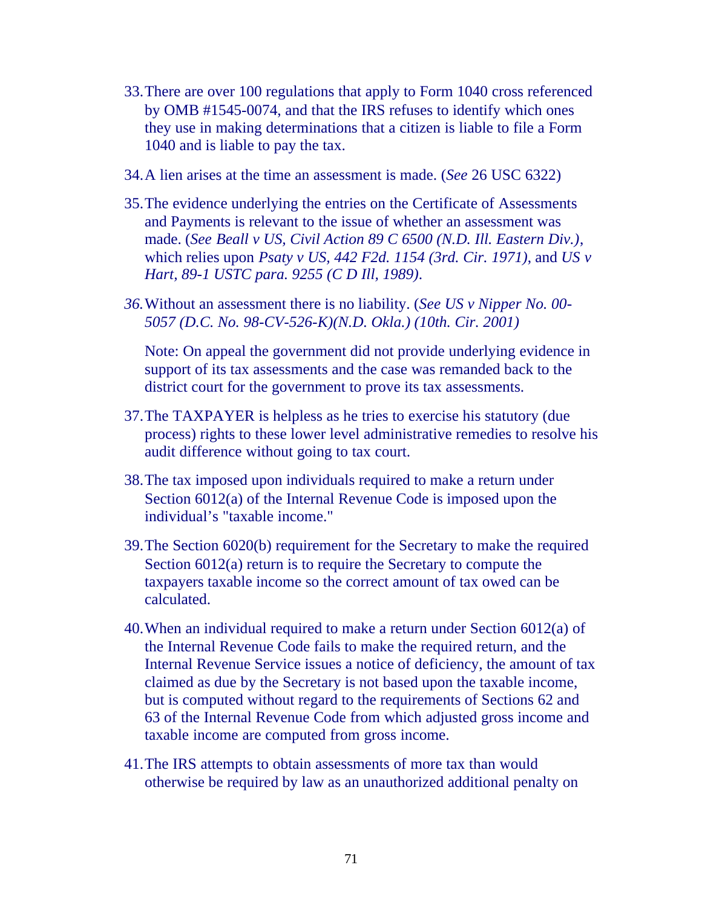33. There are over 100 regulations that apply to Form 1040 cross referenced by OMB #1545-0074, and that the IRS refuses to identify which ones they use in making determinations that a citizen is liable to file a Form 1040 and is liable to pay the tax.

34. A lien arises at the time an assessment is made. (*See* 26 USC 6322)

35. The evidence underlying the entries on the Certificate of Assessments and Payments is relevant to the issue of whether an assessment was made. (*See Beall v US, Civil Action 89 C 6500 (N.D. Ill. Eastern Div.)*, which relies upon *Psaty v US, 442 F2d. 1154 (3rd. Cir. 1971)*, and *US v Hart, 89-1 USTC para. 9255 (C D Ill, 1989)*.

36. Without an assessment there is no liability. (*See US v Nipper No. 00-5057 (D.C. No. 98-CV-526-K)(N.D. Okla.) (10th. Cir. 2001)*

    Note: On appeal the government did not provide underlying evidence in support of its tax assessments and the case was remanded back to the district court for the government to prove its tax assessments.

37. The TAXPAYER is helpless as he tries to exercise his statutory (due process) rights to these lower level administrative remedies to resolve his audit difference without going to tax court.

38. The tax imposed upon individuals required to make a return under Section 6012(a) of the Internal Revenue Code is imposed upon the individual's "taxable income."

39. The Section 6020(b) requirement for the Secretary to make the required Section 6012(a) return is to require the Secretary to compute the taxpayers taxable income so the correct amount of tax owed can be calculated.

40. When an individual required to make a return under Section 6012(a) of the Internal Revenue Code fails to make the required return, and the Internal Revenue Service issues a notice of deficiency, the amount of tax claimed as due by the Secretary is not based upon the taxable income, but is computed without regard to the requirements of Sections 62 and 63 of the Internal Revenue Code from which adjusted gross income and taxable income are computed from gross income.

41. The IRS attempts to obtain assessments of more tax than would otherwise be required by law as an unauthorized additional penalty on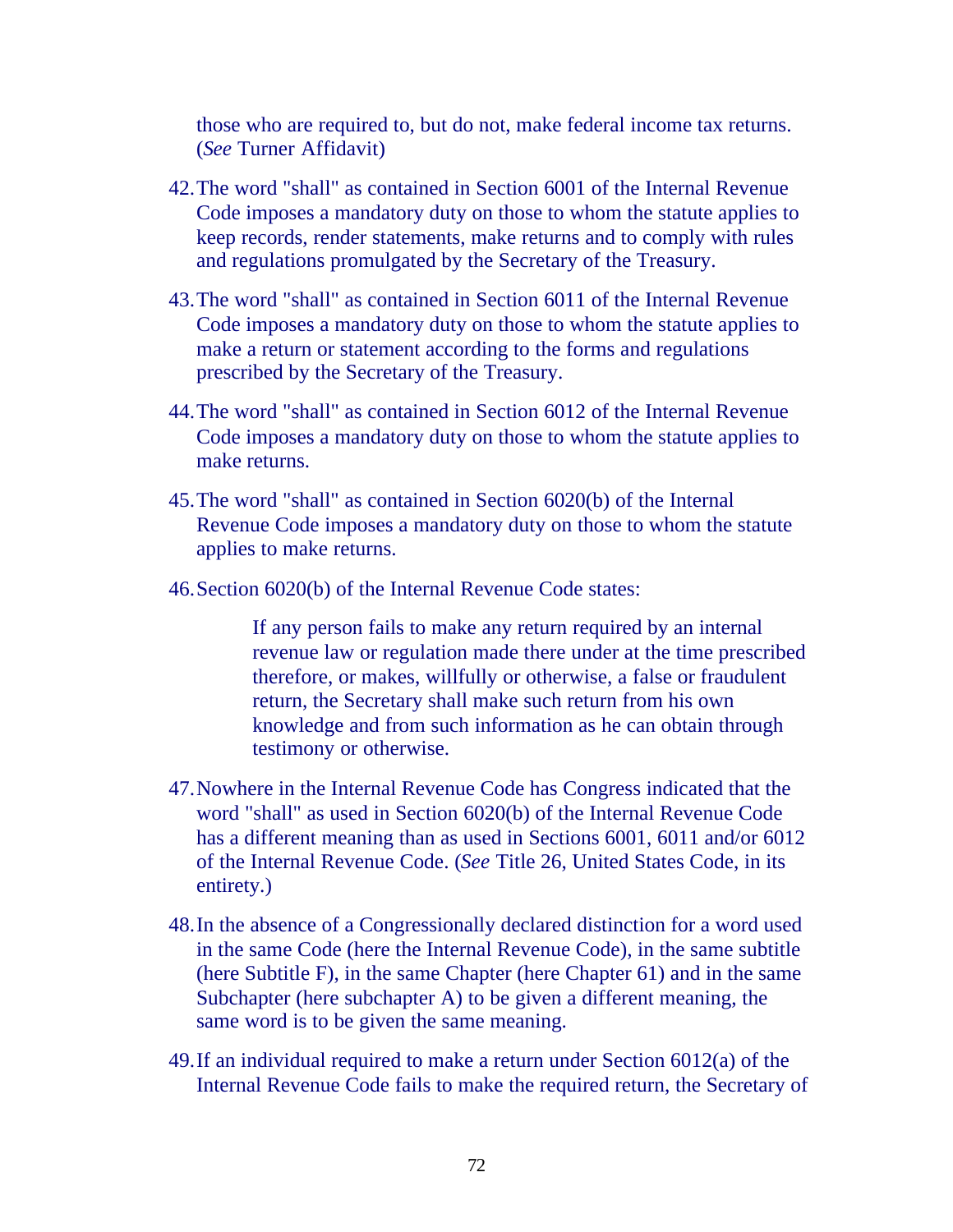those who are required to, but do not, make federal income tax returns. (*See* Turner Affidavit)

42. The word "shall" as contained in Section 6001 of the Internal Revenue Code imposes a mandatory duty on those to whom the statute applies to keep records, render statements, make returns and to comply with rules and regulations promulgated by the Secretary of the Treasury.

43. The word "shall" as contained in Section 6011 of the Internal Revenue Code imposes a mandatory duty on those to whom the statute applies to make a return or statement according to the forms and regulations prescribed by the Secretary of the Treasury.

44. The word "shall" as contained in Section 6012 of the Internal Revenue Code imposes a mandatory duty on those to whom the statute applies to make returns.

45. The word "shall" as contained in Section 6020(b) of the Internal Revenue Code imposes a mandatory duty on those to whom the statute applies to make returns.

46. Section 6020(b) of the Internal Revenue Code states:

> If any person fails to make any return required by an internal revenue law or regulation made there under at the time prescribed therefore, or makes, willfully or otherwise, a false or fraudulent return, the Secretary shall make such return from his own knowledge and from such information as he can obtain through testimony or otherwise.

47. Nowhere in the Internal Revenue Code has Congress indicated that the word "shall" as used in Section 6020(b) of the Internal Revenue Code has a different meaning than as used in Sections 6001, 6011 and/or 6012 of the Internal Revenue Code. (*See* Title 26, United States Code, in its entirety.)

48. In the absence of a Congressionally declared distinction for a word used in the same Code (here the Internal Revenue Code), in the same subtitle (here Subtitle F), in the same Chapter (here Chapter 61) and in the same Subchapter (here subchapter A) to be given a different meaning, the same word is to be given the same meaning.

49. If an individual required to make a return under Section 6012(a) of the Internal Revenue Code fails to make the required return, the Secretary of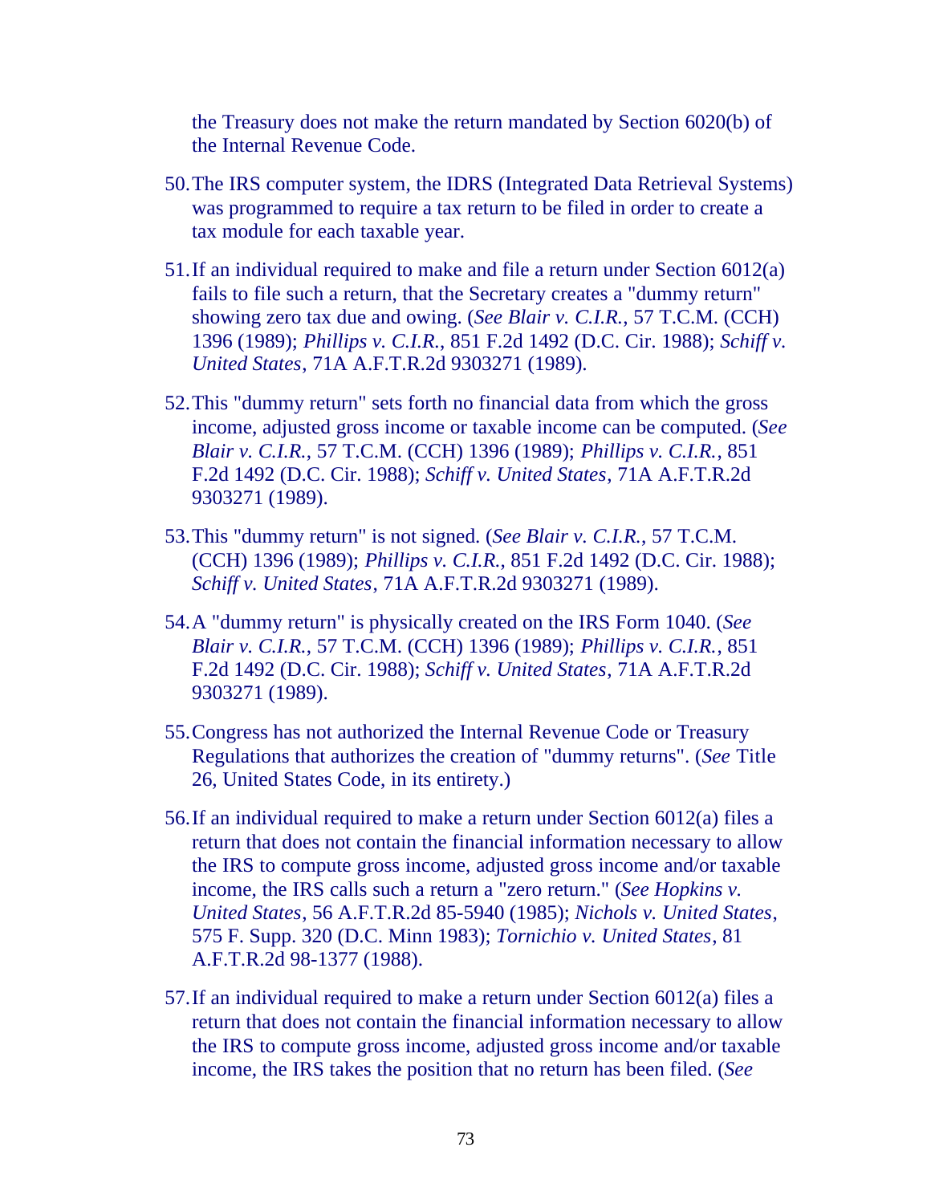the Treasury does not make the return mandated by Section 6020(b) of the Internal Revenue Code.

50. The IRS computer system, the IDRS (Integrated Data Retrieval Systems) was programmed to require a tax return to be filed in order to create a tax module for each taxable year.

51. If an individual required to make and file a return under Section 6012(a) fails to file such a return, that the Secretary creates a "dummy return" showing zero tax due and owing. (*See Blair v. C.I.R.*, 57 T.C.M. (CCH) 1396 (1989); *Phillips v. C.I.R.*, 851 F.2d 1492 (D.C. Cir. 1988); *Schiff v. United States*, 71A A.F.T.R.2d 9303271 (1989).

52. This "dummy return" sets forth no financial data from which the gross income, adjusted gross income or taxable income can be computed. (*See Blair v. C.I.R.*, 57 T.C.M. (CCH) 1396 (1989); *Phillips v. C.I.R.*, 851 F.2d 1492 (D.C. Cir. 1988); *Schiff v. United States*, 71A A.F.T.R.2d 9303271 (1989).

53. This "dummy return" is not signed. (*See Blair v. C.I.R.*, 57 T.C.M. (CCH) 1396 (1989); *Phillips v. C.I.R.*, 851 F.2d 1492 (D.C. Cir. 1988); *Schiff v. United States*, 71A A.F.T.R.2d 9303271 (1989).

54. A "dummy return" is physically created on the IRS Form 1040. (*See Blair v. C.I.R.*, 57 T.C.M. (CCH) 1396 (1989); *Phillips v. C.I.R.*, 851 F.2d 1492 (D.C. Cir. 1988); *Schiff v. United States*, 71A A.F.T.R.2d 9303271 (1989).

55. Congress has not authorized the Internal Revenue Code or Treasury Regulations that authorizes the creation of "dummy returns". (*See* Title 26, United States Code, in its entirety.)

56. If an individual required to make a return under Section 6012(a) files a return that does not contain the financial information necessary to allow the IRS to compute gross income, adjusted gross income and/or taxable income, the IRS calls such a return a "zero return." (*See Hopkins v. United States*, 56 A.F.T.R.2d 85-5940 (1985); *Nichols v. United States*, 575 F. Supp. 320 (D.C. Minn 1983); *Tornichio v. United States*, 81 A.F.T.R.2d 98-1377 (1988).

57. If an individual required to make a return under Section 6012(a) files a return that does not contain the financial information necessary to allow the IRS to compute gross income, adjusted gross income and/or taxable income, the IRS takes the position that no return has been filed. (*See*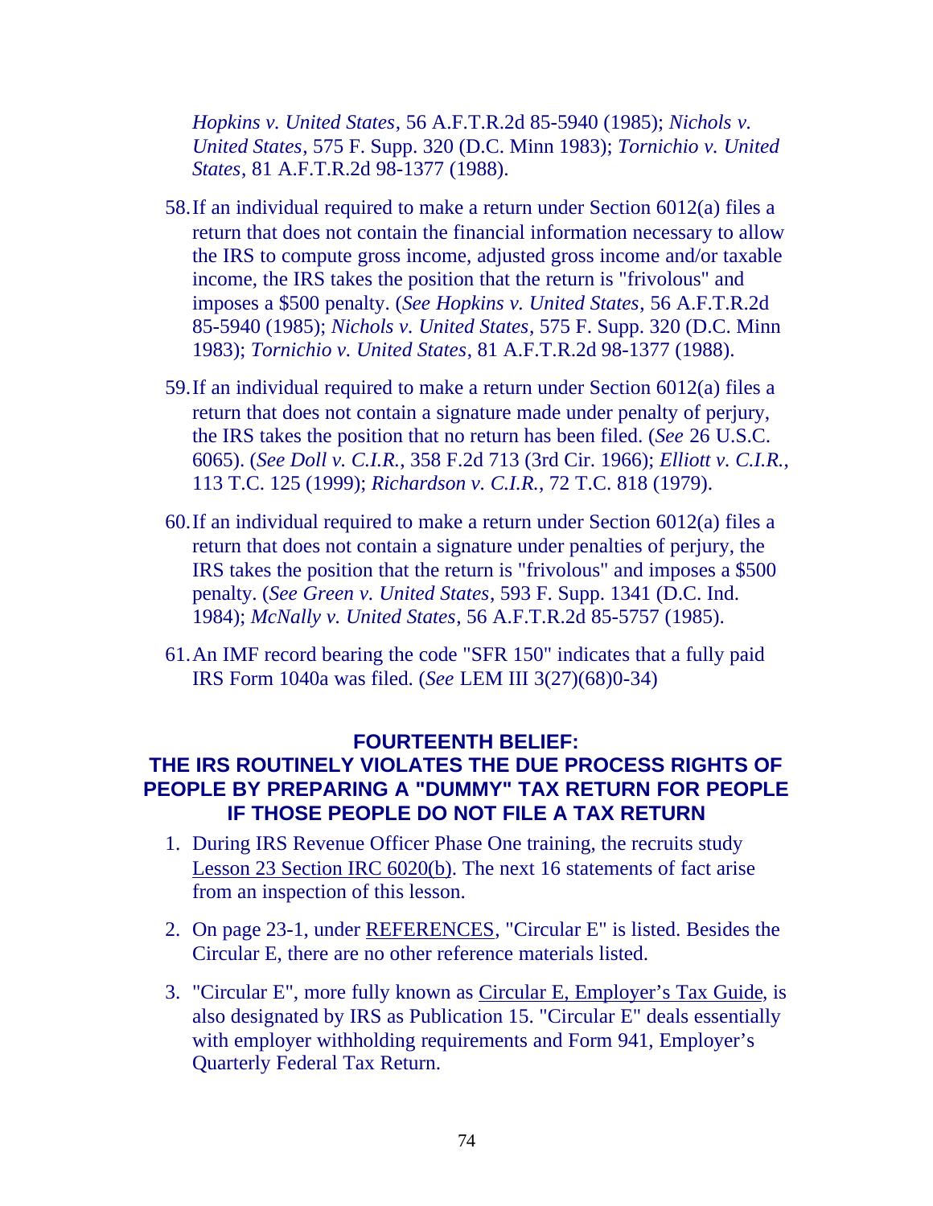*Hopkins v. United States*, 56 A.F.T.R.2d 85-5940 (1985); *Nichols v. United States*, 575 F. Supp. 320 (D.C. Minn 1983); *Tornichio v. United States*, 81 A.F.T.R.2d 98-1377 (1988).

58. If an individual required to make a return under Section 6012(a) files a return that does not contain the financial information necessary to allow the IRS to compute gross income, adjusted gross income and/or taxable income, the IRS takes the position that the return is "frivolous" and imposes a $500 penalty. (*See Hopkins v. United States*, 56 A.F.T.R.2d 85-5940 (1985); *Nichols v. United States*, 575 F. Supp. 320 (D.C. Minn 1983); *Tornichio v. United States*, 81 A.F.T.R.2d 98-1377 (1988).

59. If an individual required to make a return under Section 6012(a) files a return that does not contain a signature made under penalty of perjury, the IRS takes the position that no return has been filed. (*See* 26 U.S.C. 6065). (*See Doll v. C.I.R.*, 358 F.2d 713 (3rd Cir. 1966); *Elliott v. C.I.R.*, 113 T.C. 125 (1999); *Richardson v. C.I.R.*, 72 T.C. 818 (1979).

60. If an individual required to make a return under Section 6012(a) files a return that does not contain a signature under penalties of perjury, the IRS takes the position that the return is "frivolous" and imposes a $500 penalty. (*See Green v. United States*, 593 F. Supp. 1341 (D.C. Ind. 1984); *McNally v. United States*, 56 A.F.T.R.2d 85-5757 (1985).

61. An IMF record bearing the code "SFR 150" indicates that a fully paid IRS Form 1040a was filed. (*See* LEM III 3(27)(68)0-34)

## FOURTEENTH BELIEF: THE IRS ROUTINELY VIOLATES THE DUE PROCESS RIGHTS OF PEOPLE BY PREPARING A "DUMMY" TAX RETURN FOR PEOPLE IF THOSE PEOPLE DO NOT FILE A TAX RETURN

1. During IRS Revenue Officer Phase One training, the recruits study Lesson 23 Section IRC 6020(b). The next 16 statements of fact arise from an inspection of this lesson.

2. On page 23-1, under REFERENCES, "Circular E" is listed. Besides the Circular E, there are no other reference materials listed.

3. "Circular E", more fully known as Circular E, Employer's Tax Guide, is also designated by IRS as Publication 15. "Circular E" deals essentially with employer withholding requirements and Form 941, Employer's Quarterly Federal Tax Return.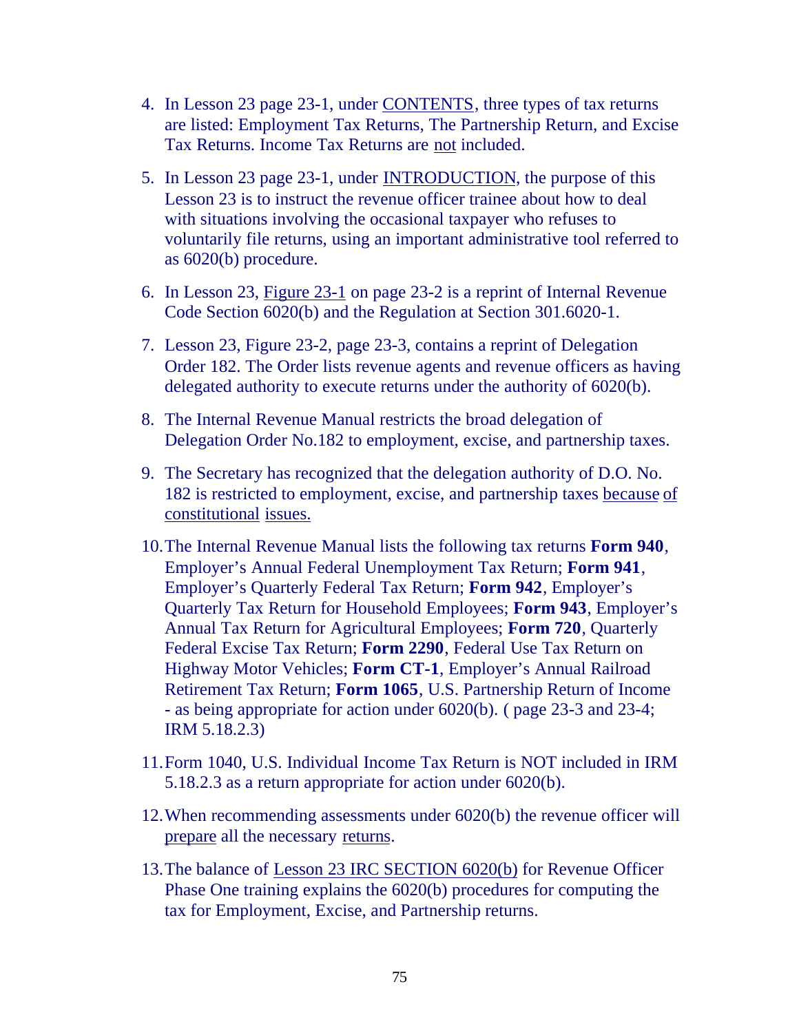4. In Lesson 23 page 23-1, under CONTENTS, three types of tax returns are listed: Employment Tax Returns, The Partnership Return, and Excise Tax Returns. Income Tax Returns are not included.

5. In Lesson 23 page 23-1, under INTRODUCTION, the purpose of this Lesson 23 is to instruct the revenue officer trainee about how to deal with situations involving the occasional taxpayer who refuses to voluntarily file returns, using an important administrative tool referred to as 6020(b) procedure.

6. In Lesson 23, Figure 23-1 on page 23-2 is a reprint of Internal Revenue Code Section 6020(b) and the Regulation at Section 301.6020-1.

7. Lesson 23, Figure 23-2, page 23-3, contains a reprint of Delegation Order 182. The Order lists revenue agents and revenue officers as having delegated authority to execute returns under the authority of 6020(b).

8. The Internal Revenue Manual restricts the broad delegation of Delegation Order No.182 to employment, excise, and partnership taxes.

9. The Secretary has recognized that the delegation authority of D.O. No. 182 is restricted to employment, excise, and partnership taxes because of constitutional issues.

10. The Internal Revenue Manual lists the following tax returns **Form 940**, Employer's Annual Federal Unemployment Tax Return; **Form 941**, Employer's Quarterly Federal Tax Return; **Form 942**, Employer's Quarterly Tax Return for Household Employees; **Form 943**, Employer's Annual Tax Return for Agricultural Employees; **Form 720**, Quarterly Federal Excise Tax Return; **Form 2290**, Federal Use Tax Return on Highway Motor Vehicles; **Form CT-1**, Employer's Annual Railroad Retirement Tax Return; **Form 1065**, U.S. Partnership Return of Income - as being appropriate for action under 6020(b). ( page 23-3 and 23-4; IRM 5.18.2.3)

11. Form 1040, U.S. Individual Income Tax Return is NOT included in IRM 5.18.2.3 as a return appropriate for action under 6020(b).

12. When recommending assessments under 6020(b) the revenue officer will prepare all the necessary returns.

13. The balance of Lesson 23 IRC SECTION 6020(b) for Revenue Officer Phase One training explains the 6020(b) procedures for computing the tax for Employment, Excise, and Partnership returns.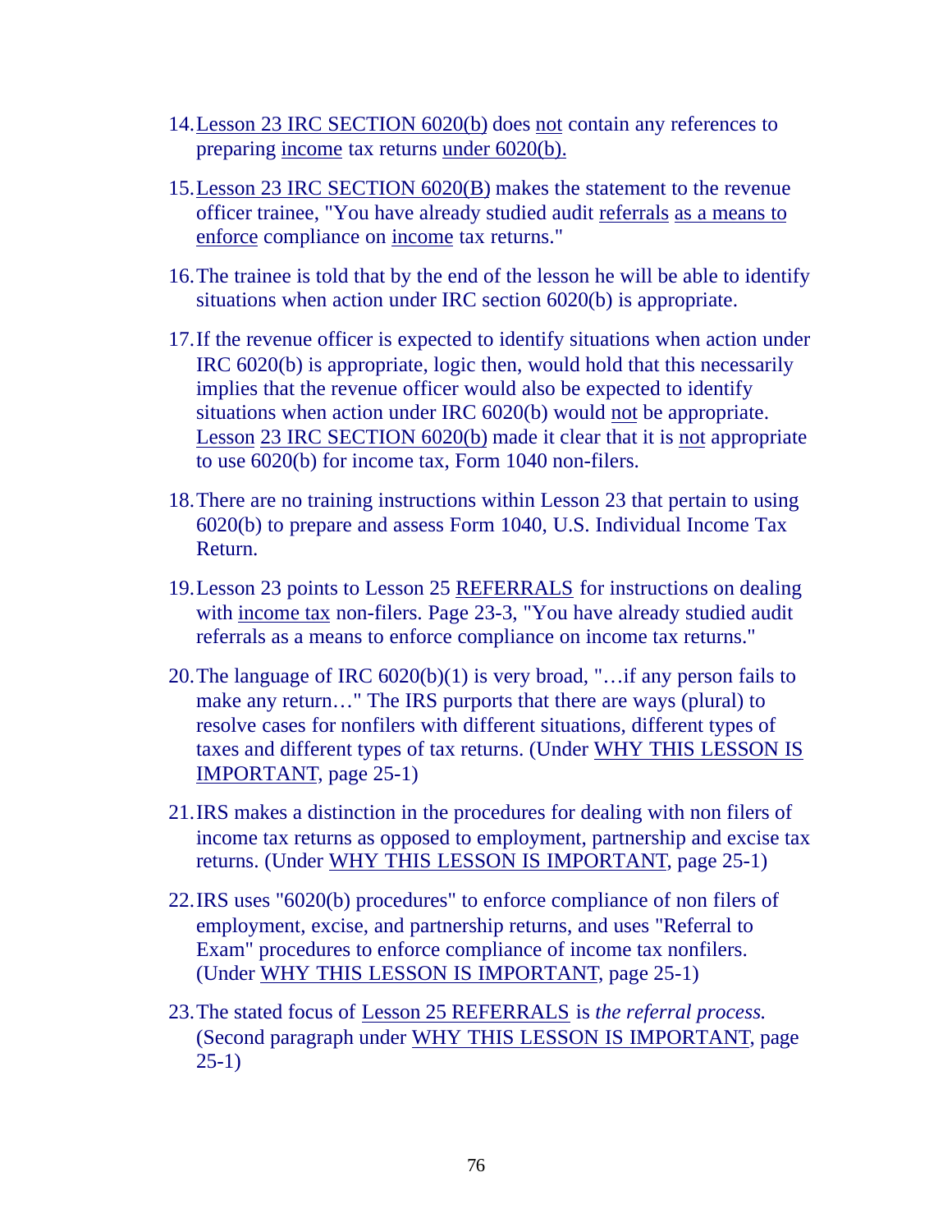14. Lesson 23 IRC SECTION 6020(b) does not contain any references to preparing income tax returns under 6020(b).

15. Lesson 23 IRC SECTION 6020(B) makes the statement to the revenue officer trainee, "You have already studied audit referrals as a means to enforce compliance on income tax returns."

16. The trainee is told that by the end of the lesson he will be able to identify situations when action under IRC section 6020(b) is appropriate.

17. If the revenue officer is expected to identify situations when action under IRC 6020(b) is appropriate, logic then, would hold that this necessarily implies that the revenue officer would also be expected to identify situations when action under IRC 6020(b) would not be appropriate. Lesson 23 IRC SECTION 6020(b) made it clear that it is not appropriate to use 6020(b) for income tax, Form 1040 non-filers.

18. There are no training instructions within Lesson 23 that pertain to using 6020(b) to prepare and assess Form 1040, U.S. Individual Income Tax Return.

19. Lesson 23 points to Lesson 25 REFERRALS for instructions on dealing with income tax non-filers. Page 23-3, "You have already studied audit referrals as a means to enforce compliance on income tax returns."

20. The language of IRC 6020(b)(1) is very broad, "…if any person fails to make any return…" The IRS purports that there are ways (plural) to resolve cases for nonfilers with different situations, different types of taxes and different types of tax returns. (Under WHY THIS LESSON IS IMPORTANT, page 25-1)

21. IRS makes a distinction in the procedures for dealing with non filers of income tax returns as opposed to employment, partnership and excise tax returns. (Under WHY THIS LESSON IS IMPORTANT, page 25-1)

22. IRS uses "6020(b) procedures" to enforce compliance of non filers of employment, excise, and partnership returns, and uses "Referral to Exam" procedures to enforce compliance of income tax nonfilers. (Under WHY THIS LESSON IS IMPORTANT, page 25-1)

23. The stated focus of Lesson 25 REFERRALS is *the referral process.* (Second paragraph under WHY THIS LESSON IS IMPORTANT, page 25-1)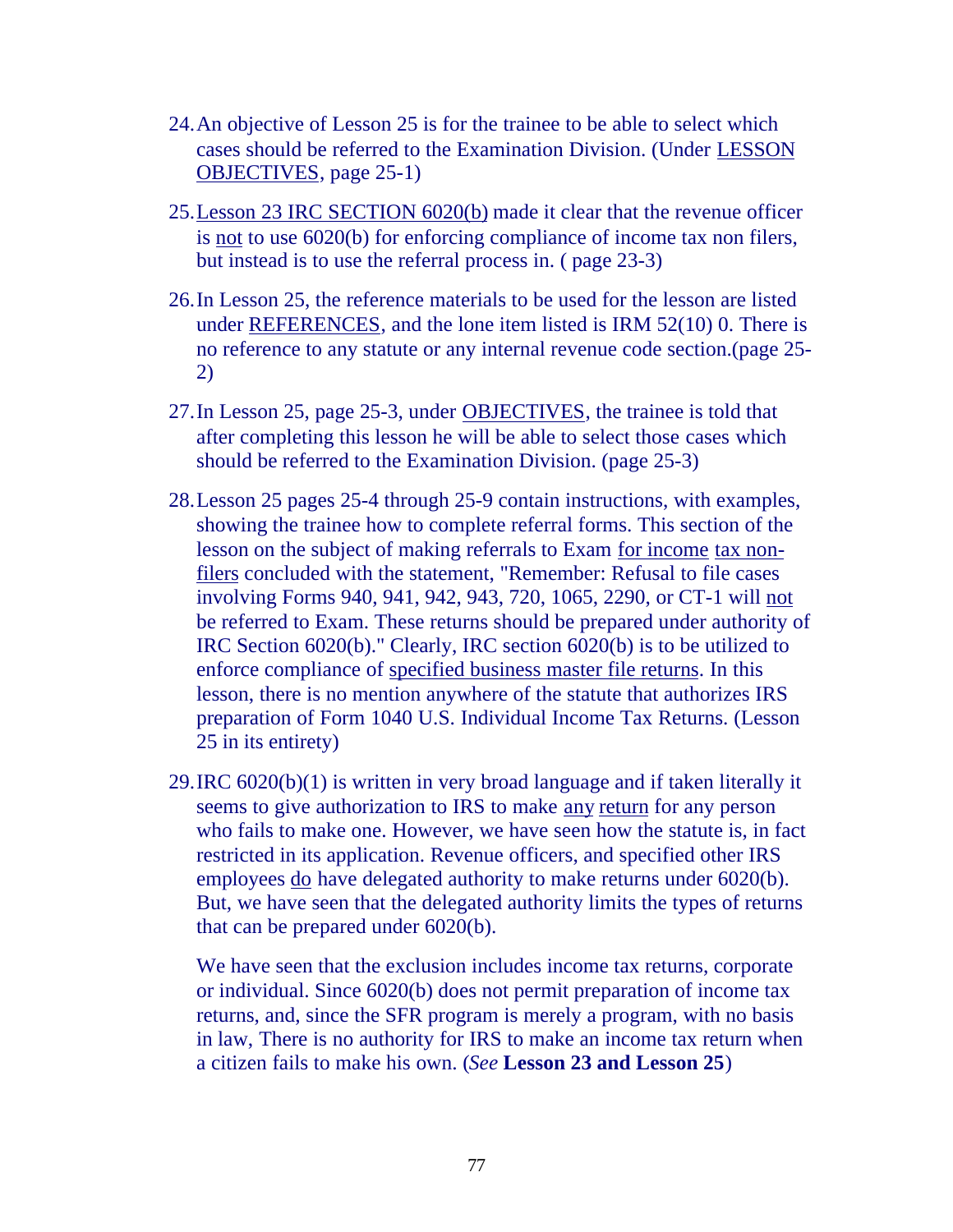24. An objective of Lesson 25 is for the trainee to be able to select which cases should be referred to the Examination Division. (Under <u>LESSON OBJECTIVES</u>, page 25-1)

25. <u>Lesson 23 IRC SECTION 6020(b)</u> made it clear that the revenue officer is <u>not</u> to use 6020(b) for enforcing compliance of income tax non filers, but instead is to use the referral process in. ( page 23-3)

26. In Lesson 25, the reference materials to be used for the lesson are listed under <u>REFERENCES</u>, and the lone item listed is IRM 52(10) 0. There is no reference to any statute or any internal revenue code section.(page 25-2)

27. In Lesson 25, page 25-3, under <u>OBJECTIVES</u>, the trainee is told that after completing this lesson he will be able to select those cases which should be referred to the Examination Division. (page 25-3)

28. Lesson 25 pages 25-4 through 25-9 contain instructions, with examples, showing the trainee how to complete referral forms. This section of the lesson on the subject of making referrals to Exam <u>for income</u> <u>tax non-filers</u> concluded with the statement, "Remember: Refusal to file cases involving Forms 940, 941, 942, 943, 720, 1065, 2290, or CT-1 will <u>not</u> be referred to Exam. These returns should be prepared under authority of IRC Section 6020(b)." Clearly, IRC section 6020(b) is to be utilized to enforce compliance of <u>specified business master file returns</u>. In this lesson, there is no mention anywhere of the statute that authorizes IRS preparation of Form 1040 U.S. Individual Income Tax Returns. (Lesson 25 in its entirety)

29. IRC 6020(b)(1) is written in very broad language and if taken literally it seems to give authorization to IRS to make <u>any</u> <u>return</u> for any person who fails to make one. However, we have seen how the statute is, in fact restricted in its application. Revenue officers, and specified other IRS employees <u>do</u> have delegated authority to make returns under 6020(b). But, we have seen that the delegated authority limits the types of returns that can be prepared under 6020(b).

    We have seen that the exclusion includes income tax returns, corporate or individual. Since 6020(b) does not permit preparation of income tax returns, and, since the SFR program is merely a program, with no basis in law, There is no authority for IRS to make an income tax return when a citizen fails to make his own. (*See* **Lesson 23 and Lesson 25**)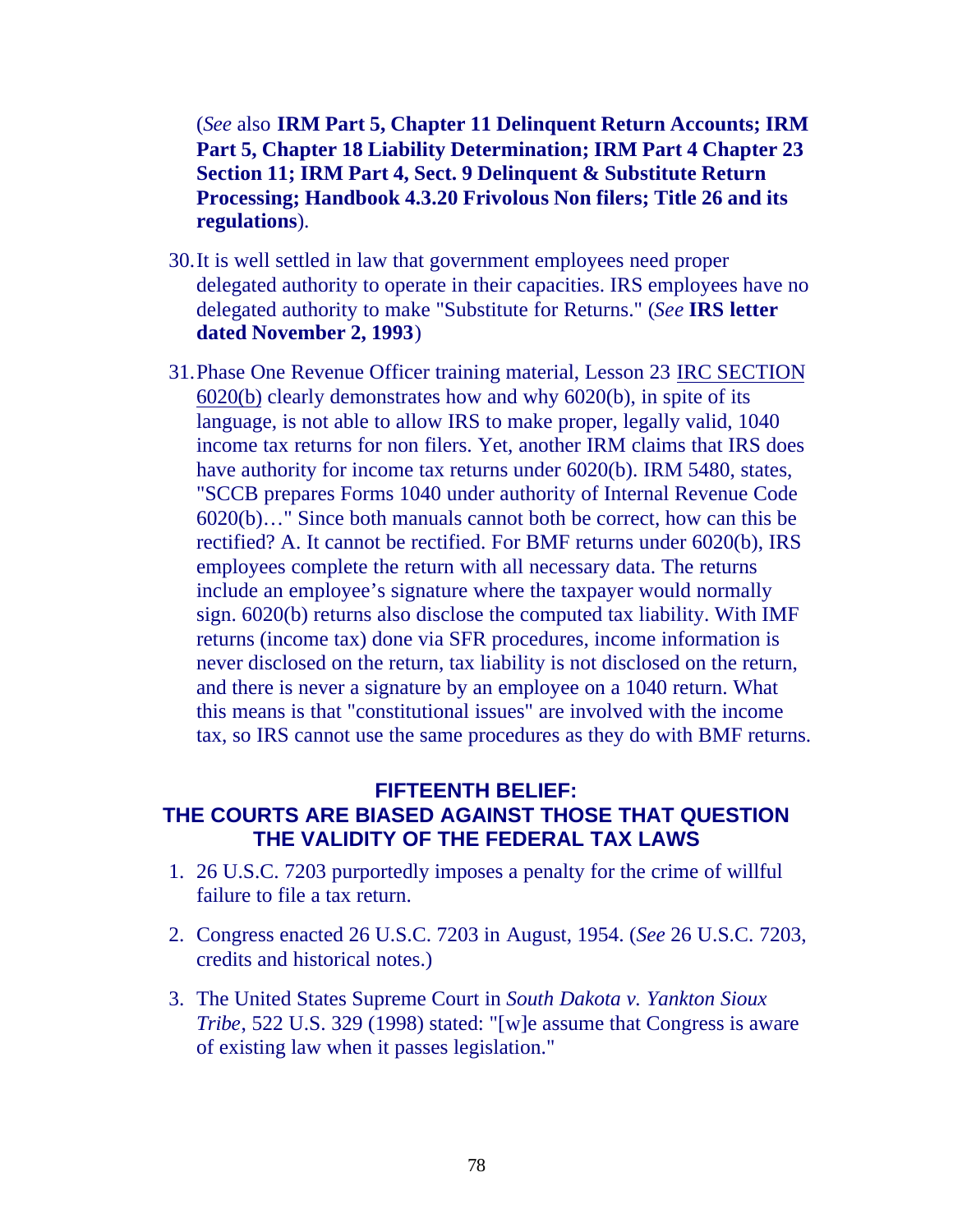(*See* also **IRM Part 5, Chapter 11 Delinquent Return Accounts; IRM Part 5, Chapter 18 Liability Determination; IRM Part 4 Chapter 23 Section 11; IRM Part 4, Sect. 9 Delinquent & Substitute Return Processing; Handbook 4.3.20 Frivolous Non filers; Title 26 and its regulations**).

30. It is well settled in law that government employees need proper delegated authority to operate in their capacities. IRS employees have no delegated authority to make "Substitute for Returns." (*See* **IRS letter dated November 2, 1993**)

31. Phase One Revenue Officer training material, Lesson 23 <u>IRC SECTION 6020(b)</u> clearly demonstrates how and why 6020(b), in spite of its language, is not able to allow IRS to make proper, legally valid, 1040 income tax returns for non filers. Yet, another IRM claims that IRS does have authority for income tax returns under 6020(b). IRM 5480, states, "SCCB prepares Forms 1040 under authority of Internal Revenue Code 6020(b)…" Since both manuals cannot both be correct, how can this be rectified? A. It cannot be rectified. For BMF returns under 6020(b), IRS employees complete the return with all necessary data. The returns include an employee's signature where the taxpayer would normally sign. 6020(b) returns also disclose the computed tax liability. With IMF returns (income tax) done via SFR procedures, income information is never disclosed on the return, tax liability is not disclosed on the return, and there is never a signature by an employee on a 1040 return. What this means is that "constitutional issues" are involved with the income tax, so IRS cannot use the same procedures as they do with BMF returns.

## FIFTEENTH BELIEF: THE COURTS ARE BIASED AGAINST THOSE THAT QUESTION THE VALIDITY OF THE FEDERAL TAX LAWS

1. 26 U.S.C. 7203 purportedly imposes a penalty for the crime of willful failure to file a tax return.

2. Congress enacted 26 U.S.C. 7203 in August, 1954. (*See* 26 U.S.C. 7203, credits and historical notes.)

3. The United States Supreme Court in *South Dakota v. Yankton Sioux Tribe*, 522 U.S. 329 (1998) stated: "[w]e assume that Congress is aware of existing law when it passes legislation."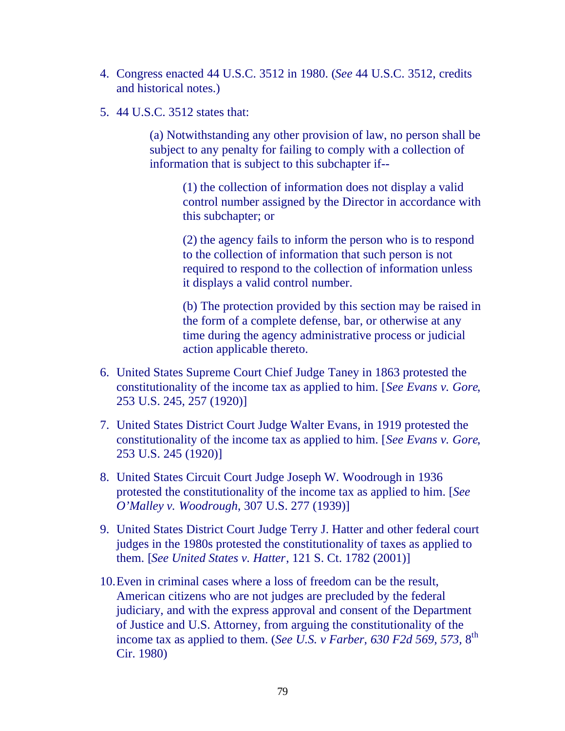4. Congress enacted 44 U.S.C. 3512 in 1980. (*See* 44 U.S.C. 3512, credits and historical notes.)

5. 44 U.S.C. 3512 states that:

   > (a) Notwithstanding any other provision of law, no person shall be subject to any penalty for failing to comply with a collection of information that is subject to this subchapter if--
   >
   > > (1) the collection of information does not display a valid control number assigned by the Director in accordance with this subchapter; or
   > >
   > > (2) the agency fails to inform the person who is to respond to the collection of information that such person is not required to respond to the collection of information unless it displays a valid control number.
   > >
   > > (b) The protection provided by this section may be raised in the form of a complete defense, bar, or otherwise at any time during the agency administrative process or judicial action applicable thereto.

6. United States Supreme Court Chief Judge Taney in 1863 protested the constitutionality of the income tax as applied to him. [*See Evans v. Gore*, 253 U.S. 245, 257 (1920)]

7. United States District Court Judge Walter Evans, in 1919 protested the constitutionality of the income tax as applied to him. [*See Evans v. Gore*, 253 U.S. 245 (1920)]

8. United States Circuit Court Judge Joseph W. Woodrough in 1936 protested the constitutionality of the income tax as applied to him. [*See O'Malley v. Woodrough*, 307 U.S. 277 (1939)]

9. United States District Court Judge Terry J. Hatter and other federal court judges in the 1980s protested the constitutionality of taxes as applied to them. [*See United States v. Hatter*, 121 S. Ct. 1782 (2001)]

10. Even in criminal cases where a loss of freedom can be the result, American citizens who are not judges are precluded by the federal judiciary, and with the express approval and consent of the Department of Justice and U.S. Attorney, from arguing the constitutionality of the income tax as applied to them. (*See U.S. v Farber, 630 F2d 569, 573,* 8th Cir. 1980)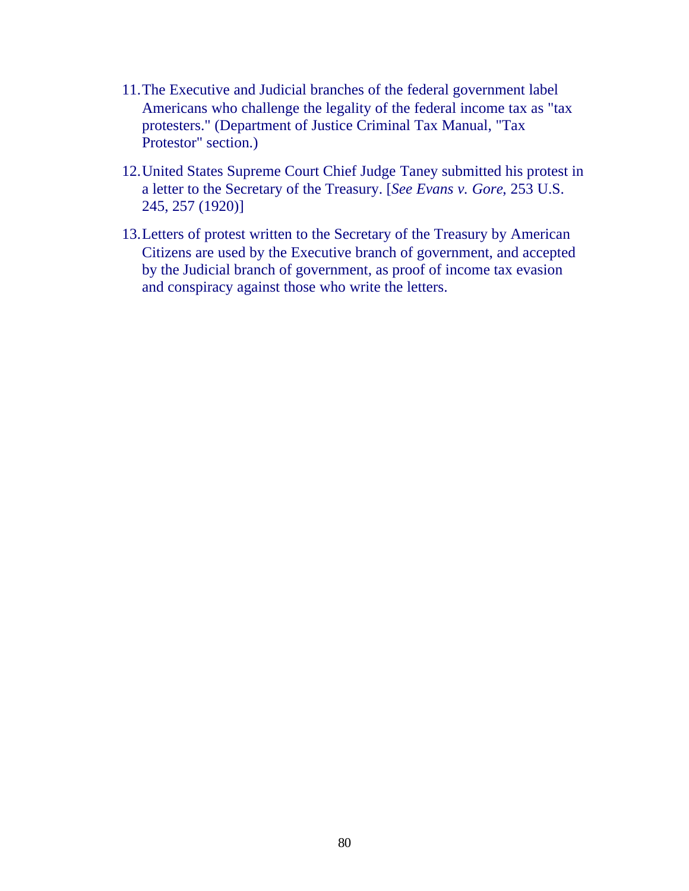11. The Executive and Judicial branches of the federal government label Americans who challenge the legality of the federal income tax as "tax protesters." (Department of Justice Criminal Tax Manual, "Tax Protestor" section.)

12. United States Supreme Court Chief Judge Taney submitted his protest in a letter to the Secretary of the Treasury. [*See Evans v. Gore*, 253 U.S. 245, 257 (1920)]

13. Letters of protest written to the Secretary of the Treasury by American Citizens are used by the Executive branch of government, and accepted by the Judicial branch of government, as proof of income tax evasion and conspiracy against those who write the letters.